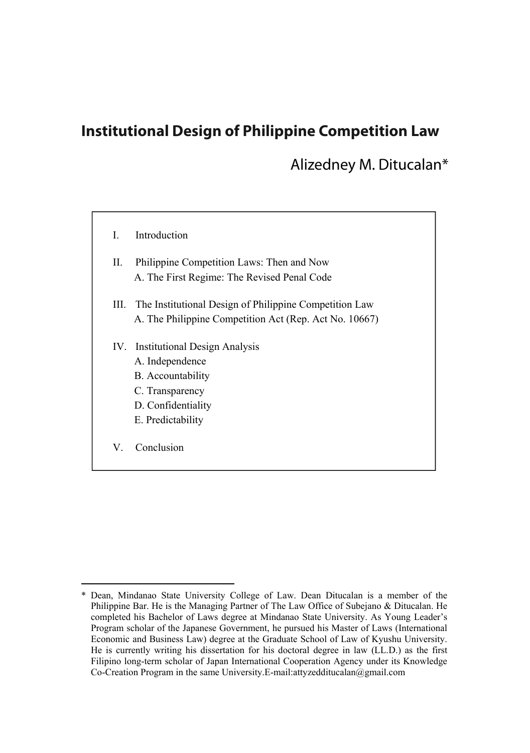# Institutional Design of Philippine Competition Law

Alizedney M. Ditucalan*

I. Introduction

II. Philippine Competition Laws: Then and Now
 A. The First Regime: The Revised Penal Code

III. The Institutional Design of Philippine Competition Law
 A. The Philippine Competition Act (Rep. Act No. 10667)

IV. Institutional Design Analysis
 A. Independence
 B. Accountability
 C. Transparency
 D. Confidentiality
 E. Predictability

V. Conclusion

---

* Dean, Mindanao State University College of Law. Dean Ditucalan is a member of the Philippine Bar. He is the Managing Partner of The Law Office of Subejano & Ditucalan. He completed his Bachelor of Laws degree at Mindanao State University. As Young Leader's Program scholar of the Japanese Government, he pursued his Master of Laws (International Economic and Business Law) degree at the Graduate School of Law of Kyushu University. He is currently writing his dissertation for his doctoral degree in law (LL.D.) as the first Filipino long-term scholar of Japan International Cooperation Agency under its Knowledge Co-Creation Program in the same University.E-mail:attyzedditucalan@gmail.com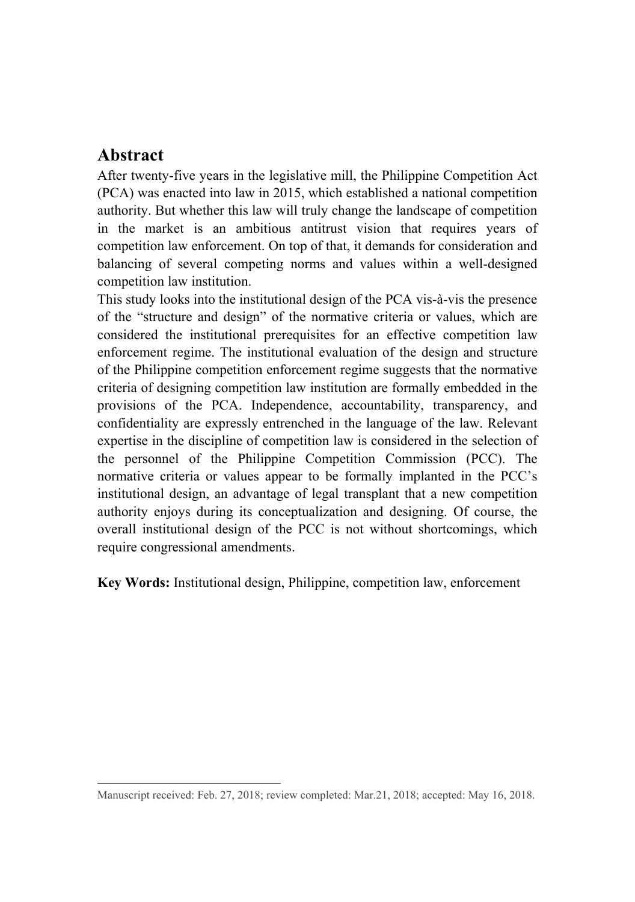## Abstract

After twenty-five years in the legislative mill, the Philippine Competition Act (PCA) was enacted into law in 2015, which established a national competition authority. But whether this law will truly change the landscape of competition in the market is an ambitious antitrust vision that requires years of competition law enforcement. On top of that, it demands for consideration and balancing of several competing norms and values within a well-designed competition law institution.

This study looks into the institutional design of the PCA vis-à-vis the presence of the "structure and design" of the normative criteria or values, which are considered the institutional prerequisites for an effective competition law enforcement regime. The institutional evaluation of the design and structure of the Philippine competition enforcement regime suggests that the normative criteria of designing competition law institution are formally embedded in the provisions of the PCA. Independence, accountability, transparency, and confidentiality are expressly entrenched in the language of the law. Relevant expertise in the discipline of competition law is considered in the selection of the personnel of the Philippine Competition Commission (PCC). The normative criteria or values appear to be formally implanted in the PCC's institutional design, an advantage of legal transplant that a new competition authority enjoys during its conceptualization and designing. Of course, the overall institutional design of the PCC is not without shortcomings, which require congressional amendments.

**Key Words:** Institutional design, Philippine, competition law, enforcement

---

Manuscript received: Feb. 27, 2018; review completed: Mar.21, 2018; accepted: May 16, 2018.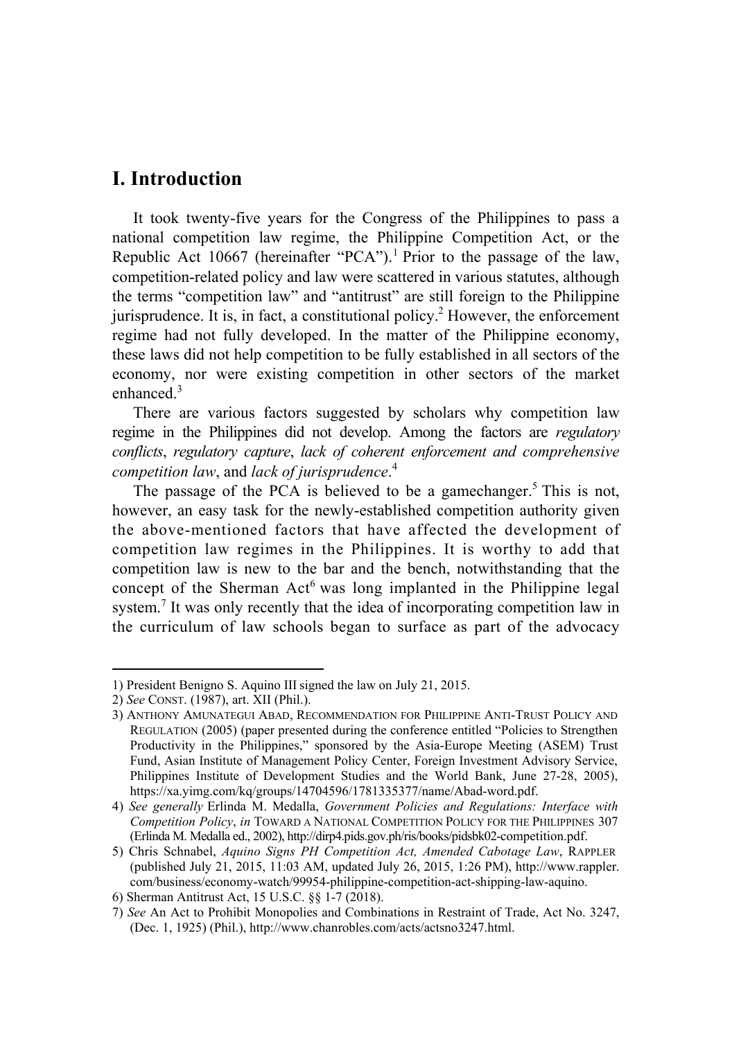## I. Introduction

It took twenty-five years for the Congress of the Philippines to pass a national competition law regime, the Philippine Competition Act, or the Republic Act 10667 (hereinafter "PCA").[1] Prior to the passage of the law, competition-related policy and law were scattered in various statutes, although the terms "competition law" and "antitrust" are still foreign to the Philippine jurisprudence. It is, in fact, a constitutional policy.[2] However, the enforcement regime had not fully developed. In the matter of the Philippine economy, these laws did not help competition to be fully established in all sectors of the economy, nor were existing competition in other sectors of the market enhanced.[3]

There are various factors suggested by scholars why competition law regime in the Philippines did not develop. Among the factors are *regulatory conflicts*, *regulatory capture*, *lack of coherent enforcement and comprehensive competition law*, and *lack of jurisprudence*.[4]

The passage of the PCA is believed to be a gamechanger.[5] This is not, however, an easy task for the newly-established competition authority given the above-mentioned factors that have affected the development of competition law regimes in the Philippines. It is worthy to add that competition law is new to the bar and the bench, notwithstanding that the concept of the Sherman Act[6] was long implanted in the Philippine legal system.[7] It was only recently that the idea of incorporating competition law in the curriculum of law schools began to surface as part of the advocacy

---

1) President Benigno S. Aquino III signed the law on July 21, 2015.

2) *See* CONST. (1987), art. XII (Phil.).

3) ANTHONY AMUNATEGUI ABAD, RECOMMENDATION FOR PHILIPPINE ANTI-TRUST POLICY AND REGULATION (2005) (paper presented during the conference entitled "Policies to Strengthen Productivity in the Philippines," sponsored by the Asia-Europe Meeting (ASEM) Trust Fund, Asian Institute of Management Policy Center, Foreign Investment Advisory Service, Philippines Institute of Development Studies and the World Bank, June 27-28, 2005), https://xa.yimg.com/kq/groups/14704596/1781335377/name/Abad-word.pdf.

4) *See generally* Erlinda M. Medalla, *Government Policies and Regulations: Interface with Competition Policy*, *in* TOWARD A NATIONAL COMPETITION POLICY FOR THE PHILIPPINES 307 (Erlinda M. Medalla ed., 2002), http://dirp4.pids.gov.ph/ris/books/pidsbk02-competition.pdf.

5) Chris Schnabel, *Aquino Signs PH Competition Act, Amended Cabotage Law*, RAPPLER (published July 21, 2015, 11:03 AM, updated July 26, 2015, 1:26 PM), http://www.rappler.com/business/economy-watch/99954-philippine-competition-act-shipping-law-aquino.

6) Sherman Antitrust Act, 15 U.S.C. §§ 1-7 (2018).

7) *See* An Act to Prohibit Monopolies and Combinations in Restraint of Trade, Act No. 3247, (Dec. 1, 1925) (Phil.), http://www.chanrobles.com/acts/actsno3247.html.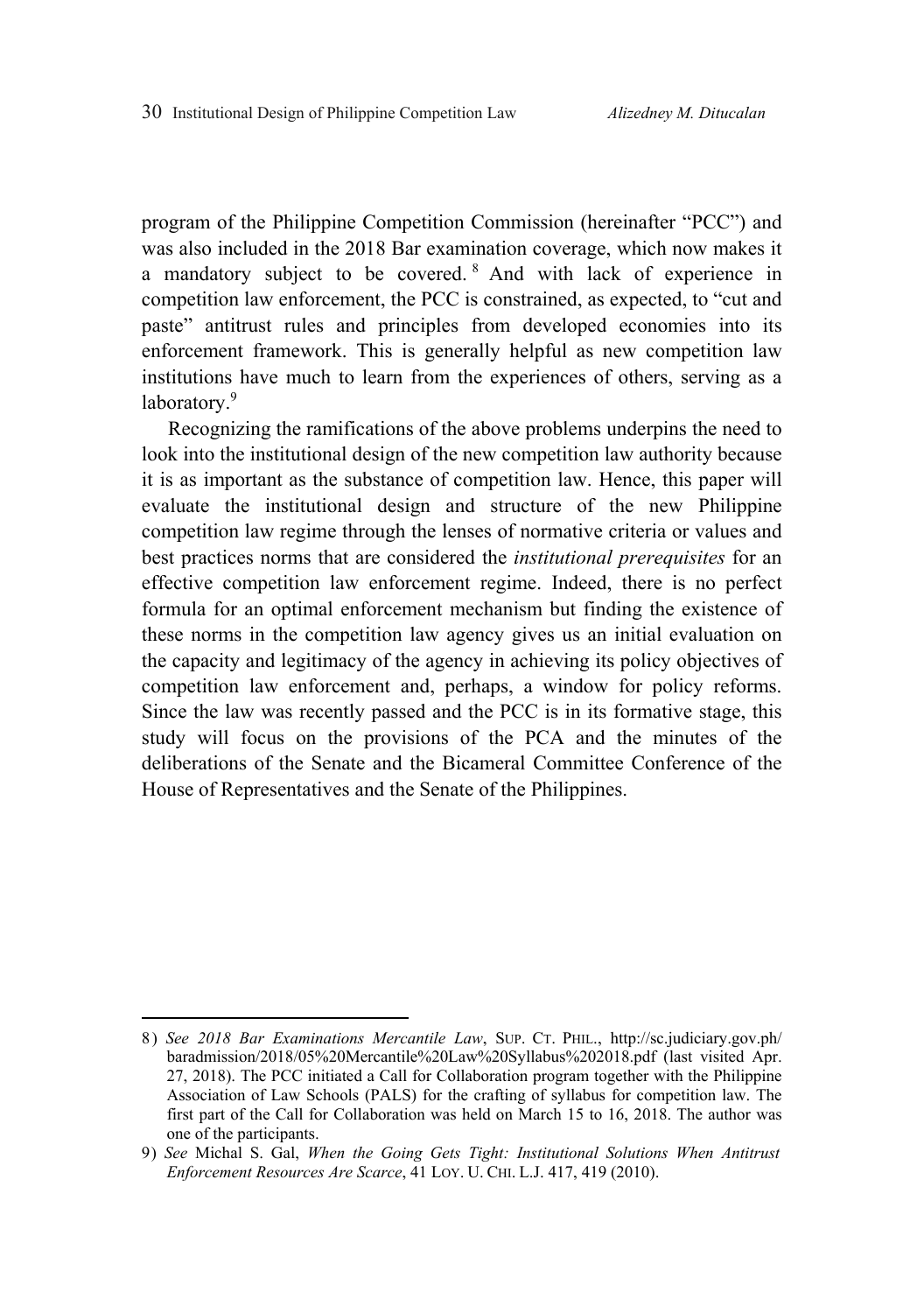program of the Philippine Competition Commission (hereinafter "PCC") and was also included in the 2018 Bar examination coverage, which now makes it a mandatory subject to be covered.[8] And with lack of experience in competition law enforcement, the PCC is constrained, as expected, to "cut and paste" antitrust rules and principles from developed economies into its enforcement framework. This is generally helpful as new competition law institutions have much to learn from the experiences of others, serving as a laboratory.[9]

Recognizing the ramifications of the above problems underpins the need to look into the institutional design of the new competition law authority because it is as important as the substance of competition law. Hence, this paper will evaluate the institutional design and structure of the new Philippine competition law regime through the lenses of normative criteria or values and best practices norms that are considered the *institutional prerequisites* for an effective competition law enforcement regime. Indeed, there is no perfect formula for an optimal enforcement mechanism but finding the existence of these norms in the competition law agency gives us an initial evaluation on the capacity and legitimacy of the agency in achieving its policy objectives of competition law enforcement and, perhaps, a window for policy reforms. Since the law was recently passed and the PCC is in its formative stage, this study will focus on the provisions of the PCA and the minutes of the deliberations of the Senate and the Bicameral Committee Conference of the House of Representatives and the Senate of the Philippines.

---

8) *See 2018 Bar Examinations Mercantile Law*, SUP. CT. PHIL., http://sc.judiciary.gov.ph/baradmission/2018/05%20Mercantile%20Law%20Syllabus%202018.pdf (last visited Apr. 27, 2018). The PCC initiated a Call for Collaboration program together with the Philippine Association of Law Schools (PALS) for the crafting of syllabus for competition law. The first part of the Call for Collaboration was held on March 15 to 16, 2018. The author was one of the participants.

9) *See* Michal S. Gal, *When the Going Gets Tight: Institutional Solutions When Antitrust Enforcement Resources Are Scarce*, 41 LOY. U. CHI. L.J. 417, 419 (2010).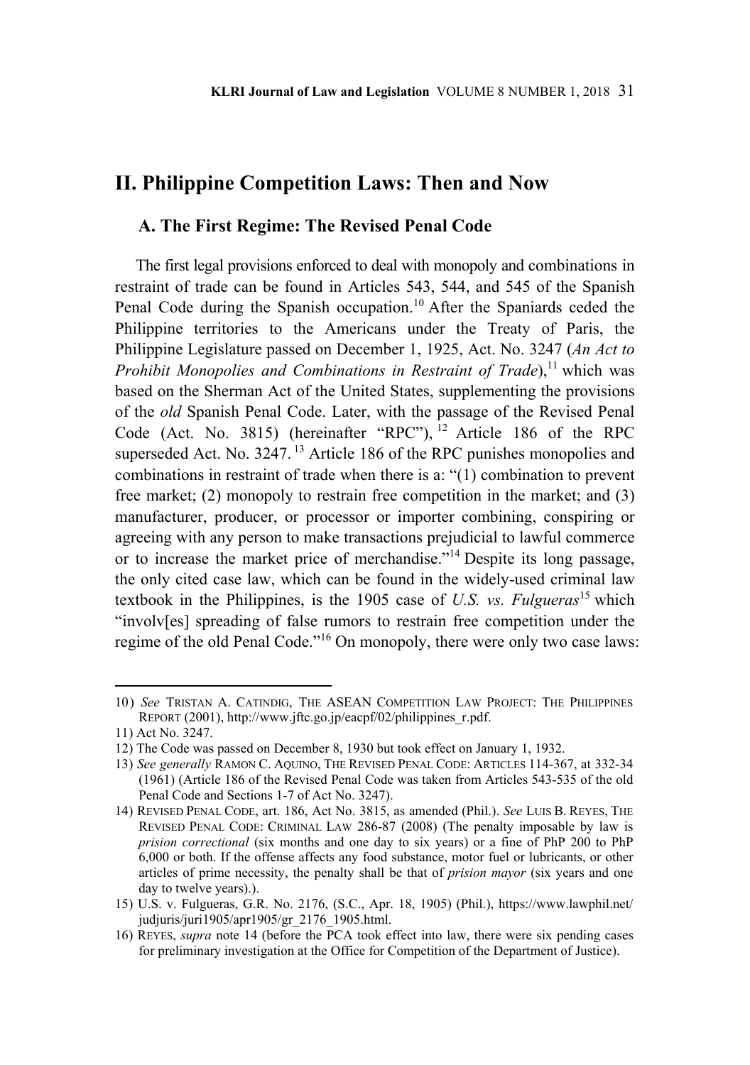## II. Philippine Competition Laws: Then and Now

### A. The First Regime: The Revised Penal Code

The first legal provisions enforced to deal with monopoly and combinations in restraint of trade can be found in Articles 543, 544, and 545 of the Spanish Penal Code during the Spanish occupation.[10] After the Spaniards ceded the Philippine territories to the Americans under the Treaty of Paris, the Philippine Legislature passed on December 1, 1925, Act. No. 3247 (*An Act to Prohibit Monopolies and Combinations in Restraint of Trade*),[11] which was based on the Sherman Act of the United States, supplementing the provisions of the *old* Spanish Penal Code. Later, with the passage of the Revised Penal Code (Act. No. 3815) (hereinafter "RPC"),[12] Article 186 of the RPC superseded Act. No. 3247.[13] Article 186 of the RPC punishes monopolies and combinations in restraint of trade when there is a: "(1) combination to prevent free market; (2) monopoly to restrain free competition in the market; and (3) manufacturer, producer, or processor or importer combining, conspiring or agreeing with any person to make transactions prejudicial to lawful commerce or to increase the market price of merchandise."[14] Despite its long passage, the only cited case law, which can be found in the widely-used criminal law textbook in the Philippines, is the 1905 case of *U.S. vs. Fulgueras*[15] which "involv[es] spreading of false rumors to restrain free competition under the regime of the old Penal Code."[16] On monopoly, there were only two case laws:

---

10) *See* TRISTAN A. CATINDIG, THE ASEAN COMPETITION LAW PROJECT: THE PHILIPPINES REPORT (2001), http://www.jftc.go.jp/eacpf/02/philippines_r.pdf.

11) Act No. 3247.

12) The Code was passed on December 8, 1930 but took effect on January 1, 1932.

13) *See generally* RAMON C. AQUINO, THE REVISED PENAL CODE: ARTICLES 114-367, at 332-34 (1961) (Article 186 of the Revised Penal Code was taken from Articles 543-535 of the old Penal Code and Sections 1-7 of Act No. 3247).

14) REVISED PENAL CODE, art. 186, Act No. 3815, as amended (Phil.). *See* LUIS B. REYES, THE REVISED PENAL CODE: CRIMINAL LAW 286-87 (2008) (The penalty imposable by law is *prision correctional* (six months and one day to six years) or a fine of PhP 200 to PhP 6,000 or both. If the offense affects any food substance, motor fuel or lubricants, or other articles of prime necessity, the penalty shall be that of *prision mayor* (six years and one day to twelve years).).

15) U.S. v. Fulgueras, G.R. No. 2176, (S.C., Apr. 18, 1905) (Phil.), https://www.lawphil.net/judjuris/juri1905/apr1905/gr_2176_1905.html.

16) REYES, *supra* note 14 (before the PCA took effect into law, there were six pending cases for preliminary investigation at the Office for Competition of the Department of Justice).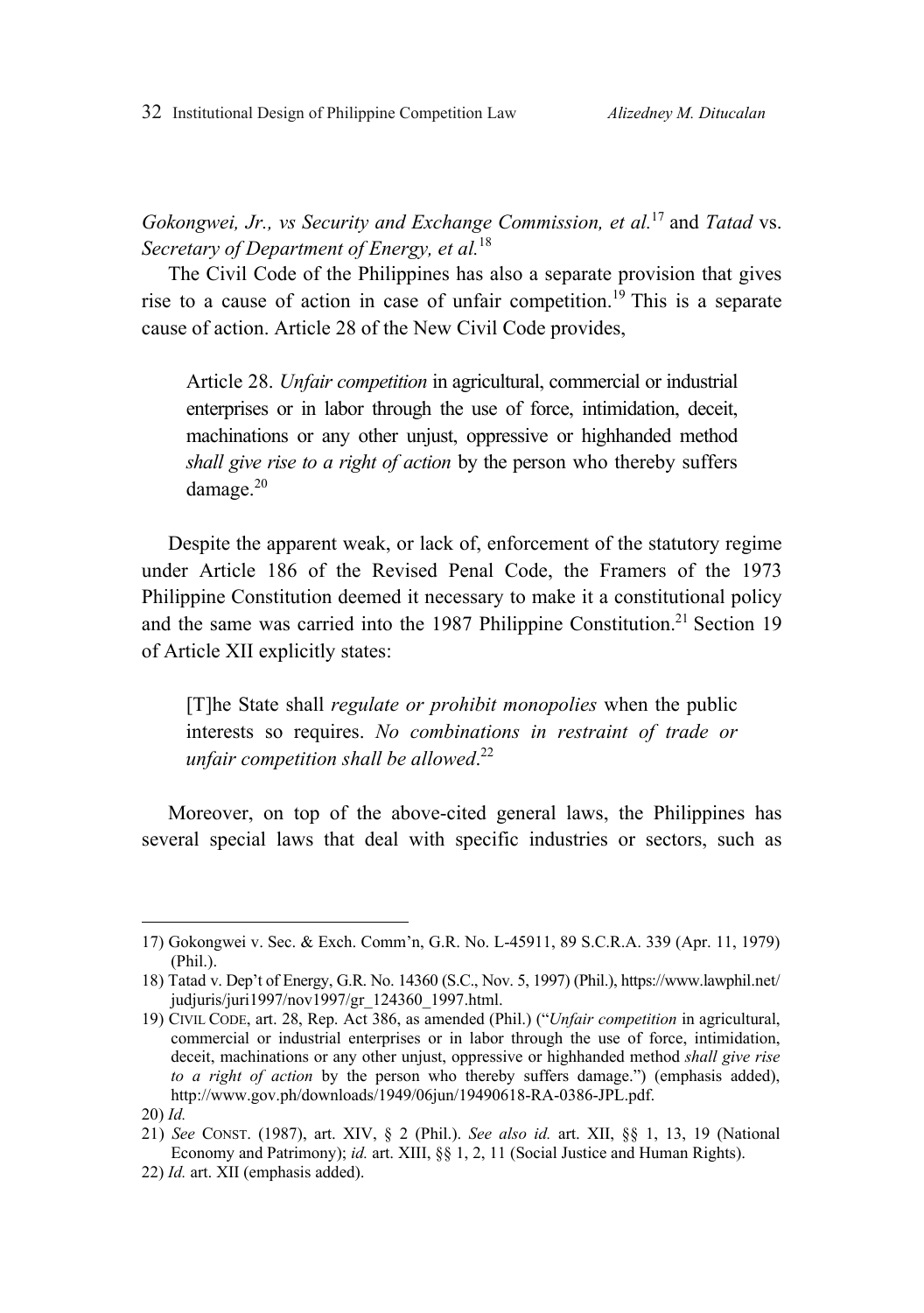*Gokongwei, Jr., vs Security and Exchange Commission, et al.*[17] and *Tatad* vs. *Secretary of Department of Energy, et al.*[18]

The Civil Code of the Philippines has also a separate provision that gives rise to a cause of action in case of unfair competition.[19] This is a separate cause of action. Article 28 of the New Civil Code provides,

> Article 28. *Unfair competition* in agricultural, commercial or industrial enterprises or in labor through the use of force, intimidation, deceit, machinations or any other unjust, oppressive or highhanded method *shall give rise to a right of action* by the person who thereby suffers damage.[20]

Despite the apparent weak, or lack of, enforcement of the statutory regime under Article 186 of the Revised Penal Code, the Framers of the 1973 Philippine Constitution deemed it necessary to make it a constitutional policy and the same was carried into the 1987 Philippine Constitution.[21] Section 19 of Article XII explicitly states:

> [T]he State shall *regulate or prohibit monopolies* when the public interests so requires. *No combinations in restraint of trade or unfair competition shall be allowed*.[22]

Moreover, on top of the above-cited general laws, the Philippines has several special laws that deal with specific industries or sectors, such as

---

17) Gokongwei v. Sec. & Exch. Comm'n, G.R. No. L-45911, 89 S.C.R.A. 339 (Apr. 11, 1979) (Phil.).

18) Tatad v. Dep't of Energy, G.R. No. 14360 (S.C., Nov. 5, 1997) (Phil.), https://www.lawphil.net/judjuris/juri1997/nov1997/gr_124360_1997.html.

19) CIVIL CODE, art. 28, Rep. Act 386, as amended (Phil.) ("*Unfair competition* in agricultural, commercial or industrial enterprises or in labor through the use of force, intimidation, deceit, machinations or any other unjust, oppressive or highhanded method *shall give rise to a right of action* by the person who thereby suffers damage.") (emphasis added), http://www.gov.ph/downloads/1949/06jun/19490618-RA-0386-JPL.pdf.

20) *Id.*

21) *See* CONST. (1987), art. XIV, § 2 (Phil.). *See also id.* art. XII, §§ 1, 13, 19 (National Economy and Patrimony); *id.* art. XIII, §§ 1, 2, 11 (Social Justice and Human Rights).

22) *Id.* art. XII (emphasis added).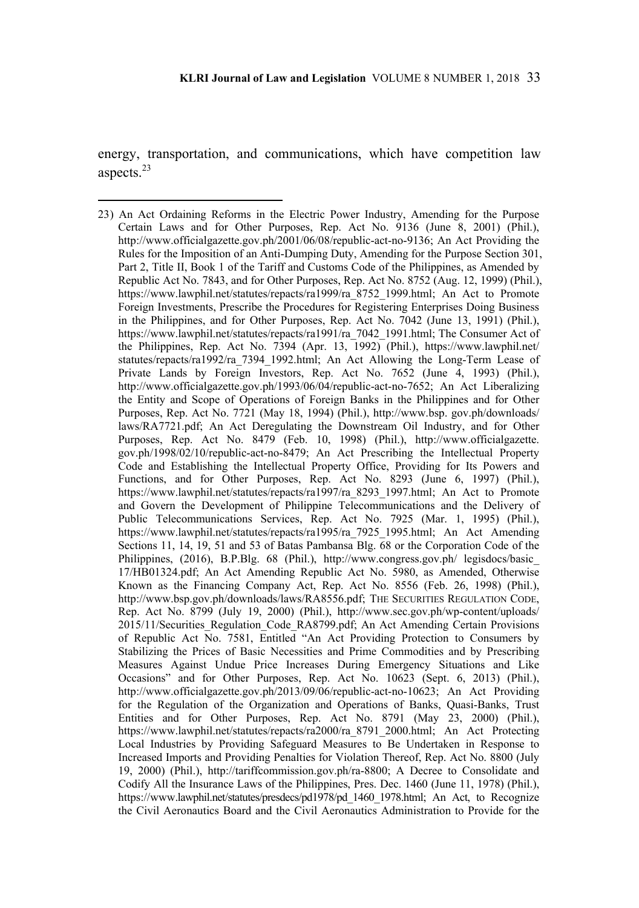energy, transportation, and communications, which have competition law aspects.[23]

---

23) An Act Ordaining Reforms in the Electric Power Industry, Amending for the Purpose Certain Laws and for Other Purposes, Rep. Act No. 9136 (June 8, 2001) (Phil.), http://www.officialgazette.gov.ph/2001/06/08/republic-act-no-9136; An Act Providing the Rules for the Imposition of an Anti-Dumping Duty, Amending for the Purpose Section 301, Part 2, Title II, Book 1 of the Tariff and Customs Code of the Philippines, as Amended by Republic Act No. 7843, and for Other Purposes, Rep. Act No. 8752 (Aug. 12, 1999) (Phil.), https://www.lawphil.net/statutes/repacts/ra1999/ra_8752_1999.html; An Act to Promote Foreign Investments, Prescribe the Procedures for Registering Enterprises Doing Business in the Philippines, and for Other Purposes, Rep. Act No. 7042 (June 13, 1991) (Phil.), https://www.lawphil.net/statutes/repacts/ra1991/ra_7042_1991.html; The Consumer Act of the Philippines, Rep. Act No. 7394 (Apr. 13, 1992) (Phil.), https://www.lawphil.net/statutes/repacts/ra1992/ra_7394_1992.html; An Act Allowing the Long-Term Lease of Private Lands by Foreign Investors, Rep. Act No. 7652 (June 4, 1993) (Phil.), http://www.officialgazette.gov.ph/1993/06/04/republic-act-no-7652; An Act Liberalizing the Entity and Scope of Operations of Foreign Banks in the Philippines and for Other Purposes, Rep. Act No. 7721 (May 18, 1994) (Phil.), http://www.bsp.gov.ph/downloads/laws/RA7721.pdf; An Act Deregulating the Downstream Oil Industry, and for Other Purposes, Rep. Act No. 8479 (Feb. 10, 1998) (Phil.), http://www.officialgazette.gov.ph/1998/02/10/republic-act-no-8479; An Act Prescribing the Intellectual Property Code and Establishing the Intellectual Property Office, Providing for Its Powers and Functions, and for Other Purposes, Rep. Act No. 8293 (June 6, 1997) (Phil.), https://www.lawphil.net/statutes/repacts/ra1997/ra_8293_1997.html; An Act to Promote and Govern the Development of Philippine Telecommunications and the Delivery of Public Telecommunications Services, Rep. Act No. 7925 (Mar. 1, 1995) (Phil.), https://www.lawphil.net/statutes/repacts/ra1995/ra_7925_1995.html; An Act Amending Sections 11, 14, 19, 51 and 53 of Batas Pambansa Blg. 68 or the Corporation Code of the Philippines, (2016), B.P.Blg. 68 (Phil.), http://www.congress.gov.ph/legisdocs/basic_17/HB01324.pdf; An Act Amending Republic Act No. 5980, as Amended, Otherwise Known as the Financing Company Act, Rep. Act No. 8556 (Feb. 26, 1998) (Phil.), http://www.bsp.gov.ph/downloads/laws/RA8556.pdf; THE SECURITIES REGULATION CODE, Rep. Act No. 8799 (July 19, 2000) (Phil.), http://www.sec.gov.ph/wp-content/uploads/2015/11/Securities_Regulation_Code_RA8799.pdf; An Act Amending Certain Provisions of Republic Act No. 7581, Entitled "An Act Providing Protection to Consumers by Stabilizing the Prices of Basic Necessities and Prime Commodities and by Prescribing Measures Against Undue Price Increases During Emergency Situations and Like Occasions" and for Other Purposes, Rep. Act No. 10623 (Sept. 6, 2013) (Phil.), http://www.officialgazette.gov.ph/2013/09/06/republic-act-no-10623; An Act Providing for the Regulation of the Organization and Operations of Banks, Quasi-Banks, Trust Entities and for Other Purposes, Rep. Act No. 8791 (May 23, 2000) (Phil.), https://www.lawphil.net/statutes/repacts/ra2000/ra_8791_2000.html; An Act Protecting Local Industries by Providing Safeguard Measures to Be Undertaken in Response to Increased Imports and Providing Penalties for Violation Thereof, Rep. Act No. 8800 (July 19, 2000) (Phil.), http://tariffcommission.gov.ph/ra-8800; A Decree to Consolidate and Codify All the Insurance Laws of the Philippines, Pres. Dec. 1460 (June 11, 1978) (Phil.), https://www.lawphil.net/statutes/presdecs/pd1978/pd_1460_1978.html; An Act, to Recognize the Civil Aeronautics Board and the Civil Aeronautics Administration to Provide for the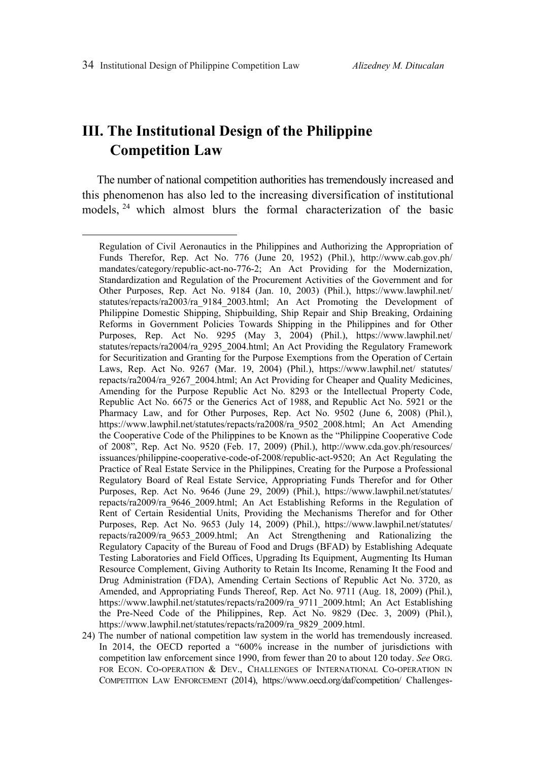## III. The Institutional Design of the Philippine Competition Law

The number of national competition authorities has tremendously increased and this phenomenon has also led to the increasing diversification of institutional models,[24] which almost blurs the formal characterization of the basic

---

Regulation of Civil Aeronautics in the Philippines and Authorizing the Appropriation of Funds Therefor, Rep. Act No. 776 (June 20, 1952) (Phil.), http://www.cab.gov.ph/mandates/category/republic-act-no-776-2; An Act Providing for the Modernization, Standardization and Regulation of the Procurement Activities of the Government and for Other Purposes, Rep. Act No. 9184 (Jan. 10, 2003) (Phil.), https://www.lawphil.net/statutes/repacts/ra2003/ra_9184_2003.html; An Act Promoting the Development of Philippine Domestic Shipping, Shipbuilding, Ship Repair and Ship Breaking, Ordaining Reforms in Government Policies Towards Shipping in the Philippines and for Other Purposes, Rep. Act No. 9295 (May 3, 2004) (Phil.), https://www.lawphil.net/statutes/repacts/ra2004/ra_9295_2004.html; An Act Providing the Regulatory Framework for Securitization and Granting for the Purpose Exemptions from the Operation of Certain Laws, Rep. Act No. 9267 (Mar. 19, 2004) (Phil.), https://www.lawphil.net/ statutes/repacts/ra2004/ra_9267_2004.html; An Act Providing for Cheaper and Quality Medicines, Amending for the Purpose Republic Act No. 8293 or the Intellectual Property Code, Republic Act No. 6675 or the Generics Act of 1988, and Republic Act No. 5921 or the Pharmacy Law, and for Other Purposes, Rep. Act No. 9502 (June 6, 2008) (Phil.), https://www.lawphil.net/statutes/repacts/ra2008/ra_9502_2008.html; An Act Amending the Cooperative Code of the Philippines to be Known as the "Philippine Cooperative Code of 2008", Rep. Act No. 9520 (Feb. 17, 2009) (Phil.), http://www.cda.gov.ph/resources/issuances/philippine-cooperative-code-of-2008/republic-act-9520; An Act Regulating the Practice of Real Estate Service in the Philippines, Creating for the Purpose a Professional Regulatory Board of Real Estate Service, Appropriating Funds Therefor and for Other Purposes, Rep. Act No. 9646 (June 29, 2009) (Phil.), https://www.lawphil.net/statutes/repacts/ra2009/ra_9646_2009.html; An Act Establishing Reforms in the Regulation of Rent of Certain Residential Units, Providing the Mechanisms Therefor and for Other Purposes, Rep. Act No. 9653 (July 14, 2009) (Phil.), https://www.lawphil.net/statutes/repacts/ra2009/ra_9653_2009.html; An Act Strengthening and Rationalizing the Regulatory Capacity of the Bureau of Food and Drugs (BFAD) by Establishing Adequate Testing Laboratories and Field Offices, Upgrading Its Equipment, Augmenting Its Human Resource Complement, Giving Authority to Retain Its Income, Renaming It the Food and Drug Administration (FDA), Amending Certain Sections of Republic Act No. 3720, as Amended, and Appropriating Funds Thereof, Rep. Act No. 9711 (Aug. 18, 2009) (Phil.), https://www.lawphil.net/statutes/repacts/ra2009/ra_9711_2009.html; An Act Establishing the Pre-Need Code of the Philippines, Rep. Act No. 9829 (Dec. 3, 2009) (Phil.), https://www.lawphil.net/statutes/repacts/ra2009/ra_9829_2009.html.

24) The number of national competition law system in the world has tremendously increased. In 2014, the OECD reported a "600% increase in the number of jurisdictions with competition law enforcement since 1990, from fewer than 20 to about 120 today. *See* ORG. FOR ECON. CO-OPERATION & DEV., CHALLENGES OF INTERNATIONAL CO-OPERATION IN COMPETITION LAW ENFORCEMENT (2014), https://www.oecd.org/daf/competition/ Challenges-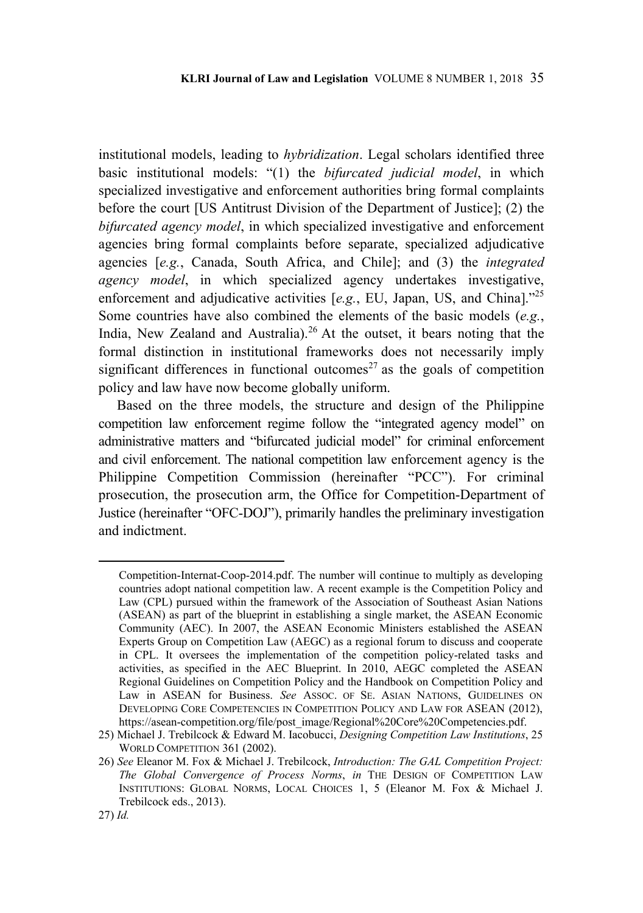institutional models, leading to *hybridization*. Legal scholars identified three basic institutional models: "(1) the *bifurcated judicial model*, in which specialized investigative and enforcement authorities bring formal complaints before the court [US Antitrust Division of the Department of Justice]; (2) the *bifurcated agency model*, in which specialized investigative and enforcement agencies bring formal complaints before separate, specialized adjudicative agencies [*e.g.*, Canada, South Africa, and Chile]; and (3) the *integrated agency model*, in which specialized agency undertakes investigative, enforcement and adjudicative activities [*e.g.*, EU, Japan, US, and China]."[25] Some countries have also combined the elements of the basic models (*e.g.*, India, New Zealand and Australia).[26] At the outset, it bears noting that the formal distinction in institutional frameworks does not necessarily imply significant differences in functional outcomes[27] as the goals of competition policy and law have now become globally uniform.

Based on the three models, the structure and design of the Philippine competition law enforcement regime follow the "integrated agency model" on administrative matters and "bifurcated judicial model" for criminal enforcement and civil enforcement. The national competition law enforcement agency is the Philippine Competition Commission (hereinafter "PCC"). For criminal prosecution, the prosecution arm, the Office for Competition-Department of Justice (hereinafter "OFC-DOJ"), primarily handles the preliminary investigation and indictment.

---

Competition-Internat-Coop-2014.pdf. The number will continue to multiply as developing countries adopt national competition law. A recent example is the Competition Policy and Law (CPL) pursued within the framework of the Association of Southeast Asian Nations (ASEAN) as part of the blueprint in establishing a single market, the ASEAN Economic Community (AEC). In 2007, the ASEAN Economic Ministers established the ASEAN Experts Group on Competition Law (AEGC) as a regional forum to discuss and cooperate in CPL. It oversees the implementation of the competition policy-related tasks and activities, as specified in the AEC Blueprint. In 2010, AEGC completed the ASEAN Regional Guidelines on Competition Policy and the Handbook on Competition Policy and Law in ASEAN for Business. *See* ASSOC. OF SE. ASIAN NATIONS, GUIDELINES ON DEVELOPING CORE COMPETENCIES IN COMPETITION POLICY AND LAW FOR ASEAN (2012), https://asean-competition.org/file/post_image/Regional%20Core%20Competencies.pdf.

25) Michael J. Trebilcock & Edward M. Iacobucci, *Designing Competition Law Institutions*, 25 WORLD COMPETITION 361 (2002).

26) *See* Eleanor M. Fox & Michael J. Trebilcock, *Introduction: The GAL Competition Project: The Global Convergence of Process Norms*, *in* THE DESIGN OF COMPETITION LAW INSTITUTIONS: GLOBAL NORMS, LOCAL CHOICES 1, 5 (Eleanor M. Fox & Michael J. Trebilcock eds., 2013).

27) *Id.*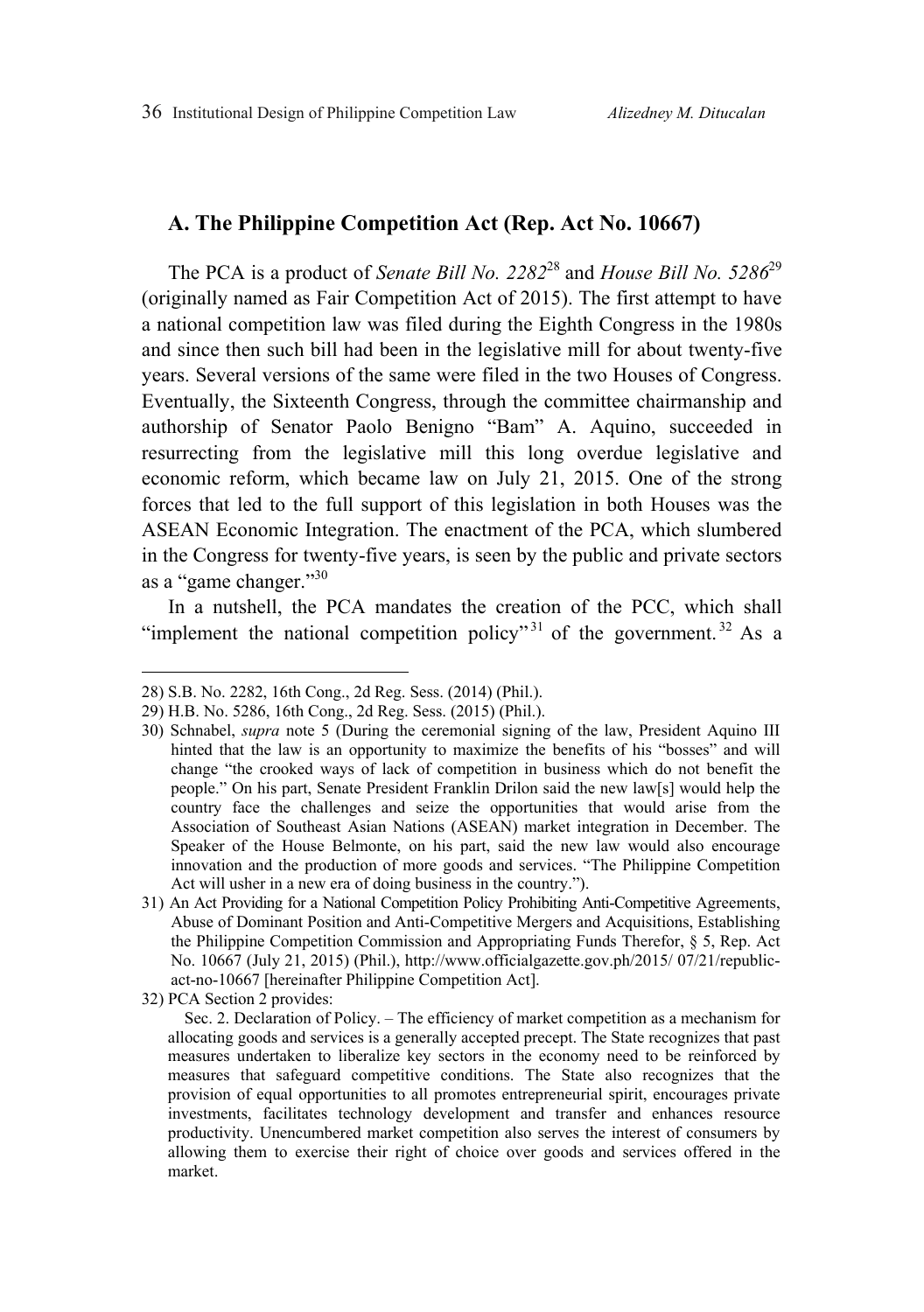## A. The Philippine Competition Act (Rep. Act No. 10667)

The PCA is a product of *Senate Bill No. 2282*[28] and *House Bill No. 5286*[29] (originally named as Fair Competition Act of 2015). The first attempt to have a national competition law was filed during the Eighth Congress in the 1980s and since then such bill had been in the legislative mill for about twenty-five years. Several versions of the same were filed in the two Houses of Congress. Eventually, the Sixteenth Congress, through the committee chairmanship and authorship of Senator Paolo Benigno "Bam" A. Aquino, succeeded in resurrecting from the legislative mill this long overdue legislative and economic reform, which became law on July 21, 2015. One of the strong forces that led to the full support of this legislation in both Houses was the ASEAN Economic Integration. The enactment of the PCA, which slumbered in the Congress for twenty-five years, is seen by the public and private sectors as a "game changer."[30]

In a nutshell, the PCA mandates the creation of the PCC, which shall "implement the national competition policy"[31] of the government.[32] As a

---

28) S.B. No. 2282, 16th Cong., 2d Reg. Sess. (2014) (Phil.).

29) H.B. No. 5286, 16th Cong., 2d Reg. Sess. (2015) (Phil.).

30) Schnabel, *supra* note 5 (During the ceremonial signing of the law, President Aquino III hinted that the law is an opportunity to maximize the benefits of his "bosses" and will change "the crooked ways of lack of competition in business which do not benefit the people." On his part, Senate President Franklin Drilon said the new law[s] would help the country face the challenges and seize the opportunities that would arise from the Association of Southeast Asian Nations (ASEAN) market integration in December. The Speaker of the House Belmonte, on his part, said the new law would also encourage innovation and the production of more goods and services. "The Philippine Competition Act will usher in a new era of doing business in the country.").

31) An Act Providing for a National Competition Policy Prohibiting Anti-Competitive Agreements, Abuse of Dominant Position and Anti-Competitive Mergers and Acquisitions, Establishing the Philippine Competition Commission and Appropriating Funds Therefor, § 5, Rep. Act No. 10667 (July 21, 2015) (Phil.), http://www.officialgazette.gov.ph/2015/ 07/21/republic-act-no-10667 [hereinafter Philippine Competition Act].

32) PCA Section 2 provides:

Sec. 2. Declaration of Policy. – The efficiency of market competition as a mechanism for allocating goods and services is a generally accepted precept. The State recognizes that past measures undertaken to liberalize key sectors in the economy need to be reinforced by measures that safeguard competitive conditions. The State also recognizes that the provision of equal opportunities to all promotes entrepreneurial spirit, encourages private investments, facilitates technology development and transfer and enhances resource productivity. Unencumbered market competition also serves the interest of consumers by allowing them to exercise their right of choice over goods and services offered in the market.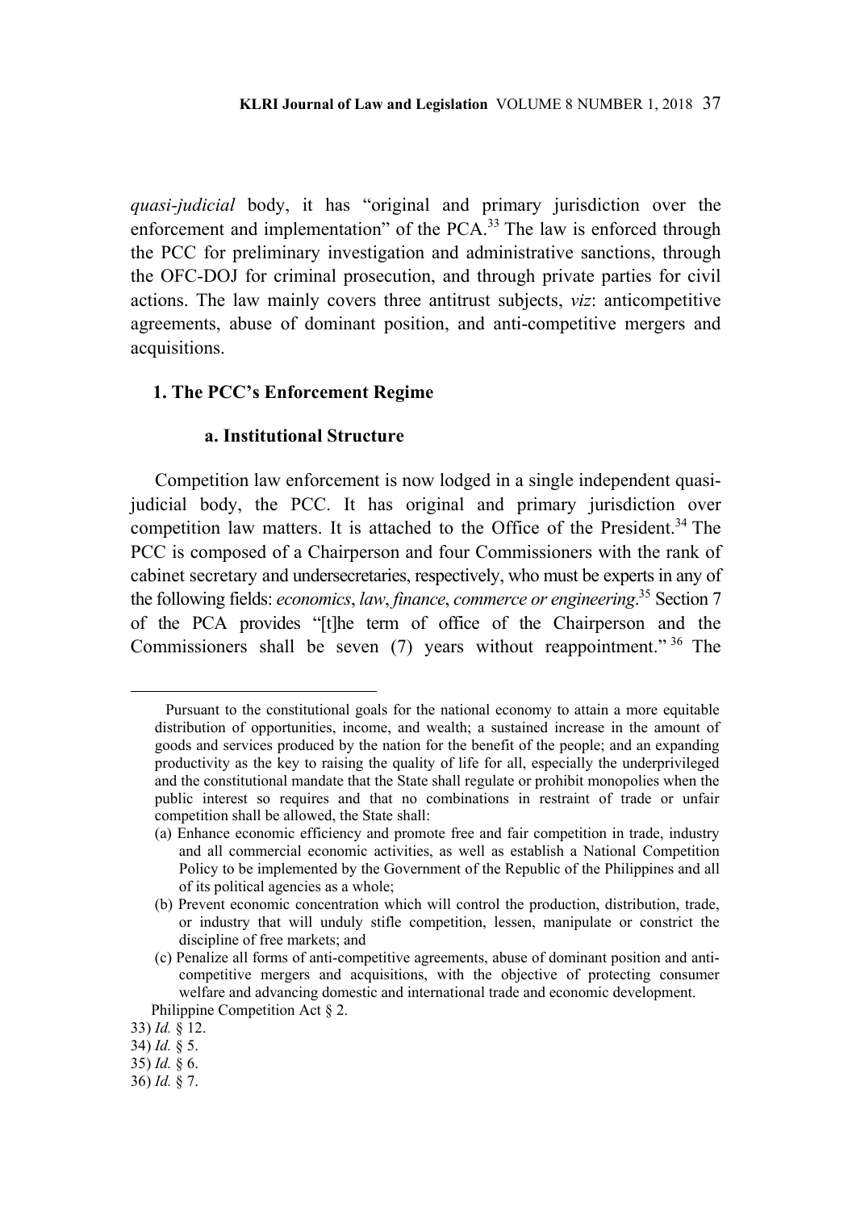*quasi-judicial* body, it has "original and primary jurisdiction over the enforcement and implementation" of the PCA.[33] The law is enforced through the PCC for preliminary investigation and administrative sanctions, through the OFC-DOJ for criminal prosecution, and through private parties for civil actions. The law mainly covers three antitrust subjects, *viz*: anticompetitive agreements, abuse of dominant position, and anti-competitive mergers and acquisitions.

### 1. The PCC's Enforcement Regime

#### a. Institutional Structure

Competition law enforcement is now lodged in a single independent quasi-judicial body, the PCC. It has original and primary jurisdiction over competition law matters. It is attached to the Office of the President.[34] The PCC is composed of a Chairperson and four Commissioners with the rank of cabinet secretary and undersecretaries, respectively, who must be experts in any of the following fields: *economics*, *law*, *finance*, *commerce or engineering*.[35] Section 7 of the PCA provides "[t]he term of office of the Chairperson and the Commissioners shall be seven (7) years without reappointment." [36] The

---

Pursuant to the constitutional goals for the national economy to attain a more equitable distribution of opportunities, income, and wealth; a sustained increase in the amount of goods and services produced by the nation for the benefit of the people; and an expanding productivity as the key to raising the quality of life for all, especially the underprivileged and the constitutional mandate that the State shall regulate or prohibit monopolies when the public interest so requires and that no combinations in restraint of trade or unfair competition shall be allowed, the State shall:

(a) Enhance economic efficiency and promote free and fair competition in trade, industry and all commercial economic activities, as well as establish a National Competition Policy to be implemented by the Government of the Republic of the Philippines and all of its political agencies as a whole;

(b) Prevent economic concentration which will control the production, distribution, trade, or industry that will unduly stifle competition, lessen, manipulate or constrict the discipline of free markets; and

(c) Penalize all forms of anti-competitive agreements, abuse of dominant position and anti-competitive mergers and acquisitions, with the objective of protecting consumer welfare and advancing domestic and international trade and economic development.

Philippine Competition Act § 2.

33) *Id.* § 12.

34) *Id.* § 5.

35) *Id.* § 6.

36) *Id.* § 7.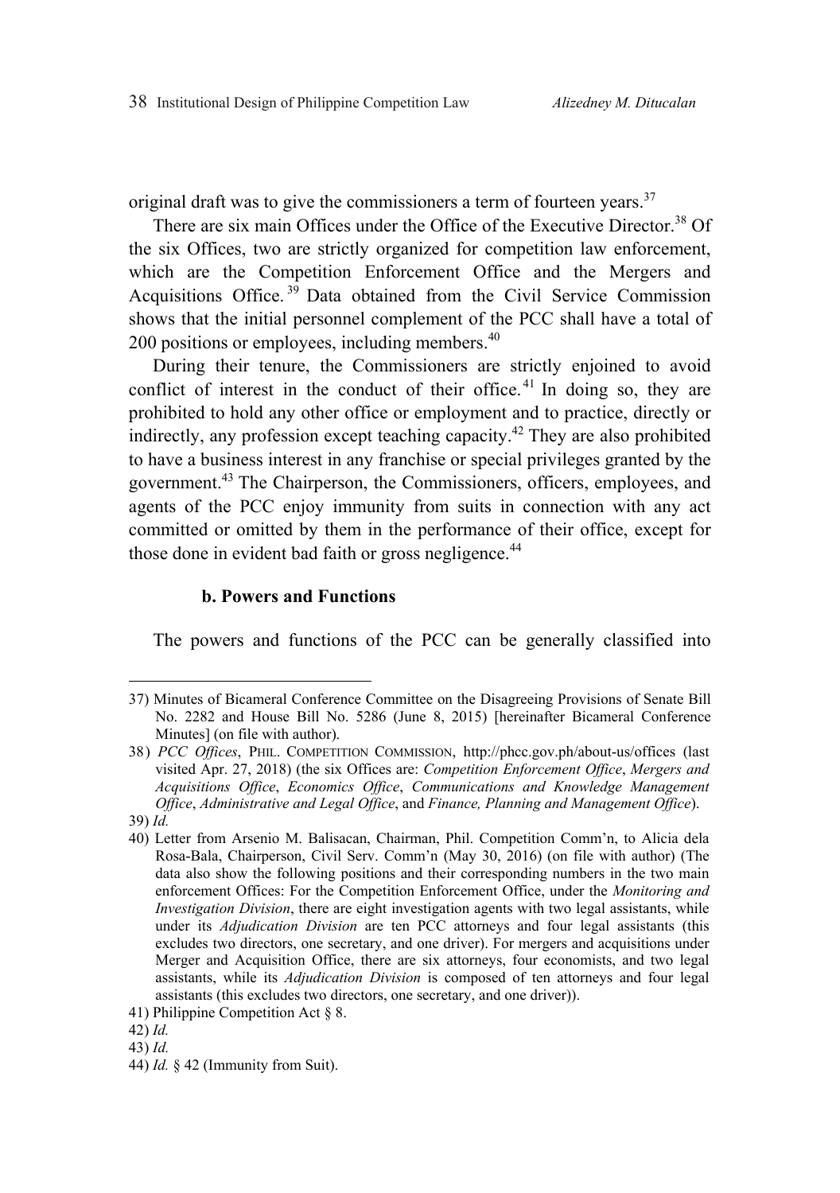original draft was to give the commissioners a term of fourteen years.[37]

There are six main Offices under the Office of the Executive Director.[38] Of the six Offices, two are strictly organized for competition law enforcement, which are the Competition Enforcement Office and the Mergers and Acquisitions Office.[39] Data obtained from the Civil Service Commission shows that the initial personnel complement of the PCC shall have a total of 200 positions or employees, including members.[40]

During their tenure, the Commissioners are strictly enjoined to avoid conflict of interest in the conduct of their office.[41] In doing so, they are prohibited to hold any other office or employment and to practice, directly or indirectly, any profession except teaching capacity.[42] They are also prohibited to have a business interest in any franchise or special privileges granted by the government.[43] The Chairperson, the Commissioners, officers, employees, and agents of the PCC enjoy immunity from suits in connection with any act committed or omitted by them in the performance of their office, except for those done in evident bad faith or gross negligence.[44]

### b. Powers and Functions

The powers and functions of the PCC can be generally classified into

---

37) Minutes of Bicameral Conference Committee on the Disagreeing Provisions of Senate Bill No. 2282 and House Bill No. 5286 (June 8, 2015) [hereinafter Bicameral Conference Minutes] (on file with author).

38) *PCC Offices*, PHIL. COMPETITION COMMISSION, http://phcc.gov.ph/about-us/offices (last visited Apr. 27, 2018) (the six Offices are: *Competition Enforcement Office*, *Mergers and Acquisitions Office*, *Economics Office*, *Communications and Knowledge Management Office*, *Administrative and Legal Office*, and *Finance, Planning and Management Office*).

39) *Id.*

40) Letter from Arsenio M. Balisacan, Chairman, Phil. Competition Comm'n, to Alicia dela Rosa-Bala, Chairperson, Civil Serv. Comm'n (May 30, 2016) (on file with author) (The data also show the following positions and their corresponding numbers in the two main enforcement Offices: For the Competition Enforcement Office, under the *Monitoring and Investigation Division*, there are eight investigation agents with two legal assistants, while under its *Adjudication Division* are ten PCC attorneys and four legal assistants (this excludes two directors, one secretary, and one driver). For mergers and acquisitions under Merger and Acquisition Office, there are six attorneys, four economists, and two legal assistants, while its *Adjudication Division* is composed of ten attorneys and four legal assistants (this excludes two directors, one secretary, and one driver)).

41) Philippine Competition Act § 8.

42) *Id.*

43) *Id.*

44) *Id.* § 42 (Immunity from Suit).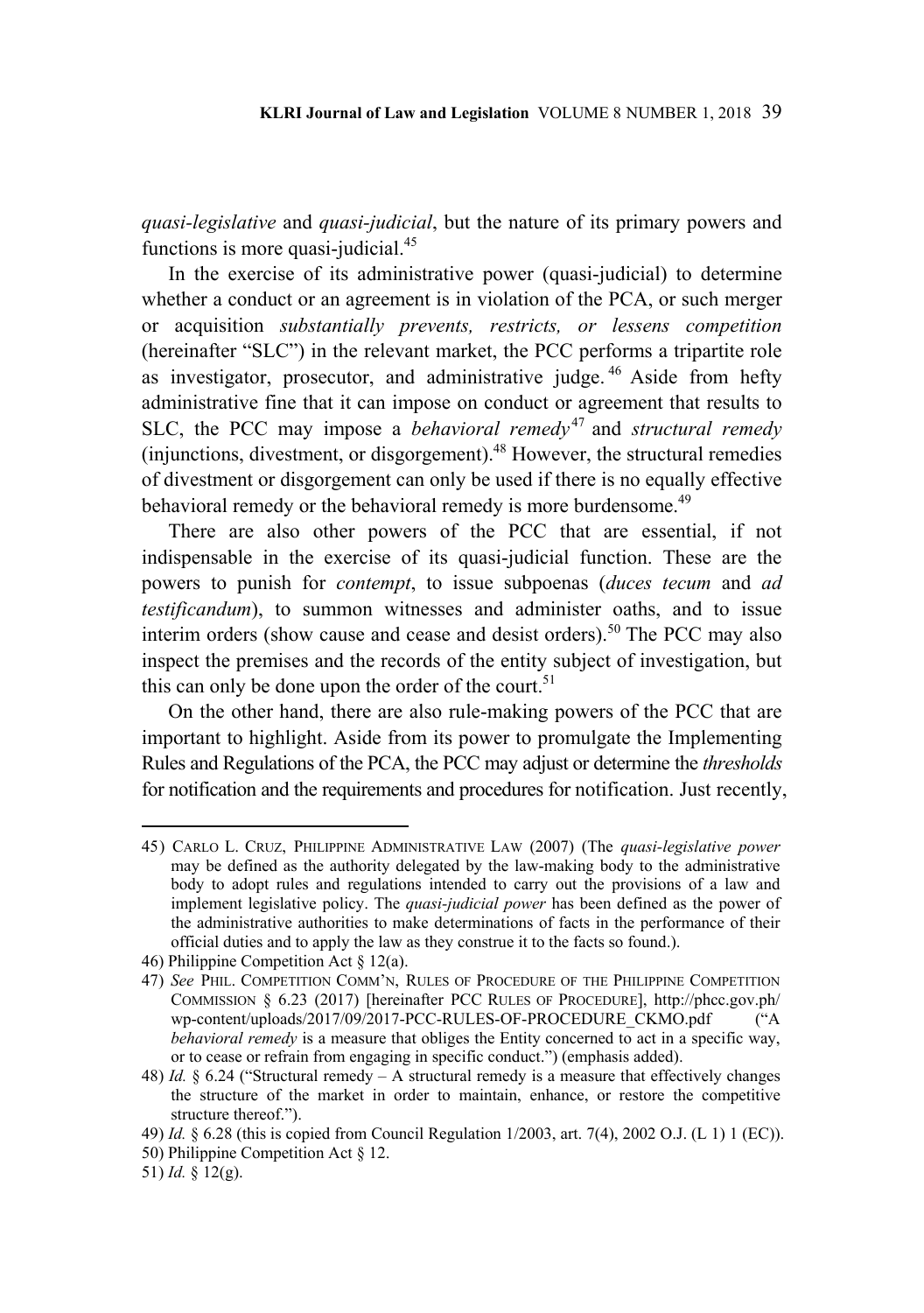*quasi-legislative* and *quasi-judicial*, but the nature of its primary powers and functions is more quasi-judicial.[45]

In the exercise of its administrative power (quasi-judicial) to determine whether a conduct or an agreement is in violation of the PCA, or such merger or acquisition *substantially prevents, restricts, or lessens competition* (hereinafter "SLC") in the relevant market, the PCC performs a tripartite role as investigator, prosecutor, and administrative judge.[46] Aside from hefty administrative fine that it can impose on conduct or agreement that results to SLC, the PCC may impose a *behavioral remedy*[47] and *structural remedy* (injunctions, divestment, or disgorgement).[48] However, the structural remedies of divestment or disgorgement can only be used if there is no equally effective behavioral remedy or the behavioral remedy is more burdensome.[49]

There are also other powers of the PCC that are essential, if not indispensable in the exercise of its quasi-judicial function. These are the powers to punish for *contempt*, to issue subpoenas (*duces tecum* and *ad testificandum*), to summon witnesses and administer oaths, and to issue interim orders (show cause and cease and desist orders).[50] The PCC may also inspect the premises and the records of the entity subject of investigation, but this can only be done upon the order of the court.[51]

On the other hand, there are also rule-making powers of the PCC that are important to highlight. Aside from its power to promulgate the Implementing Rules and Regulations of the PCA, the PCC may adjust or determine the *thresholds* for notification and the requirements and procedures for notification. Just recently,

---

45) CARLO L. CRUZ, PHILIPPINE ADMINISTRATIVE LAW (2007) (The *quasi-legislative power* may be defined as the authority delegated by the law-making body to the administrative body to adopt rules and regulations intended to carry out the provisions of a law and implement legislative policy. The *quasi-judicial power* has been defined as the power of the administrative authorities to make determinations of facts in the performance of their official duties and to apply the law as they construe it to the facts so found.).

46) Philippine Competition Act § 12(a).

47) *See* PHIL. COMPETITION COMM'N, RULES OF PROCEDURE OF THE PHILIPPINE COMPETITION COMMISSION § 6.23 (2017) [hereinafter PCC RULES OF PROCEDURE], http://phcc.gov.ph/wp-content/uploads/2017/09/2017-PCC-RULES-OF-PROCEDURE_CKMO.pdf ("A *behavioral remedy* is a measure that obliges the Entity concerned to act in a specific way, or to cease or refrain from engaging in specific conduct.") (emphasis added).

48) *Id.* § 6.24 ("Structural remedy – A structural remedy is a measure that effectively changes the structure of the market in order to maintain, enhance, or restore the competitive structure thereof.").

49) *Id.* § 6.28 (this is copied from Council Regulation 1/2003, art. 7(4), 2002 O.J. (L 1) 1 (EC)).

50) Philippine Competition Act § 12.

51) *Id.* § 12(g).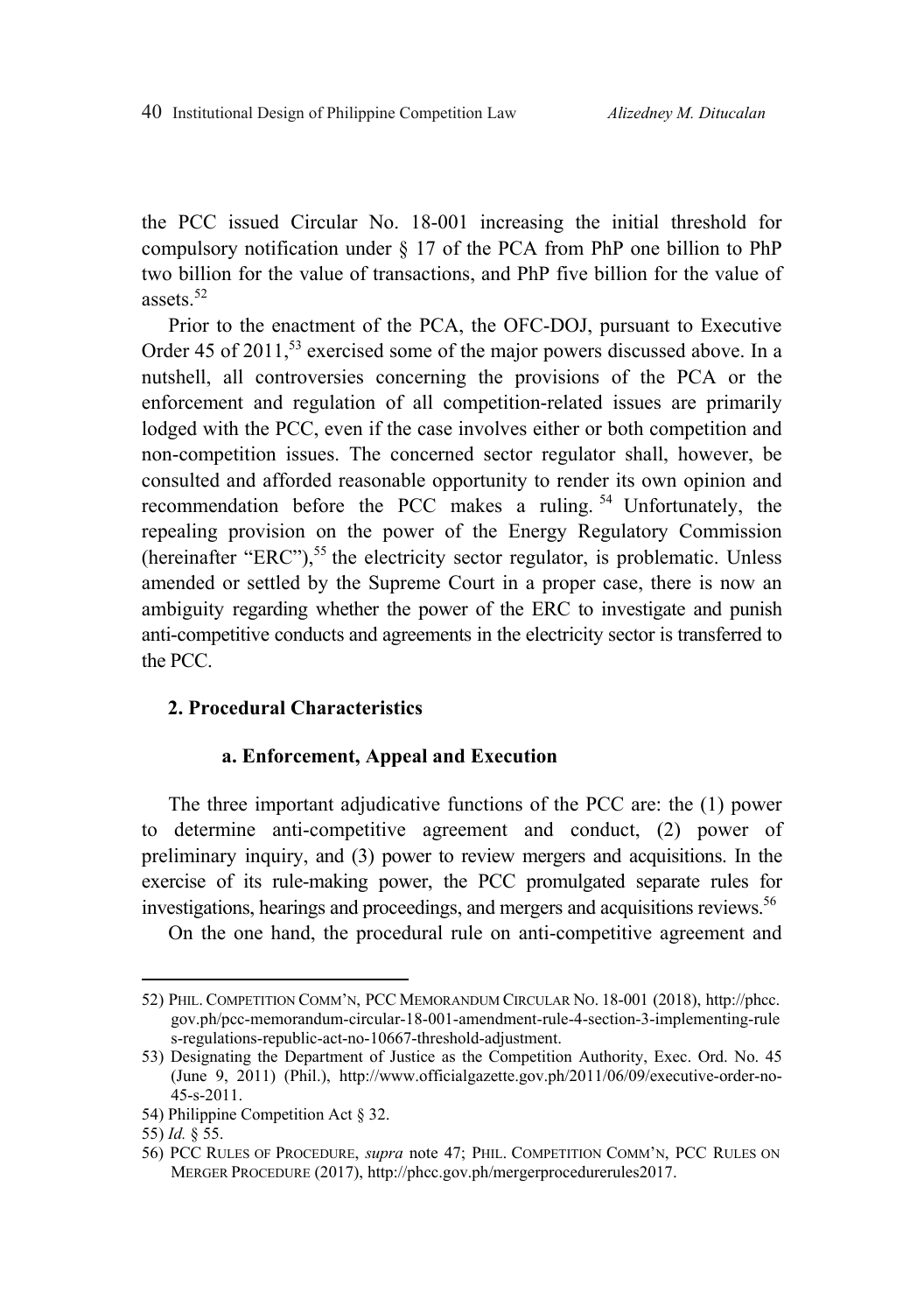the PCC issued Circular No. 18-001 increasing the initial threshold for compulsory notification under § 17 of the PCA from PhP one billion to PhP two billion for the value of transactions, and PhP five billion for the value of assets.[52]

Prior to the enactment of the PCA, the OFC-DOJ, pursuant to Executive Order 45 of 2011,[53] exercised some of the major powers discussed above. In a nutshell, all controversies concerning the provisions of the PCA or the enforcement and regulation of all competition-related issues are primarily lodged with the PCC, even if the case involves either or both competition and non-competition issues. The concerned sector regulator shall, however, be consulted and afforded reasonable opportunity to render its own opinion and recommendation before the PCC makes a ruling.[54] Unfortunately, the repealing provision on the power of the Energy Regulatory Commission (hereinafter "ERC"),[55] the electricity sector regulator, is problematic. Unless amended or settled by the Supreme Court in a proper case, there is now an ambiguity regarding whether the power of the ERC to investigate and punish anti-competitive conducts and agreements in the electricity sector is transferred to the PCC.

### 2. Procedural Characteristics

#### a. Enforcement, Appeal and Execution

The three important adjudicative functions of the PCC are: the (1) power to determine anti-competitive agreement and conduct, (2) power of preliminary inquiry, and (3) power to review mergers and acquisitions. In the exercise of its rule-making power, the PCC promulgated separate rules for investigations, hearings and proceedings, and mergers and acquisitions reviews.[56]

On the one hand, the procedural rule on anti-competitive agreement and

---

52) PHIL. COMPETITION COMM'N, PCC MEMORANDUM CIRCULAR NO. 18-001 (2018), http://phcc.gov.ph/pcc-memorandum-circular-18-001-amendment-rule-4-section-3-implementing-rules-regulations-republic-act-no-10667-threshold-adjustment.

53) Designating the Department of Justice as the Competition Authority, Exec. Ord. No. 45 (June 9, 2011) (Phil.), http://www.officialgazette.gov.ph/2011/06/09/executive-order-no-45-s-2011.

54) Philippine Competition Act § 32.

55) *Id.* § 55.

56) PCC RULES OF PROCEDURE, *supra* note 47; PHIL. COMPETITION COMM'N, PCC RULES ON MERGER PROCEDURE (2017), http://phcc.gov.ph/mergerprocedurerules2017.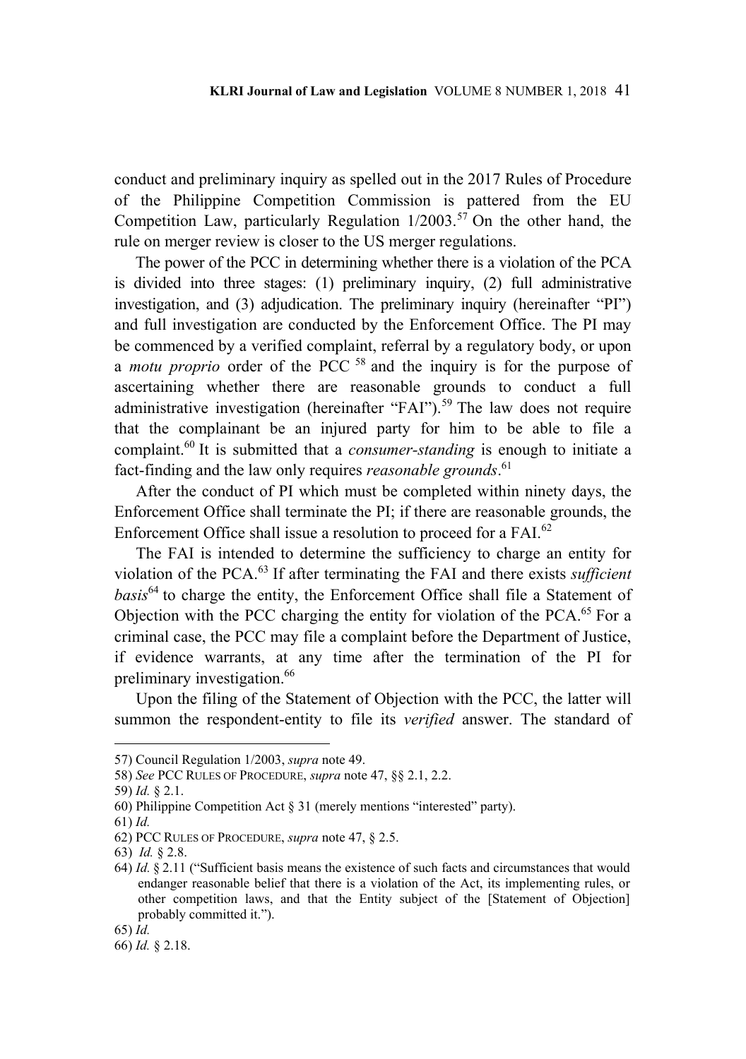conduct and preliminary inquiry as spelled out in the 2017 Rules of Procedure of the Philippine Competition Commission is pattered from the EU Competition Law, particularly Regulation 1/2003.[57] On the other hand, the rule on merger review is closer to the US merger regulations.

The power of the PCC in determining whether there is a violation of the PCA is divided into three stages: (1) preliminary inquiry, (2) full administrative investigation, and (3) adjudication. The preliminary inquiry (hereinafter "PI") and full investigation are conducted by the Enforcement Office. The PI may be commenced by a verified complaint, referral by a regulatory body, or upon a *motu proprio* order of the PCC [58] and the inquiry is for the purpose of ascertaining whether there are reasonable grounds to conduct a full administrative investigation (hereinafter "FAI").[59] The law does not require that the complainant be an injured party for him to be able to file a complaint.[60] It is submitted that a *consumer-standing* is enough to initiate a fact-finding and the law only requires *reasonable grounds*.[61]

After the conduct of PI which must be completed within ninety days, the Enforcement Office shall terminate the PI; if there are reasonable grounds, the Enforcement Office shall issue a resolution to proceed for a FAI.[62]

The FAI is intended to determine the sufficiency to charge an entity for violation of the PCA.[63] If after terminating the FAI and there exists *sufficient basis*[64] to charge the entity, the Enforcement Office shall file a Statement of Objection with the PCC charging the entity for violation of the PCA.[65] For a criminal case, the PCC may file a complaint before the Department of Justice, if evidence warrants, at any time after the termination of the PI for preliminary investigation.[66]

Upon the filing of the Statement of Objection with the PCC, the latter will summon the respondent-entity to file its *verified* answer. The standard of

---

57) Council Regulation 1/2003, *supra* note 49.

58) *See* PCC RULES OF PROCEDURE, *supra* note 47, §§ 2.1, 2.2.

59) *Id.* § 2.1.

60) Philippine Competition Act § 31 (merely mentions "interested" party).

61) *Id.*

62) PCC RULES OF PROCEDURE, *supra* note 47, § 2.5.

63) *Id.* § 2.8.

64) *Id.* § 2.11 ("Sufficient basis means the existence of such facts and circumstances that would endanger reasonable belief that there is a violation of the Act, its implementing rules, or other competition laws, and that the Entity subject of the [Statement of Objection] probably committed it.").

65) *Id.*

66) *Id.* § 2.18.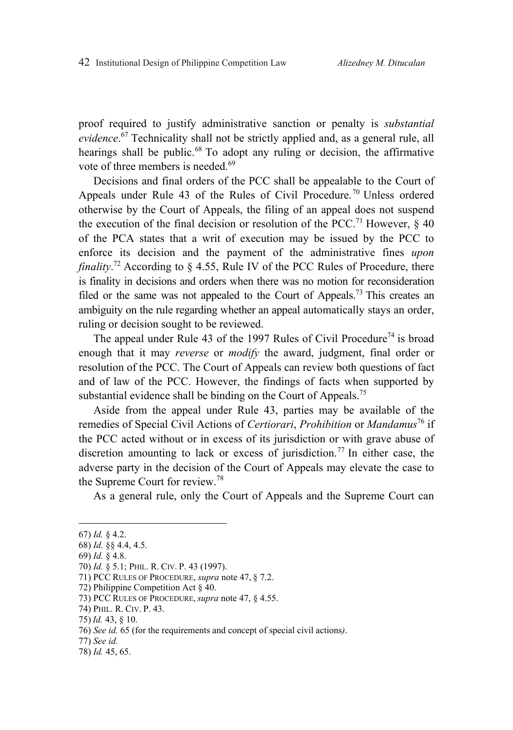proof required to justify administrative sanction or penalty is *substantial evidence*.[67] Technicality shall not be strictly applied and, as a general rule, all hearings shall be public.[68] To adopt any ruling or decision, the affirmative vote of three members is needed.[69]

Decisions and final orders of the PCC shall be appealable to the Court of Appeals under Rule 43 of the Rules of Civil Procedure.[70] Unless ordered otherwise by the Court of Appeals, the filing of an appeal does not suspend the execution of the final decision or resolution of the PCC.[71] However, § 40 of the PCA states that a writ of execution may be issued by the PCC to enforce its decision and the payment of the administrative fines *upon finality*.[72] According to § 4.55, Rule IV of the PCC Rules of Procedure, there is finality in decisions and orders when there was no motion for reconsideration filed or the same was not appealed to the Court of Appeals.[73] This creates an ambiguity on the rule regarding whether an appeal automatically stays an order, ruling or decision sought to be reviewed.

The appeal under Rule 43 of the 1997 Rules of Civil Procedure[74] is broad enough that it may *reverse* or *modify* the award, judgment, final order or resolution of the PCC. The Court of Appeals can review both questions of fact and of law of the PCC. However, the findings of facts when supported by substantial evidence shall be binding on the Court of Appeals.[75]

Aside from the appeal under Rule 43, parties may be available of the remedies of Special Civil Actions of *Certiorari*, *Prohibition* or *Mandamus*[76] if the PCC acted without or in excess of its jurisdiction or with grave abuse of discretion amounting to lack or excess of jurisdiction.[77] In either case, the adverse party in the decision of the Court of Appeals may elevate the case to the Supreme Court for review.[78]

As a general rule, only the Court of Appeals and the Supreme Court can

---

67) *Id.* § 4.2.
68) *Id.* §§ 4.4, 4.5.
69) *Id.* § 4.8.
70) *Id.* § 5.1; PHIL. R. CIV. P. 43 (1997).
71) PCC RULES OF PROCEDURE, *supra* note 47, § 7.2.
72) Philippine Competition Act § 40.
73) PCC RULES OF PROCEDURE, *supra* note 47, § 4.55.
74) PHIL. R. CIV. P. 43.
75) *Id.* 43, § 10.
76) *See id.* 65 (for the requirements and concept of special civil actions*)*.
77) *See id.*
78) *Id.* 45, 65.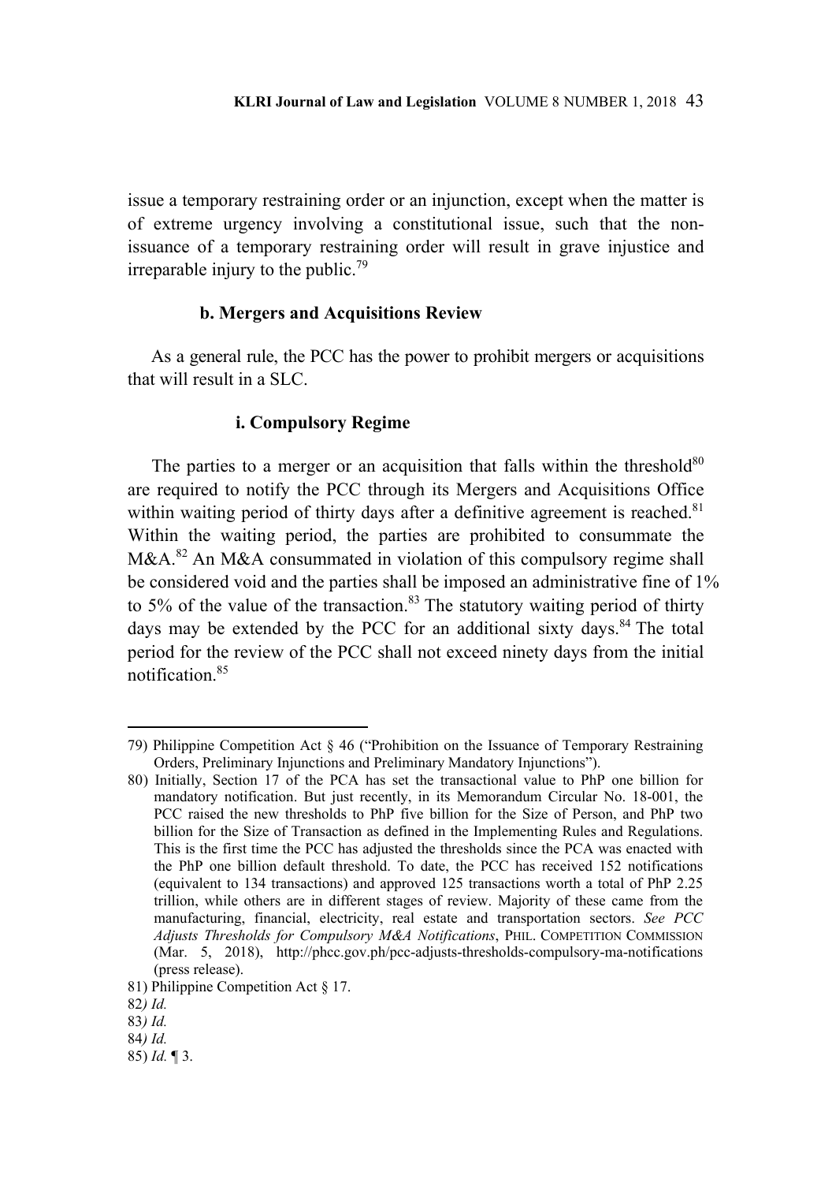issue a temporary restraining order or an injunction, except when the matter is of extreme urgency involving a constitutional issue, such that the non-issuance of a temporary restraining order will result in grave injustice and irreparable injury to the public.[79]

#### b. Mergers and Acquisitions Review

As a general rule, the PCC has the power to prohibit mergers or acquisitions that will result in a SLC.

##### i. Compulsory Regime

The parties to a merger or an acquisition that falls within the threshold[80] are required to notify the PCC through its Mergers and Acquisitions Office within waiting period of thirty days after a definitive agreement is reached.[81] Within the waiting period, the parties are prohibited to consummate the M&A.[82] An M&A consummated in violation of this compulsory regime shall be considered void and the parties shall be imposed an administrative fine of 1% to 5% of the value of the transaction.[83] The statutory waiting period of thirty days may be extended by the PCC for an additional sixty days.[84] The total period for the review of the PCC shall not exceed ninety days from the initial notification.[85]

---

79) Philippine Competition Act § 46 ("Prohibition on the Issuance of Temporary Restraining Orders, Preliminary Injunctions and Preliminary Mandatory Injunctions").

80) Initially, Section 17 of the PCA has set the transactional value to PhP one billion for mandatory notification. But just recently, in its Memorandum Circular No. 18-001, the PCC raised the new thresholds to PhP five billion for the Size of Person, and PhP two billion for the Size of Transaction as defined in the Implementing Rules and Regulations. This is the first time the PCC has adjusted the thresholds since the PCA was enacted with the PhP one billion default threshold. To date, the PCC has received 152 notifications (equivalent to 134 transactions) and approved 125 transactions worth a total of PhP 2.25 trillion, while others are in different stages of review. Majority of these came from the manufacturing, financial, electricity, real estate and transportation sectors. *See PCC Adjusts Thresholds for Compulsory M&A Notifications*, PHIL. COMPETITION COMMISSION (Mar. 5, 2018), http://phcc.gov.ph/pcc-adjusts-thresholds-compulsory-ma-notifications (press release).

81) Philippine Competition Act § 17.

82*) Id.*

83*) Id.*

84*) Id.*

85) *Id.* ¶ 3.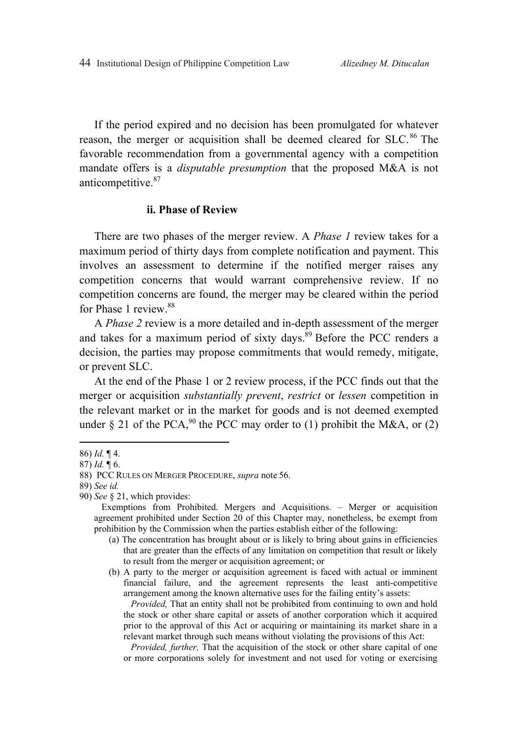If the period expired and no decision has been promulgated for whatever reason, the merger or acquisition shall be deemed cleared for SLC.[86] The favorable recommendation from a governmental agency with a competition mandate offers is a *disputable presumption* that the proposed M&A is not anticompetitive.[87]

### ii. Phase of Review

There are two phases of the merger review. A *Phase 1* review takes for a maximum period of thirty days from complete notification and payment. This involves an assessment to determine if the notified merger raises any competition concerns that would warrant comprehensive review. If no competition concerns are found, the merger may be cleared within the period for Phase 1 review.[88]

A *Phase 2* review is a more detailed and in-depth assessment of the merger and takes for a maximum period of sixty days.[89] Before the PCC renders a decision, the parties may propose commitments that would remedy, mitigate, or prevent SLC.

At the end of the Phase 1 or 2 review process, if the PCC finds out that the merger or acquisition *substantially prevent*, *restrict* or *lessen* competition in the relevant market or in the market for goods and is not deemed exempted under § 21 of the PCA,[90] the PCC may order to (1) prohibit the M&A, or (2)

---

86) *Id.* ¶ 4.

87) *Id.* ¶ 6.

88) PCC RULES ON MERGER PROCEDURE, *supra* note 56.

89) *See id.*

90) *See* § 21, which provides:

Exemptions from Prohibited. Mergers and Acquisitions. – Merger or acquisition agreement prohibited under Section 20 of this Chapter may, nonetheless, be exempt from prohibition by the Commission when the parties establish either of the following:

(a) The concentration has brought about or is likely to bring about gains in efficiencies that are greater than the effects of any limitation on competition that result or likely to result from the merger or acquisition agreement; or

(b) A party to the merger or acquisition agreement is faced with actual or imminent financial failure, and the agreement represents the least anti-competitive arrangement among the known alternative uses for the failing entity's assets:

*Provided,* That an entity shall not be prohibited from continuing to own and hold the stock or other share capital or assets of another corporation which it acquired prior to the approval of this Act or acquiring or maintaining its market share in a relevant market through such means without violating the provisions of this Act:

*Provided, further,* That the acquisition of the stock or other share capital of one or more corporations solely for investment and not used for voting or exercising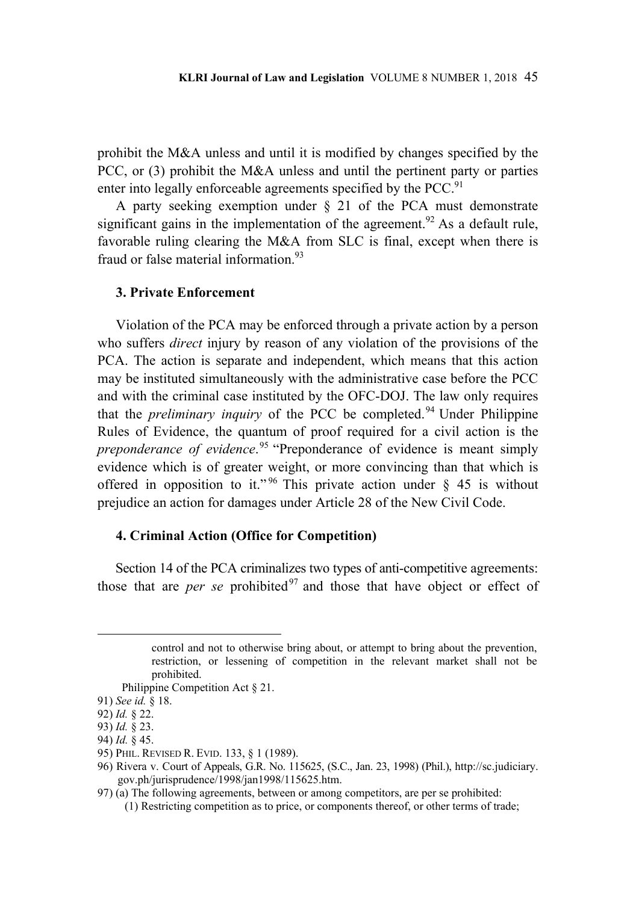prohibit the M&A unless and until it is modified by changes specified by the PCC, or (3) prohibit the M&A unless and until the pertinent party or parties enter into legally enforceable agreements specified by the PCC.[91]

A party seeking exemption under § 21 of the PCA must demonstrate significant gains in the implementation of the agreement.[92] As a default rule, favorable ruling clearing the M&A from SLC is final, except when there is fraud or false material information.[93]

### 3. Private Enforcement

Violation of the PCA may be enforced through a private action by a person who suffers *direct* injury by reason of any violation of the provisions of the PCA. The action is separate and independent, which means that this action may be instituted simultaneously with the administrative case before the PCC and with the criminal case instituted by the OFC-DOJ. The law only requires that the *preliminary inquiry* of the PCC be completed.[94] Under Philippine Rules of Evidence, the quantum of proof required for a civil action is the *preponderance of evidence*.[95] "Preponderance of evidence is meant simply evidence which is of greater weight, or more convincing than that which is offered in opposition to it."[96] This private action under § 45 is without prejudice an action for damages under Article 28 of the New Civil Code.

### 4. Criminal Action (Office for Competition)

Section 14 of the PCA criminalizes two types of anti-competitive agreements: those that are *per se* prohibited[97] and those that have object or effect of

---

> control and not to otherwise bring about, or attempt to bring about the prevention, restriction, or lessening of competition in the relevant market shall not be prohibited.

Philippine Competition Act § 21.

91) *See id.* § 18.

92) *Id.* § 22.

93) *Id.* § 23.

94) *Id.* § 45.

95) PHIL. REVISED R. EVID. 133, § 1 (1989).

96) Rivera v. Court of Appeals, G.R. No. 115625, (S.C., Jan. 23, 1998) (Phil.), http://sc.judiciary.gov.ph/jurisprudence/1998/jan1998/115625.htm.

97) (a) The following agreements, between or among competitors, are per se prohibited:
  (1) Restricting competition as to price, or components thereof, or other terms of trade;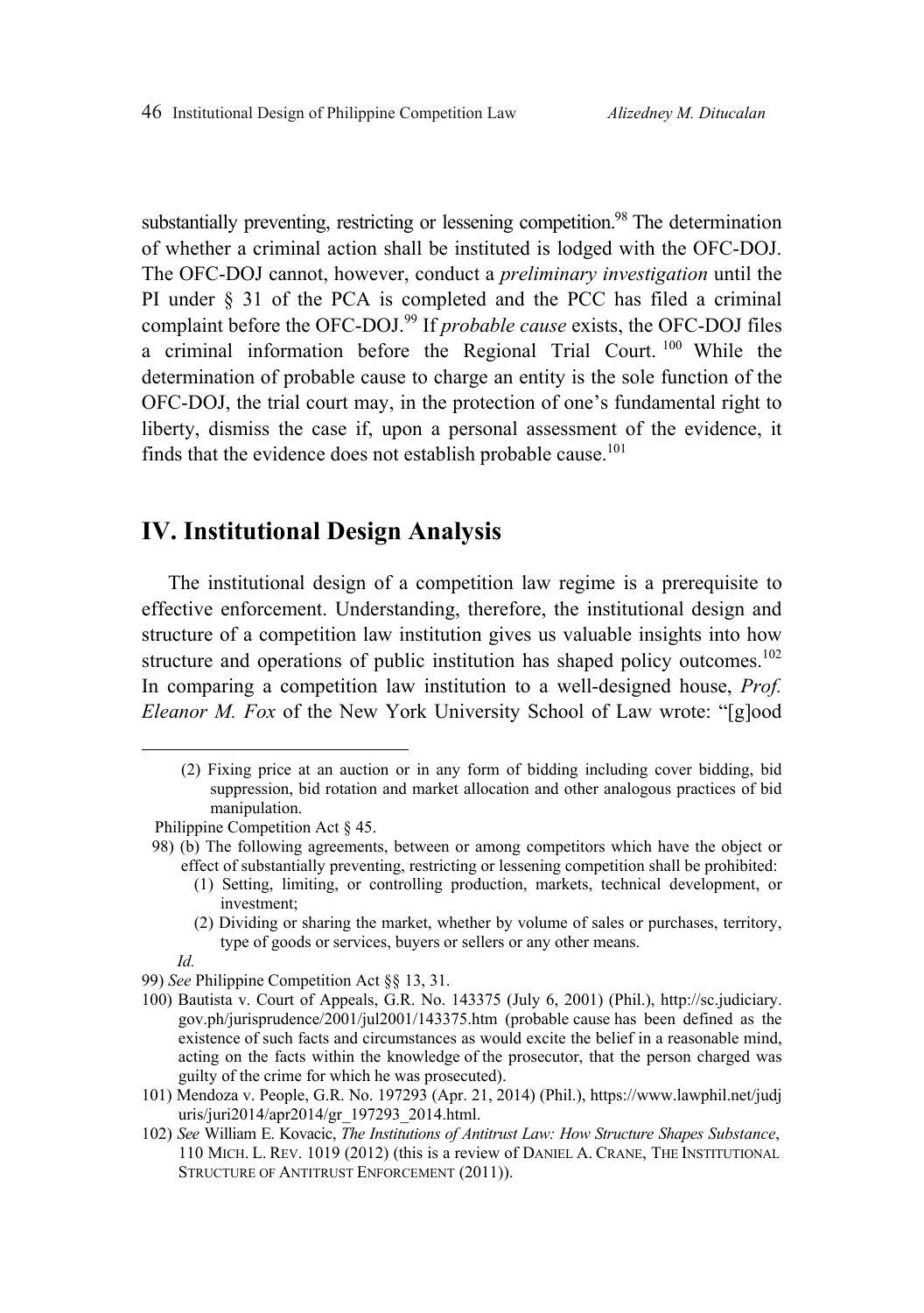substantially preventing, restricting or lessening competition.[98] The determination of whether a criminal action shall be instituted is lodged with the OFC-DOJ. The OFC-DOJ cannot, however, conduct a *preliminary investigation* until the PI under § 31 of the PCA is completed and the PCC has filed a criminal complaint before the OFC-DOJ.[99] If *probable cause* exists, the OFC-DOJ files a criminal information before the Regional Trial Court.[100] While the determination of probable cause to charge an entity is the sole function of the OFC-DOJ, the trial court may, in the protection of one's fundamental right to liberty, dismiss the case if, upon a personal assessment of the evidence, it finds that the evidence does not establish probable cause.[101]

## IV. Institutional Design Analysis

The institutional design of a competition law regime is a prerequisite to effective enforcement. Understanding, therefore, the institutional design and structure of a competition law institution gives us valuable insights into how structure and operations of public institution has shaped policy outcomes.[102] In comparing a competition law institution to a well-designed house, *Prof. Eleanor M. Fox* of the New York University School of Law wrote: "[g]ood

---

(2) Fixing price at an auction or in any form of bidding including cover bidding, bid suppression, bid rotation and market allocation and other analogous practices of bid manipulation.

Philippine Competition Act § 45.

98) (b) The following agreements, between or among competitors which have the object or effect of substantially preventing, restricting or lessening competition shall be prohibited:

(1) Setting, limiting, or controlling production, markets, technical development, or investment;

(2) Dividing or sharing the market, whether by volume of sales or purchases, territory, type of goods or services, buyers or sellers or any other means.

*Id.*

99) *See* Philippine Competition Act §§ 13, 31.

100) Bautista v. Court of Appeals, G.R. No. 143375 (July 6, 2001) (Phil.), http://sc.judiciary.gov.ph/jurisprudence/2001/jul2001/143375.htm (probable cause has been defined as the existence of such facts and circumstances as would excite the belief in a reasonable mind, acting on the facts within the knowledge of the prosecutor, that the person charged was guilty of the crime for which he was prosecuted).

101) Mendoza v. People, G.R. No. 197293 (Apr. 21, 2014) (Phil.), https://www.lawphil.net/judjuris/juri2014/apr2014/gr_197293_2014.html.

102) *See* William E. Kovacic, *The Institutions of Antitrust Law: How Structure Shapes Substance*, 110 MICH. L. REV. 1019 (2012) (this is a review of DANIEL A. CRANE, THE INSTITUTIONAL STRUCTURE OF ANTITRUST ENFORCEMENT (2011)).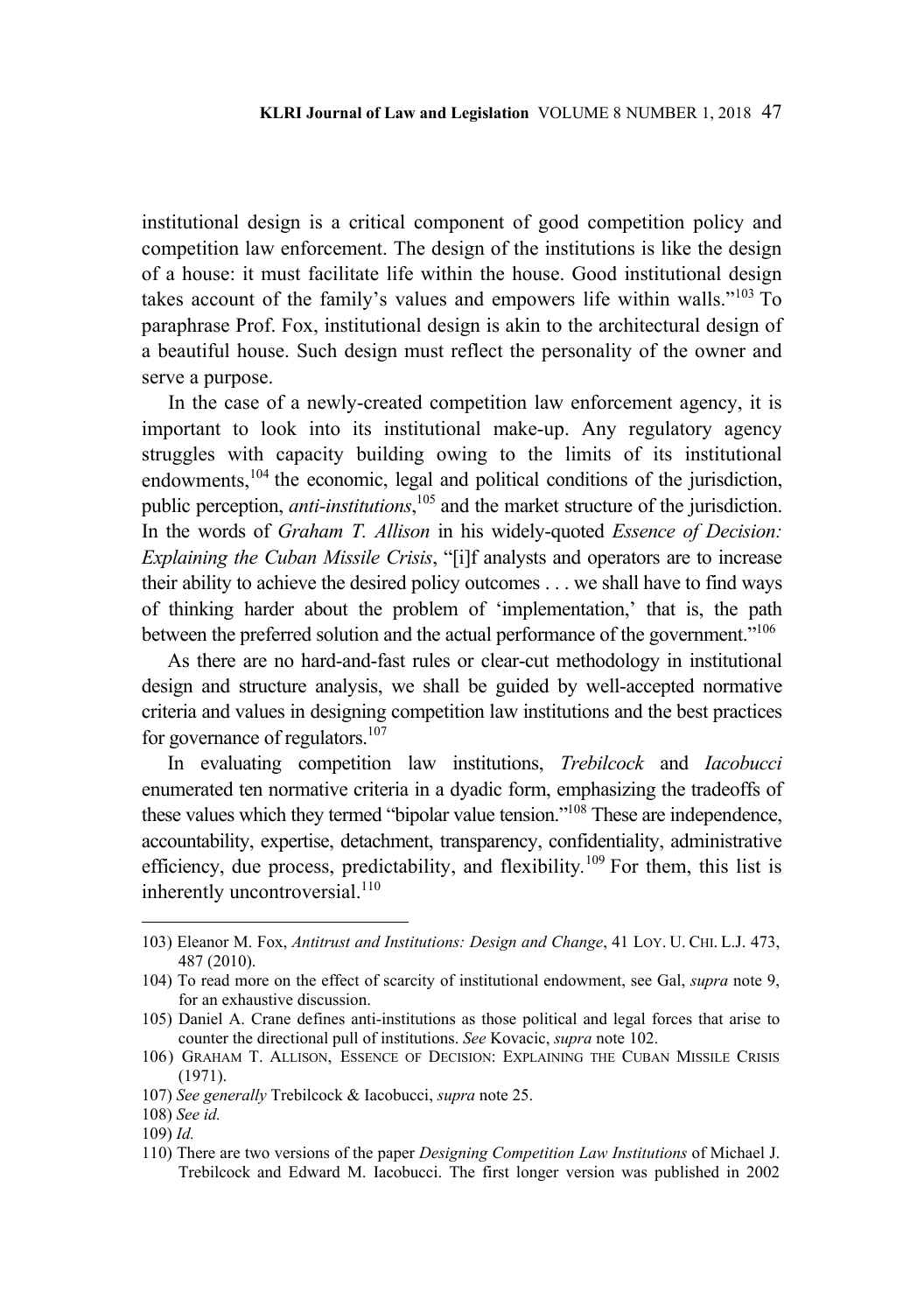institutional design is a critical component of good competition policy and competition law enforcement. The design of the institutions is like the design of a house: it must facilitate life within the house. Good institutional design takes account of the family's values and empowers life within walls."[103] To paraphrase Prof. Fox, institutional design is akin to the architectural design of a beautiful house. Such design must reflect the personality of the owner and serve a purpose.

In the case of a newly-created competition law enforcement agency, it is important to look into its institutional make-up. Any regulatory agency struggles with capacity building owing to the limits of its institutional endowments,[104] the economic, legal and political conditions of the jurisdiction, public perception, *anti-institutions*,[105] and the market structure of the jurisdiction. In the words of *Graham T. Allison* in his widely-quoted *Essence of Decision: Explaining the Cuban Missile Crisis*, "[i]f analysts and operators are to increase their ability to achieve the desired policy outcomes . . . we shall have to find ways of thinking harder about the problem of 'implementation,' that is, the path between the preferred solution and the actual performance of the government."[106]

As there are no hard-and-fast rules or clear-cut methodology in institutional design and structure analysis, we shall be guided by well-accepted normative criteria and values in designing competition law institutions and the best practices for governance of regulators.[107]

In evaluating competition law institutions, *Trebilcock* and *Iacobucci* enumerated ten normative criteria in a dyadic form, emphasizing the tradeoffs of these values which they termed "bipolar value tension."[108] These are independence, accountability, expertise, detachment, transparency, confidentiality, administrative efficiency, due process, predictability, and flexibility.[109] For them, this list is inherently uncontroversial.[110]

---

103) Eleanor M. Fox, *Antitrust and Institutions: Design and Change*, 41 LOY. U. CHI. L.J. 473, 487 (2010).

104) To read more on the effect of scarcity of institutional endowment, see Gal, *supra* note 9, for an exhaustive discussion.

105) Daniel A. Crane defines anti-institutions as those political and legal forces that arise to counter the directional pull of institutions. *See* Kovacic, *supra* note 102.

106) GRAHAM T. ALLISON, ESSENCE OF DECISION: EXPLAINING THE CUBAN MISSILE CRISIS (1971).

107) *See generally* Trebilcock & Iacobucci, *supra* note 25.

108) *See id.*

109) *Id.*

110) There are two versions of the paper *Designing Competition Law Institutions* of Michael J. Trebilcock and Edward M. Iacobucci. The first longer version was published in 2002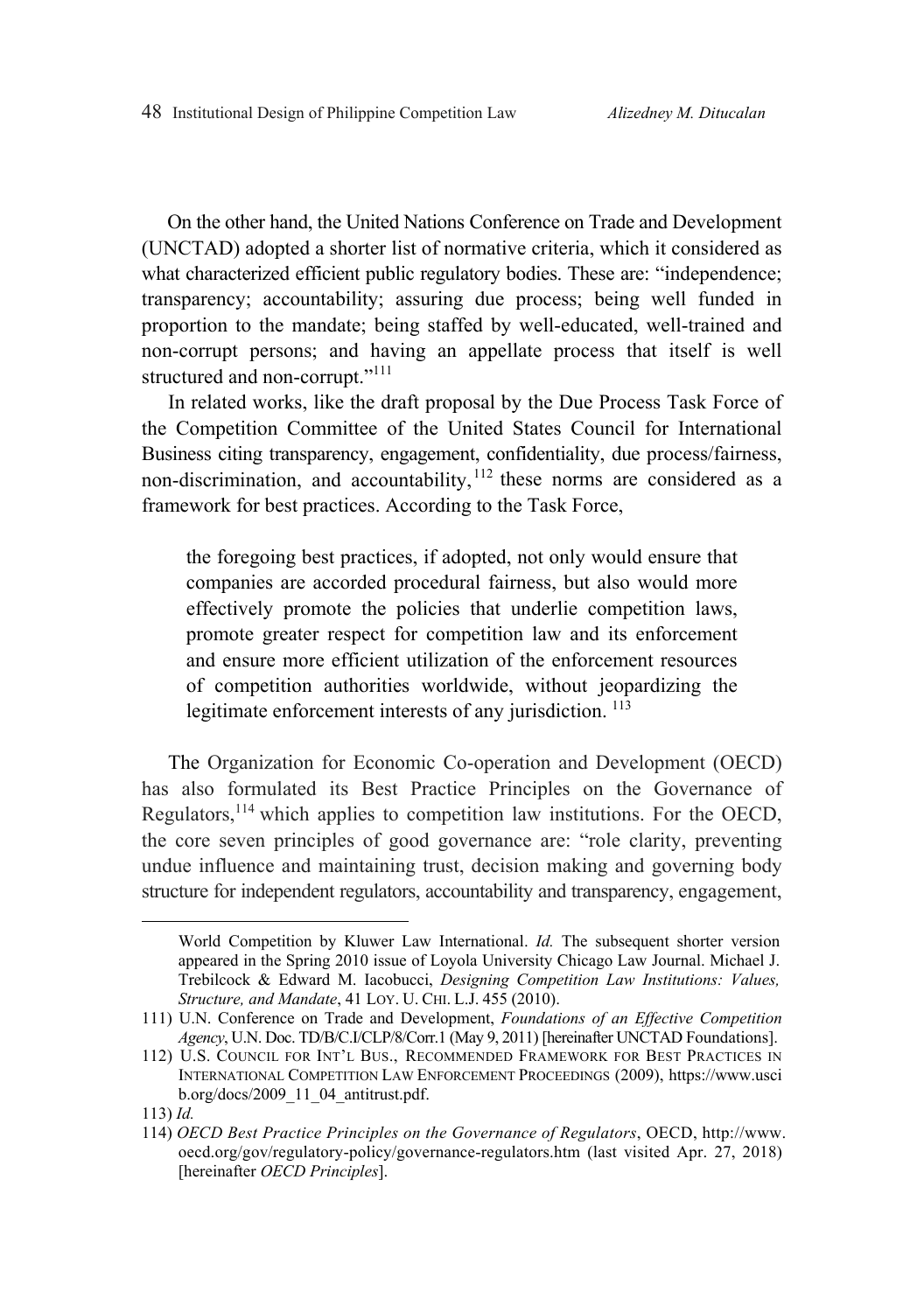On the other hand, the United Nations Conference on Trade and Development (UNCTAD) adopted a shorter list of normative criteria, which it considered as what characterized efficient public regulatory bodies. These are: "independence; transparency; accountability; assuring due process; being well funded in proportion to the mandate; being staffed by well-educated, well-trained and non-corrupt persons; and having an appellate process that itself is well structured and non-corrupt."[111]

In related works, like the draft proposal by the Due Process Task Force of the Competition Committee of the United States Council for International Business citing transparency, engagement, confidentiality, due process/fairness, non-discrimination, and accountability,[112] these norms are considered as a framework for best practices. According to the Task Force,

> the foregoing best practices, if adopted, not only would ensure that companies are accorded procedural fairness, but also would more effectively promote the policies that underlie competition laws, promote greater respect for competition law and its enforcement and ensure more efficient utilization of the enforcement resources of competition authorities worldwide, without jeopardizing the legitimate enforcement interests of any jurisdiction. [113]

The Organization for Economic Co-operation and Development (OECD) has also formulated its Best Practice Principles on the Governance of Regulators,[114] which applies to competition law institutions. For the OECD, the core seven principles of good governance are: "role clarity, preventing undue influence and maintaining trust, decision making and governing body structure for independent regulators, accountability and transparency, engagement,

---

World Competition by Kluwer Law International. *Id.* The subsequent shorter version appeared in the Spring 2010 issue of Loyola University Chicago Law Journal. Michael J. Trebilcock & Edward M. Iacobucci, *Designing Competition Law Institutions: Values, Structure, and Mandate*, 41 LOY. U. CHI. L.J. 455 (2010).

111) U.N. Conference on Trade and Development, *Foundations of an Effective Competition Agency*, U.N. Doc. TD/B/C.I/CLP/8/Corr.1 (May 9, 2011) [hereinafter UNCTAD Foundations].

112) U.S. COUNCIL FOR INT'L BUS., RECOMMENDED FRAMEWORK FOR BEST PRACTICES IN INTERNATIONAL COMPETITION LAW ENFORCEMENT PROCEEDINGS (2009), https://www.uscib.org/docs/2009_11_04_antitrust.pdf.

113) *Id.*

114) *OECD Best Practice Principles on the Governance of Regulators*, OECD, http://www.oecd.org/gov/regulatory-policy/governance-regulators.htm (last visited Apr. 27, 2018) [hereinafter *OECD Principles*].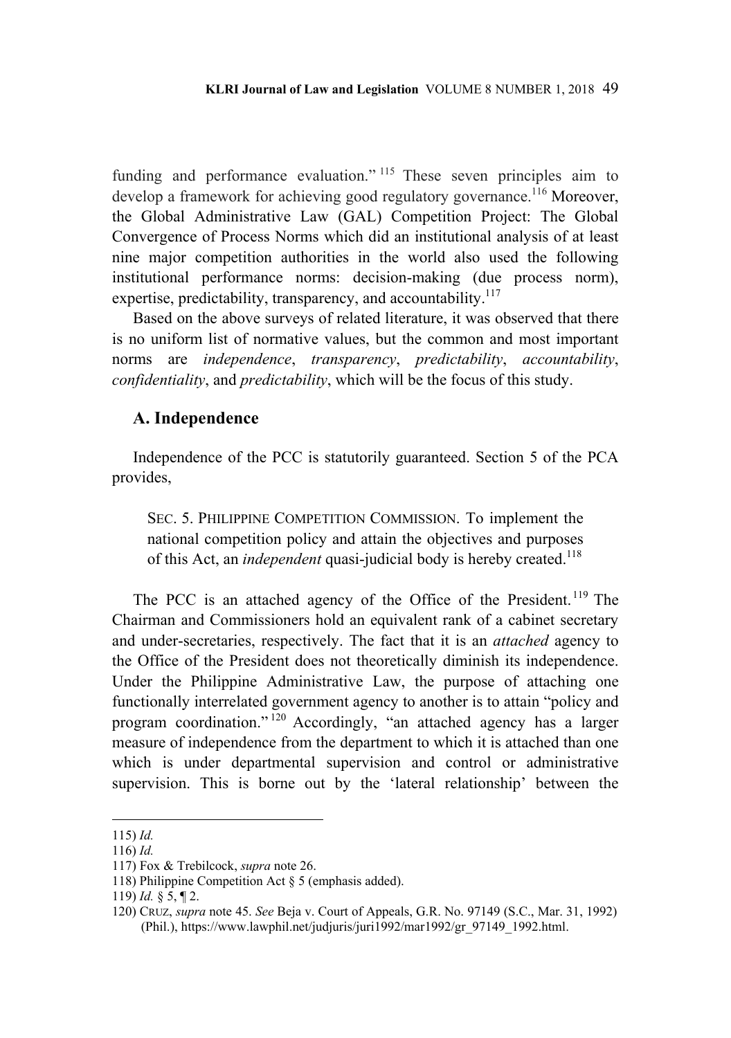funding and performance evaluation."[115] These seven principles aim to develop a framework for achieving good regulatory governance.[116] Moreover, the Global Administrative Law (GAL) Competition Project: The Global Convergence of Process Norms which did an institutional analysis of at least nine major competition authorities in the world also used the following institutional performance norms: decision-making (due process norm), expertise, predictability, transparency, and accountability.[117]

Based on the above surveys of related literature, it was observed that there is no uniform list of normative values, but the common and most important norms are *independence*, *transparency*, *predictability*, *accountability*, *confidentiality*, and *predictability*, which will be the focus of this study.

## A. Independence

Independence of the PCC is statutorily guaranteed. Section 5 of the PCA provides,

> SEC. 5. PHILIPPINE COMPETITION COMMISSION. To implement the national competition policy and attain the objectives and purposes of this Act, an *independent* quasi-judicial body is hereby created.[118]

The PCC is an attached agency of the Office of the President.[119] The Chairman and Commissioners hold an equivalent rank of a cabinet secretary and under-secretaries, respectively. The fact that it is an *attached* agency to the Office of the President does not theoretically diminish its independence. Under the Philippine Administrative Law, the purpose of attaching one functionally interrelated government agency to another is to attain "policy and program coordination."[120] Accordingly, "an attached agency has a larger measure of independence from the department to which it is attached than one which is under departmental supervision and control or administrative supervision. This is borne out by the 'lateral relationship' between the

---

115) *Id.*

116) *Id.*

117) Fox & Trebilcock, *supra* note 26.

118) Philippine Competition Act § 5 (emphasis added).

119) *Id.* § 5, ¶ 2.

120) CRUZ, *supra* note 45. *See* Beja v. Court of Appeals, G.R. No. 97149 (S.C., Mar. 31, 1992) (Phil.), https://www.lawphil.net/judjuris/juri1992/mar1992/gr_97149_1992.html.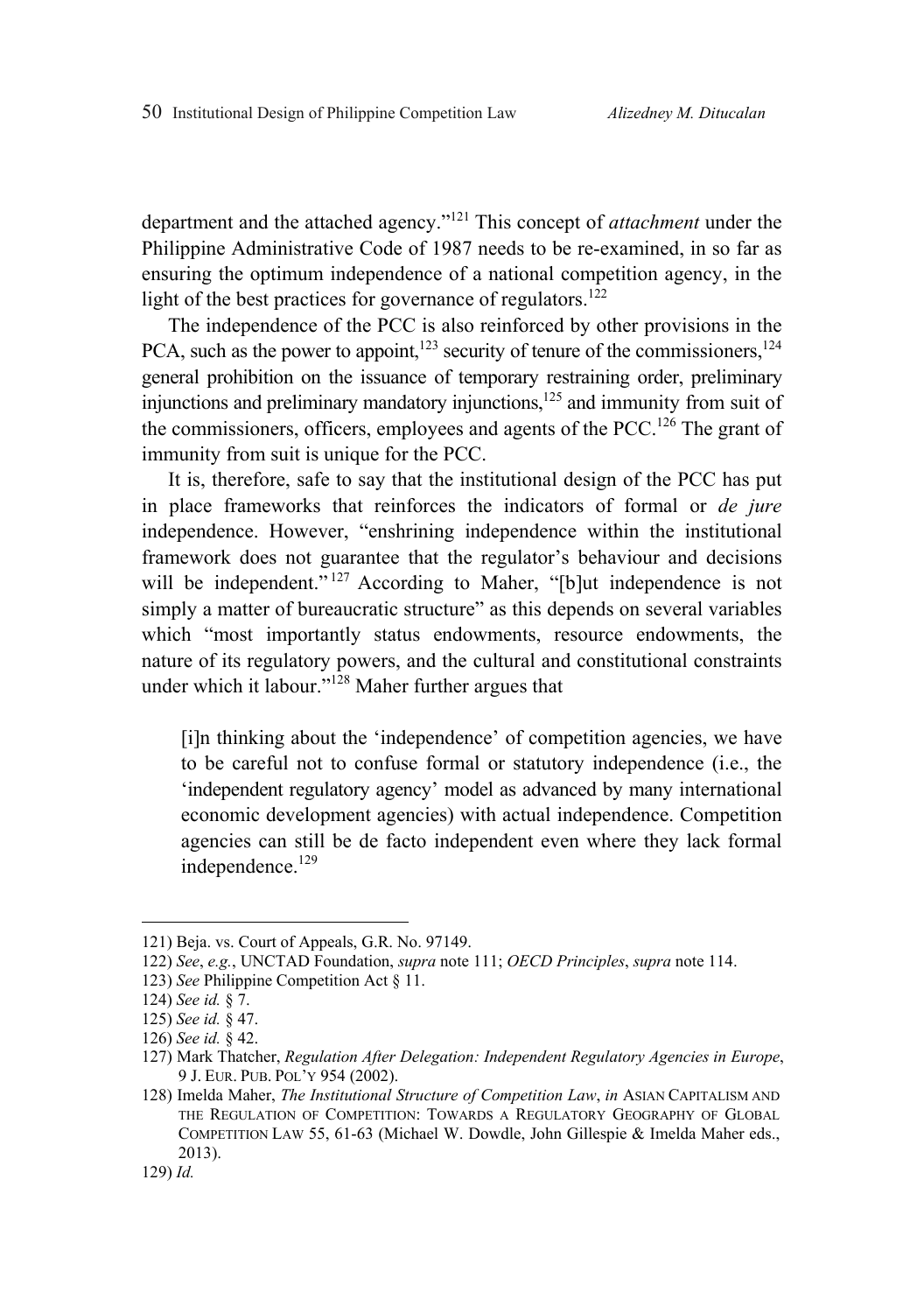department and the attached agency."[121] This concept of *attachment* under the Philippine Administrative Code of 1987 needs to be re-examined, in so far as ensuring the optimum independence of a national competition agency, in the light of the best practices for governance of regulators.[122]

The independence of the PCC is also reinforced by other provisions in the PCA, such as the power to appoint,[123] security of tenure of the commissioners,[124] general prohibition on the issuance of temporary restraining order, preliminary injunctions and preliminary mandatory injunctions,[125] and immunity from suit of the commissioners, officers, employees and agents of the PCC.[126] The grant of immunity from suit is unique for the PCC.

It is, therefore, safe to say that the institutional design of the PCC has put in place frameworks that reinforces the indicators of formal or *de jure* independence. However, "enshrining independence within the institutional framework does not guarantee that the regulator's behaviour and decisions will be independent."[127] According to Maher, "[b]ut independence is not simply a matter of bureaucratic structure" as this depends on several variables which "most importantly status endowments, resource endowments, the nature of its regulatory powers, and the cultural and constitutional constraints under which it labour."[128] Maher further argues that

> [i]n thinking about the 'independence' of competition agencies, we have to be careful not to confuse formal or statutory independence (i.e., the 'independent regulatory agency' model as advanced by many international economic development agencies) with actual independence. Competition agencies can still be de facto independent even where they lack formal independence.[129]

---

121) Beja. vs. Court of Appeals, G.R. No. 97149.

122) *See*, *e.g.*, UNCTAD Foundation, *supra* note 111; *OECD Principles*, *supra* note 114.

123) *See* Philippine Competition Act § 11.

124) *See id.* § 7.

125) *See id.* § 47.

126) *See id.* § 42.

127) Mark Thatcher, *Regulation After Delegation: Independent Regulatory Agencies in Europe*, 9 J. EUR. PUB. POL'Y 954 (2002).

128) Imelda Maher, *The Institutional Structure of Competition Law*, *in* ASIAN CAPITALISM AND THE REGULATION OF COMPETITION: TOWARDS A REGULATORY GEOGRAPHY OF GLOBAL COMPETITION LAW 55, 61-63 (Michael W. Dowdle, John Gillespie & Imelda Maher eds., 2013).

129) *Id.*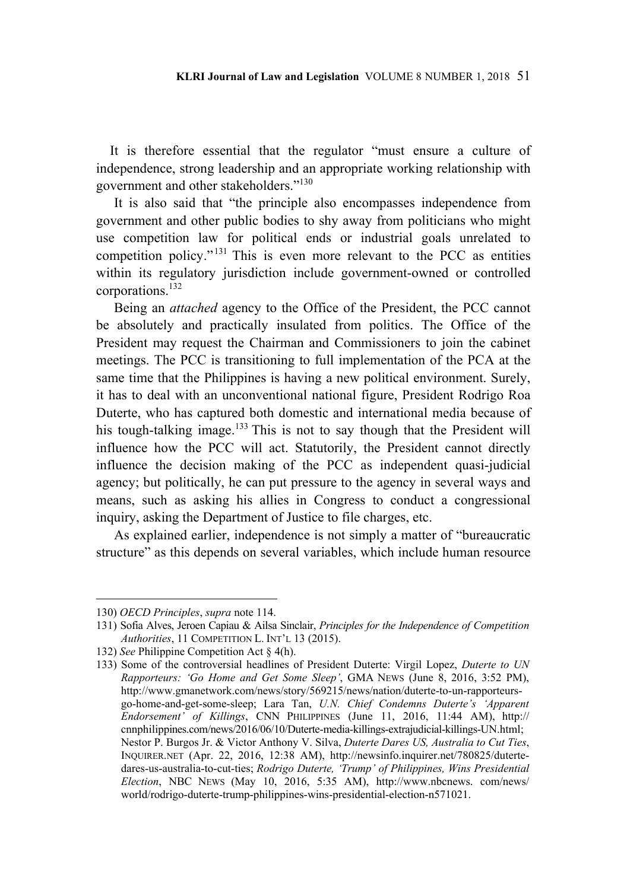It is therefore essential that the regulator "must ensure a culture of independence, strong leadership and an appropriate working relationship with government and other stakeholders."[130]

It is also said that "the principle also encompasses independence from government and other public bodies to shy away from politicians who might use competition law for political ends or industrial goals unrelated to competition policy."[131] This is even more relevant to the PCC as entities within its regulatory jurisdiction include government-owned or controlled corporations.[132]

Being an *attached* agency to the Office of the President, the PCC cannot be absolutely and practically insulated from politics. The Office of the President may request the Chairman and Commissioners to join the cabinet meetings. The PCC is transitioning to full implementation of the PCA at the same time that the Philippines is having a new political environment. Surely, it has to deal with an unconventional national figure, President Rodrigo Roa Duterte, who has captured both domestic and international media because of his tough-talking image.[133] This is not to say though that the President will influence how the PCC will act. Statutorily, the President cannot directly influence the decision making of the PCC as independent quasi-judicial agency; but politically, he can put pressure to the agency in several ways and means, such as asking his allies in Congress to conduct a congressional inquiry, asking the Department of Justice to file charges, etc.

As explained earlier, independence is not simply a matter of "bureaucratic structure" as this depends on several variables, which include human resource

---

130) *OECD Principles*, *supra* note 114.

131) Sofia Alves, Jeroen Capiau & Ailsa Sinclair, *Principles for the Independence of Competition Authorities*, 11 COMPETITION L. INT'L 13 (2015).

132) *See* Philippine Competition Act § 4(h).

133) Some of the controversial headlines of President Duterte: Virgil Lopez, *Duterte to UN Rapporteurs: 'Go Home and Get Some Sleep'*, GMA NEWS (June 8, 2016, 3:52 PM), http://www.gmanetwork.com/news/story/569215/news/nation/duterte-to-un-rapporteurs-go-home-and-get-some-sleep; Lara Tan, *U.N. Chief Condemns Duterte's 'Apparent Endorsement' of Killings*, CNN PHILIPPINES (June 11, 2016, 11:44 AM), http://cnnphilippines.com/news/2016/06/10/Duterte-media-killings-extrajudicial-killings-UN.html; Nestor P. Burgos Jr. & Victor Anthony V. Silva, *Duterte Dares US, Australia to Cut Ties*, INQUIRER.NET (Apr. 22, 2016, 12:38 AM), http://newsinfo.inquirer.net/780825/duterte-dares-us-australia-to-cut-ties; *Rodrigo Duterte, 'Trump' of Philippines, Wins Presidential Election*, NBC NEWS (May 10, 2016, 5:35 AM), http://www.nbcnews. com/news/world/rodrigo-duterte-trump-philippines-wins-presidential-election-n571021.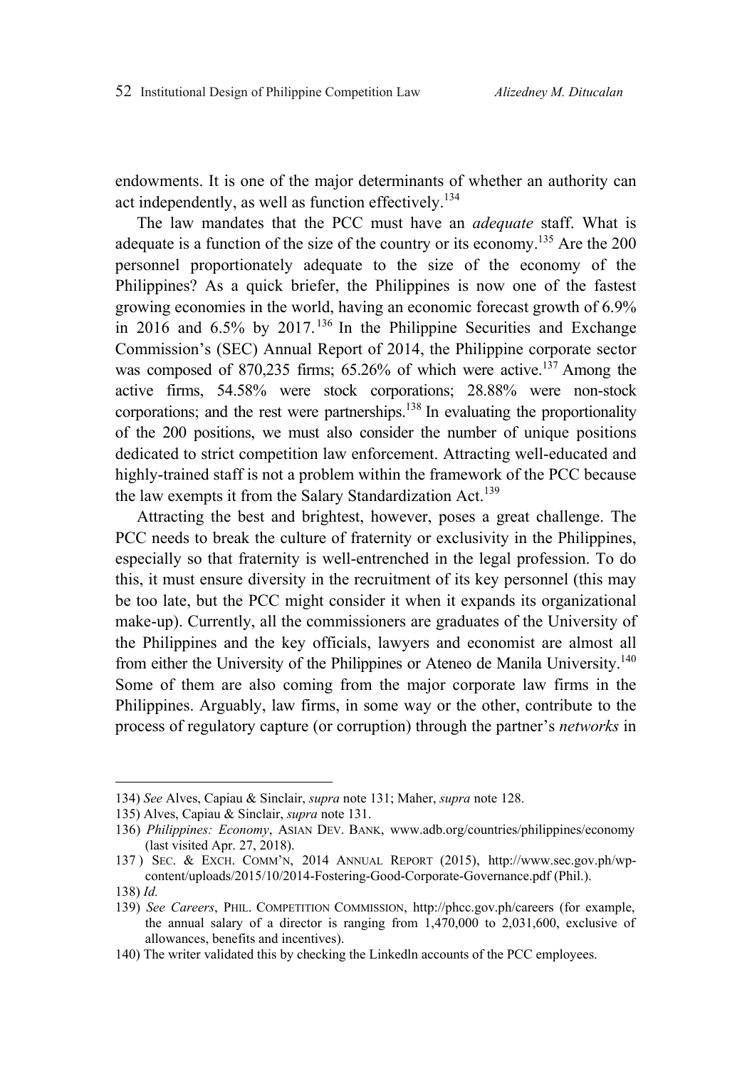endowments. It is one of the major determinants of whether an authority can act independently, as well as function effectively.[134]

The law mandates that the PCC must have an *adequate* staff. What is adequate is a function of the size of the country or its economy.[135] Are the 200 personnel proportionately adequate to the size of the economy of the Philippines? As a quick briefer, the Philippines is now one of the fastest growing economies in the world, having an economic forecast growth of 6.9% in 2016 and 6.5% by 2017.[136] In the Philippine Securities and Exchange Commission's (SEC) Annual Report of 2014, the Philippine corporate sector was composed of 870,235 firms; 65.26% of which were active.[137] Among the active firms, 54.58% were stock corporations; 28.88% were non-stock corporations; and the rest were partnerships.[138] In evaluating the proportionality of the 200 positions, we must also consider the number of unique positions dedicated to strict competition law enforcement. Attracting well-educated and highly-trained staff is not a problem within the framework of the PCC because the law exempts it from the Salary Standardization Act.[139]

Attracting the best and brightest, however, poses a great challenge. The PCC needs to break the culture of fraternity or exclusivity in the Philippines, especially so that fraternity is well-entrenched in the legal profession. To do this, it must ensure diversity in the recruitment of its key personnel (this may be too late, but the PCC might consider it when it expands its organizational make-up). Currently, all the commissioners are graduates of the University of the Philippines and the key officials, lawyers and economist are almost all from either the University of the Philippines or Ateneo de Manila University.[140] Some of them are also coming from the major corporate law firms in the Philippines. Arguably, law firms, in some way or the other, contribute to the process of regulatory capture (or corruption) through the partner's *networks* in

---

134) *See* Alves, Capiau & Sinclair, *supra* note 131; Maher, *supra* note 128.

135) Alves, Capiau & Sinclair, *supra* note 131.

136) *Philippines: Economy*, ASIAN DEV. BANK, www.adb.org/countries/philippines/economy (last visited Apr. 27, 2018).

137) SEC. & EXCH. COMM'N, 2014 ANNUAL REPORT (2015), http://www.sec.gov.ph/wp-content/uploads/2015/10/2014-Fostering-Good-Corporate-Governance.pdf (Phil.).

138) *Id.*

139) *See Careers*, PHIL. COMPETITION COMMISSION, http://phcc.gov.ph/careers (for example, the annual salary of a director is ranging from 1,470,000 to 2,031,600, exclusive of allowances, benefits and incentives).

140) The writer validated this by checking the Linkedln accounts of the PCC employees.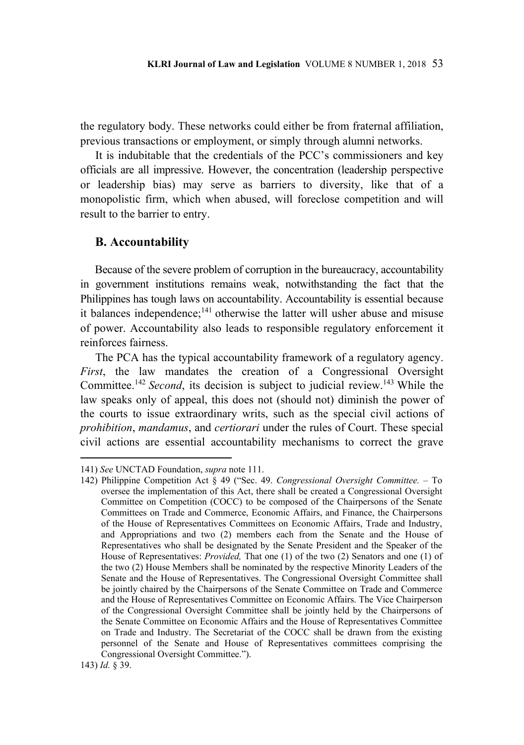the regulatory body. These networks could either be from fraternal affiliation, previous transactions or employment, or simply through alumni networks.

It is indubitable that the credentials of the PCC's commissioners and key officials are all impressive. However, the concentration (leadership perspective or leadership bias) may serve as barriers to diversity, like that of a monopolistic firm, which when abused, will foreclose competition and will result to the barrier to entry.

## B. Accountability

Because of the severe problem of corruption in the bureaucracy, accountability in government institutions remains weak, notwithstanding the fact that the Philippines has tough laws on accountability. Accountability is essential because it balances independence;[141] otherwise the latter will usher abuse and misuse of power. Accountability also leads to responsible regulatory enforcement it reinforces fairness.

The PCA has the typical accountability framework of a regulatory agency. *First*, the law mandates the creation of a Congressional Oversight Committee.[142] *Second*, its decision is subject to judicial review.[143] While the law speaks only of appeal, this does not (should not) diminish the power of the courts to issue extraordinary writs, such as the special civil actions of *prohibition*, *mandamus*, and *certiorari* under the rules of Court. These special civil actions are essential accountability mechanisms to correct the grave

---

141) *See* UNCTAD Foundation, *supra* note 111.

142) Philippine Competition Act § 49 ("Sec. 49. *Congressional Oversight Committee.* – To oversee the implementation of this Act, there shall be created a Congressional Oversight Committee on Competition (COCC) to be composed of the Chairpersons of the Senate Committees on Trade and Commerce, Economic Affairs, and Finance, the Chairpersons of the House of Representatives Committees on Economic Affairs, Trade and Industry, and Appropriations and two (2) members each from the Senate and the House of Representatives who shall be designated by the Senate President and the Speaker of the House of Representatives: *Provided,* That one (1) of the two (2) Senators and one (1) of the two (2) House Members shall be nominated by the respective Minority Leaders of the Senate and the House of Representatives. The Congressional Oversight Committee shall be jointly chaired by the Chairpersons of the Senate Committee on Trade and Commerce and the House of Representatives Committee on Economic Affairs. The Vice Chairperson of the Congressional Oversight Committee shall be jointly held by the Chairpersons of the Senate Committee on Economic Affairs and the House of Representatives Committee on Trade and Industry. The Secretariat of the COCC shall be drawn from the existing personnel of the Senate and House of Representatives committees comprising the Congressional Oversight Committee.").

143) *Id.* § 39.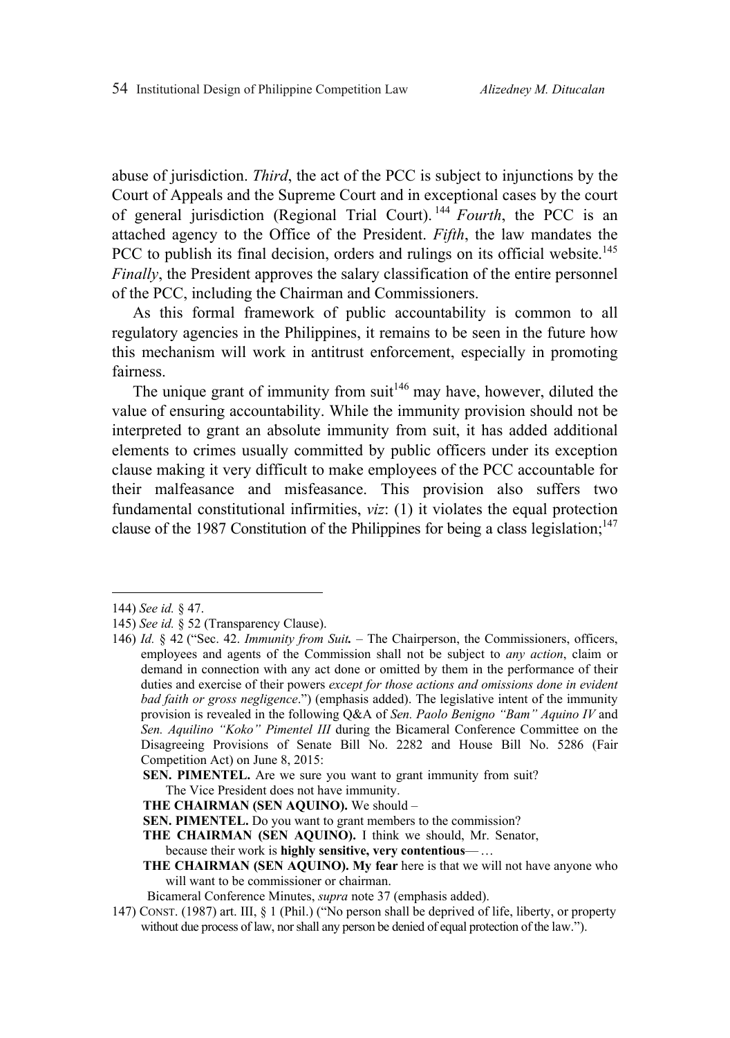abuse of jurisdiction. *Third*, the act of the PCC is subject to injunctions by the Court of Appeals and the Supreme Court and in exceptional cases by the court of general jurisdiction (Regional Trial Court).[144] *Fourth*, the PCC is an attached agency to the Office of the President. *Fifth*, the law mandates the PCC to publish its final decision, orders and rulings on its official website.[145] *Finally*, the President approves the salary classification of the entire personnel of the PCC, including the Chairman and Commissioners.

As this formal framework of public accountability is common to all regulatory agencies in the Philippines, it remains to be seen in the future how this mechanism will work in antitrust enforcement, especially in promoting fairness.

The unique grant of immunity from suit[146] may have, however, diluted the value of ensuring accountability. While the immunity provision should not be interpreted to grant an absolute immunity from suit, it has added additional elements to crimes usually committed by public officers under its exception clause making it very difficult to make employees of the PCC accountable for their malfeasance and misfeasance. This provision also suffers two fundamental constitutional infirmities, *viz*: (1) it violates the equal protection clause of the 1987 Constitution of the Philippines for being a class legislation;[147]

---

144) *See id.* § 47.

145) *See id.* § 52 (Transparency Clause).

146) *Id.* § 42 ("Sec. 42. *Immunity from Suit.* – The Chairperson, the Commissioners, officers, employees and agents of the Commission shall not be subject to *any action*, claim or demand in connection with any act done or omitted by them in the performance of their duties and exercise of their powers *except for those actions and omissions done in evident bad faith or gross negligence*.") (emphasis added). The legislative intent of the immunity provision is revealed in the following Q&A of *Sen. Paolo Benigno "Bam" Aquino IV* and *Sen. Aquilino "Koko" Pimentel III* during the Bicameral Conference Committee on the Disagreeing Provisions of Senate Bill No. 2282 and House Bill No. 5286 (Fair Competition Act) on June 8, 2015:

**SEN. PIMENTEL.** Are we sure you want to grant immunity from suit? The Vice President does not have immunity.

**THE CHAIRMAN (SEN AQUINO).** We should –

**SEN. PIMENTEL.** Do you want to grant members to the commission?

**THE CHAIRMAN (SEN AQUINO).** I think we should, Mr. Senator, because their work is **highly sensitive, very contentious**— …

**THE CHAIRMAN (SEN AQUINO). My fear** here is that we will not have anyone who will want to be commissioner or chairman.

Bicameral Conference Minutes, *supra* note 37 (emphasis added).

147) CONST. (1987) art. III, § 1 (Phil.) ("No person shall be deprived of life, liberty, or property without due process of law, nor shall any person be denied of equal protection of the law.").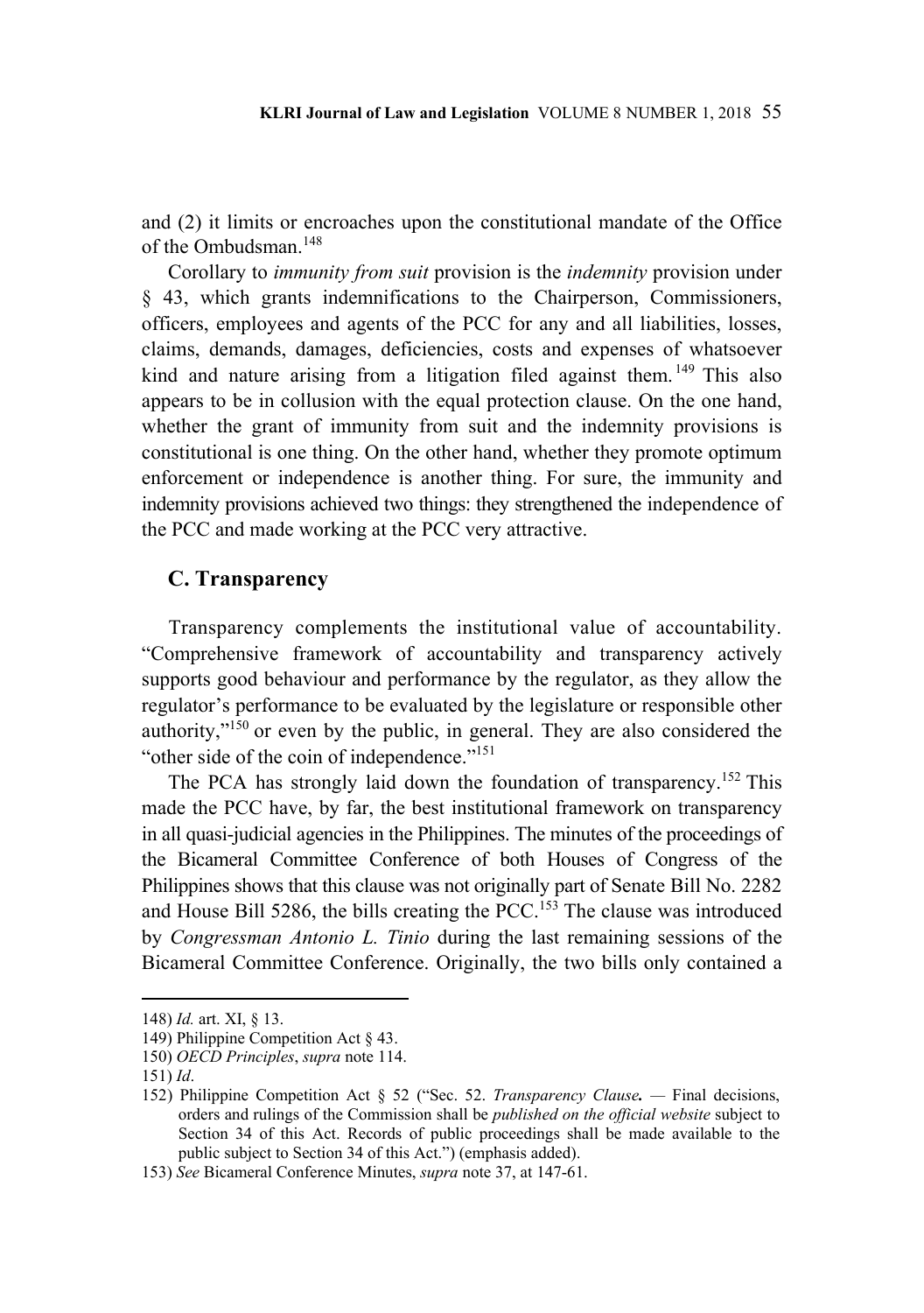and (2) it limits or encroaches upon the constitutional mandate of the Office of the Ombudsman.[148]

Corollary to *immunity from suit* provision is the *indemnity* provision under § 43, which grants indemnifications to the Chairperson, Commissioners, officers, employees and agents of the PCC for any and all liabilities, losses, claims, demands, damages, deficiencies, costs and expenses of whatsoever kind and nature arising from a litigation filed against them.[149] This also appears to be in collusion with the equal protection clause. On the one hand, whether the grant of immunity from suit and the indemnity provisions is constitutional is one thing. On the other hand, whether they promote optimum enforcement or independence is another thing. For sure, the immunity and indemnity provisions achieved two things: they strengthened the independence of the PCC and made working at the PCC very attractive.

### C. Transparency

Transparency complements the institutional value of accountability. "Comprehensive framework of accountability and transparency actively supports good behaviour and performance by the regulator, as they allow the regulator's performance to be evaluated by the legislature or responsible other authority,"[150] or even by the public, in general. They are also considered the "other side of the coin of independence."[151]

The PCA has strongly laid down the foundation of transparency.[152] This made the PCC have, by far, the best institutional framework on transparency in all quasi-judicial agencies in the Philippines. The minutes of the proceedings of the Bicameral Committee Conference of both Houses of Congress of the Philippines shows that this clause was not originally part of Senate Bill No. 2282 and House Bill 5286, the bills creating the PCC.[153] The clause was introduced by *Congressman Antonio L. Tinio* during the last remaining sessions of the Bicameral Committee Conference. Originally, the two bills only contained a

---

148) *Id.* art. XI, § 13.

149) Philippine Competition Act § 43.

150) *OECD Principles*, *supra* note 114.

151) *Id*.

152) Philippine Competition Act § 52 ("Sec. 52. *Transparency Clause.* — Final decisions, orders and rulings of the Commission shall be *published on the official website* subject to Section 34 of this Act. Records of public proceedings shall be made available to the public subject to Section 34 of this Act.") (emphasis added).

153) *See* Bicameral Conference Minutes, *supra* note 37, at 147-61.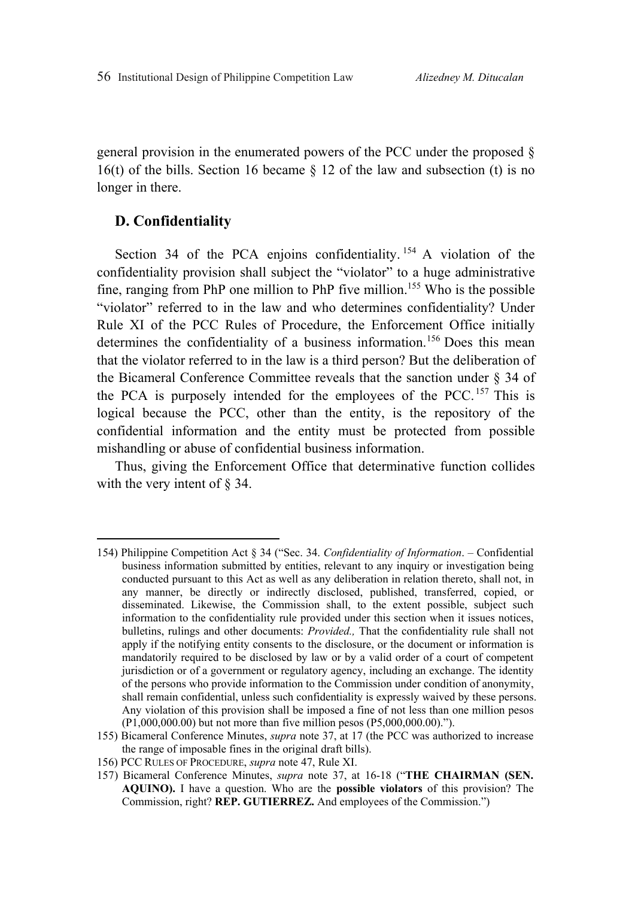general provision in the enumerated powers of the PCC under the proposed § 16(t) of the bills. Section 16 became § 12 of the law and subsection (t) is no longer in there.

### D. Confidentiality

Section 34 of the PCA enjoins confidentiality.[154] A violation of the confidentiality provision shall subject the "violator" to a huge administrative fine, ranging from PhP one million to PhP five million.[155] Who is the possible "violator" referred to in the law and who determines confidentiality? Under Rule XI of the PCC Rules of Procedure, the Enforcement Office initially determines the confidentiality of a business information.[156] Does this mean that the violator referred to in the law is a third person? But the deliberation of the Bicameral Conference Committee reveals that the sanction under § 34 of the PCA is purposely intended for the employees of the PCC.[157] This is logical because the PCC, other than the entity, is the repository of the confidential information and the entity must be protected from possible mishandling or abuse of confidential business information.

Thus, giving the Enforcement Office that determinative function collides with the very intent of § 34.

---

154) Philippine Competition Act § 34 ("Sec. 34. *Confidentiality of Information*. – Confidential business information submitted by entities, relevant to any inquiry or investigation being conducted pursuant to this Act as well as any deliberation in relation thereto, shall not, in any manner, be directly or indirectly disclosed, published, transferred, copied, or disseminated. Likewise, the Commission shall, to the extent possible, subject such information to the confidentiality rule provided under this section when it issues notices, bulletins, rulings and other documents: *Provided.,* That the confidentiality rule shall not apply if the notifying entity consents to the disclosure, or the document or information is mandatorily required to be disclosed by law or by a valid order of a court of competent jurisdiction or of a government or regulatory agency, including an exchange. The identity of the persons who provide information to the Commission under condition of anonymity, shall remain confidential, unless such confidentiality is expressly waived by these persons. Any violation of this provision shall be imposed a fine of not less than one million pesos (P1,000,000.00) but not more than five million pesos (P5,000,000.00).").

155) Bicameral Conference Minutes, *supra* note 37, at 17 (the PCC was authorized to increase the range of imposable fines in the original draft bills).

156) PCC RULES OF PROCEDURE, *supra* note 47, Rule XI.

157) Bicameral Conference Minutes, *supra* note 37, at 16-18 ("**THE CHAIRMAN (SEN. AQUINO).** I have a question. Who are the **possible violators** of this provision? The Commission, right? **REP. GUTIERREZ.** And employees of the Commission.")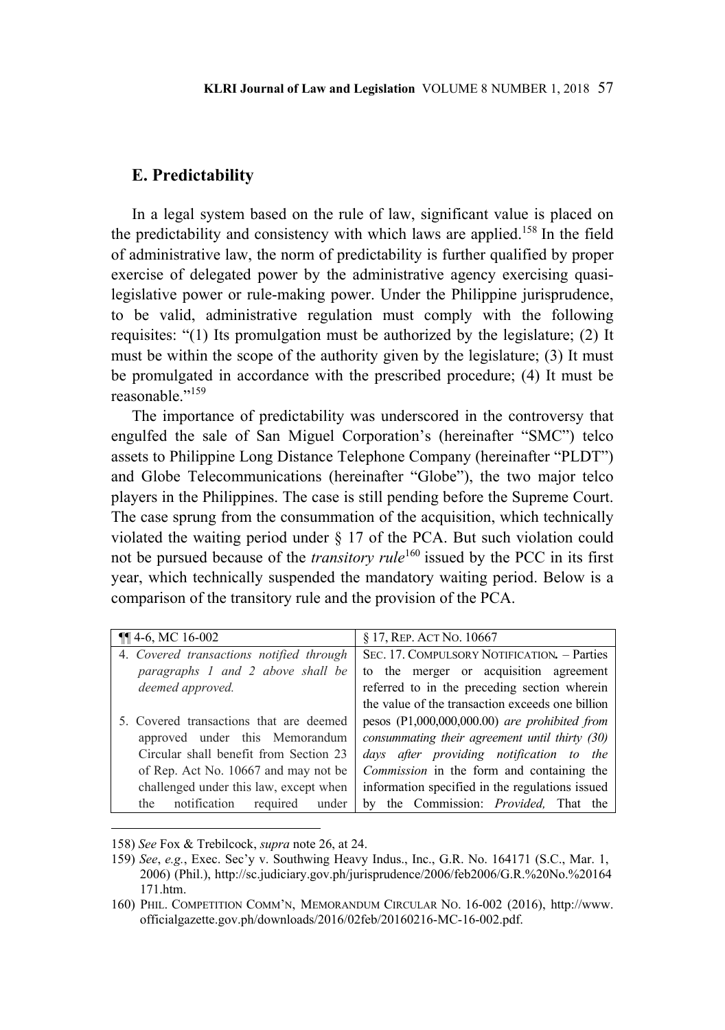## E. Predictability

In a legal system based on the rule of law, significant value is placed on the predictability and consistency with which laws are applied.[158] In the field of administrative law, the norm of predictability is further qualified by proper exercise of delegated power by the administrative agency exercising quasi-legislative power or rule-making power. Under the Philippine jurisprudence, to be valid, administrative regulation must comply with the following requisites: "(1) Its promulgation must be authorized by the legislature; (2) It must be within the scope of the authority given by the legislature; (3) It must be promulgated in accordance with the prescribed procedure; (4) It must be reasonable."[159]

The importance of predictability was underscored in the controversy that engulfed the sale of San Miguel Corporation's (hereinafter "SMC") telco assets to Philippine Long Distance Telephone Company (hereinafter "PLDT") and Globe Telecommunications (hereinafter "Globe"), the two major telco players in the Philippines. The case is still pending before the Supreme Court. The case sprung from the consummation of the acquisition, which technically violated the waiting period under § 17 of the PCA. But such violation could not be pursued because of the *transitory rule*[160] issued by the PCC in its first year, which technically suspended the mandatory waiting period. Below is a comparison of the transitory rule and the provision of the PCA.

| ¶¶ 4-6, MC 16-002 | § 17, REP. ACT NO. 10667 |
|---|---|
| 4. *Covered transactions notified through paragraphs 1 and 2 above shall be deemed approved.*<br><br>5. Covered transactions that are deemed approved under this Memorandum Circular shall benefit from Section 23 of Rep. Act No. 10667 and may not be challenged under this law, except when the notification required under | SEC. 17. COMPULSORY NOTIFICATION. – Parties to the merger or acquisition agreement referred to in the preceding section wherein the value of the transaction exceeds one billion pesos (P1,000,000,000.00) *are prohibited from consummating their agreement until thirty (30) days after providing notification to the Commission* in the form and containing the information specified in the regulations issued by the Commission: *Provided,* That the |

158) *See* Fox & Trebilcock, *supra* note 26, at 24.

159) *See*, *e.g.*, Exec. Sec'y v. Southwing Heavy Indus., Inc., G.R. No. 164171 (S.C., Mar. 1, 2006) (Phil.), http://sc.judiciary.gov.ph/jurisprudence/2006/feb2006/G.R.%20No.%20164171.htm.

160) PHIL. COMPETITION COMM'N, MEMORANDUM CIRCULAR NO. 16-002 (2016), http://www.officialgazette.gov.ph/downloads/2016/02feb/20160216-MC-16-002.pdf.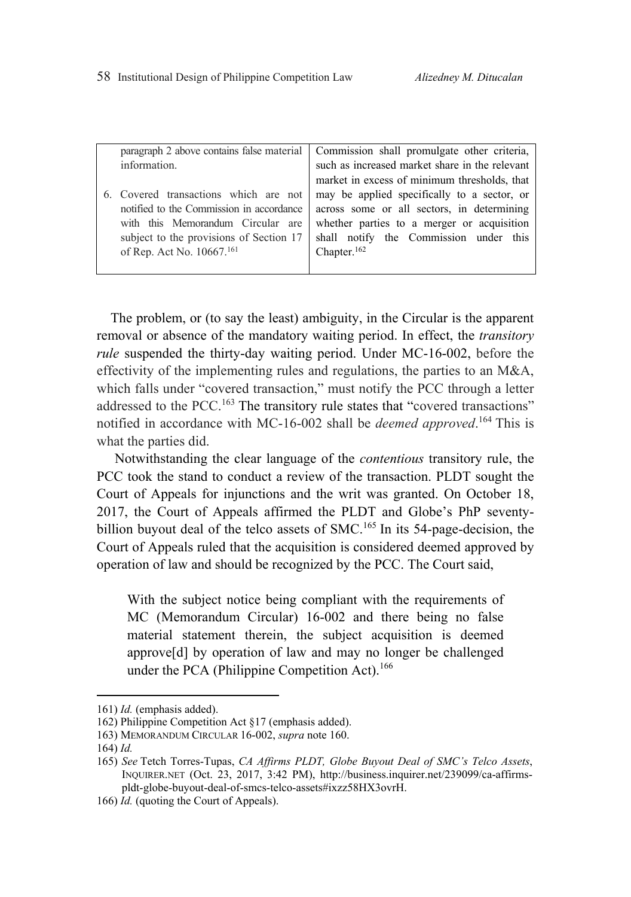| paragraph 2 above contains false material information.<br><br>6. Covered transactions which are not notified to the Commission in accordance with this Memorandum Circular are subject to the provisions of Section 17 of Rep. Act No. 10667.[161] | Commission shall promulgate other criteria, such as increased market share in the relevant market in excess of minimum thresholds, that may be applied specifically to a sector, or across some or all sectors, in determining whether parties to a merger or acquisition shall notify the Commission under this Chapter.[162] |
|---|---|

The problem, or (to say the least) ambiguity, in the Circular is the apparent removal or absence of the mandatory waiting period. In effect, the *transitory rule* suspended the thirty-day waiting period. Under MC-16-002, before the effectivity of the implementing rules and regulations, the parties to an M&A, which falls under "covered transaction," must notify the PCC through a letter addressed to the PCC.[163] The transitory rule states that "covered transactions" notified in accordance with MC-16-002 shall be *deemed approved*.[164] This is what the parties did.

Notwithstanding the clear language of the *contentious* transitory rule, the PCC took the stand to conduct a review of the transaction. PLDT sought the Court of Appeals for injunctions and the writ was granted. On October 18, 2017, the Court of Appeals affirmed the PLDT and Globe's PhP seventy-billion buyout deal of the telco assets of SMC.[165] In its 54-page-decision, the Court of Appeals ruled that the acquisition is considered deemed approved by operation of law and should be recognized by the PCC. The Court said,

> With the subject notice being compliant with the requirements of MC (Memorandum Circular) 16-002 and there being no false material statement therein, the subject acquisition is deemed approve[d] by operation of law and may no longer be challenged under the PCA (Philippine Competition Act).[166]

---

161) *Id.* (emphasis added).

162) Philippine Competition Act §17 (emphasis added).

163) MEMORANDUM CIRCULAR 16-002, *supra* note 160.

164) *Id.*

165) *See* Tetch Torres-Tupas, *CA Affirms PLDT, Globe Buyout Deal of SMC's Telco Assets*, INQUIRER.NET (Oct. 23, 2017, 3:42 PM), http://business.inquirer.net/239099/ca-affirms-pldt-globe-buyout-deal-of-smcs-telco-assets#ixzz58HX3ovrH.

166) *Id.* (quoting the Court of Appeals).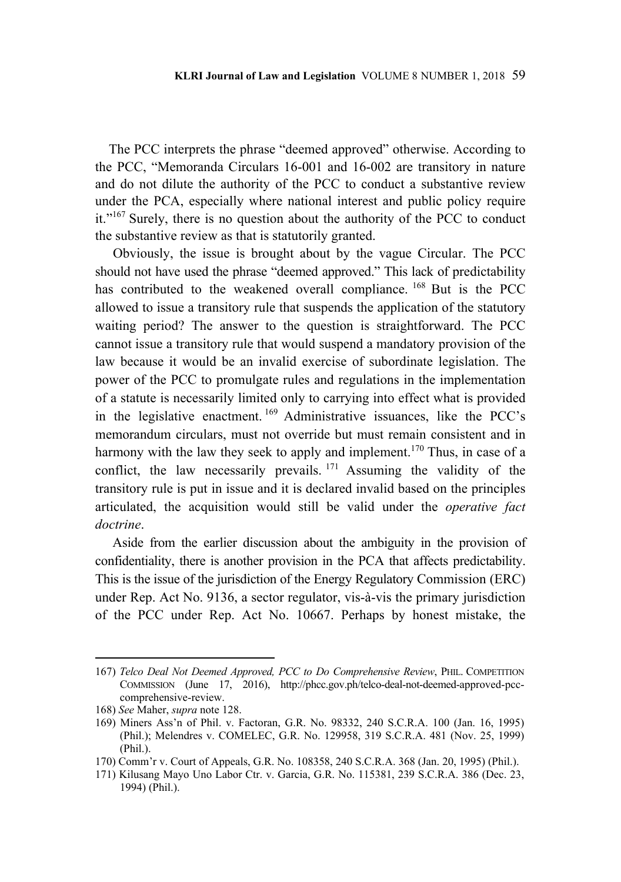The PCC interprets the phrase "deemed approved" otherwise. According to the PCC, "Memoranda Circulars 16-001 and 16-002 are transitory in nature and do not dilute the authority of the PCC to conduct a substantive review under the PCA, especially where national interest and public policy require it."[167] Surely, there is no question about the authority of the PCC to conduct the substantive review as that is statutorily granted.

Obviously, the issue is brought about by the vague Circular. The PCC should not have used the phrase "deemed approved." This lack of predictability has contributed to the weakened overall compliance.[168] But is the PCC allowed to issue a transitory rule that suspends the application of the statutory waiting period? The answer to the question is straightforward. The PCC cannot issue a transitory rule that would suspend a mandatory provision of the law because it would be an invalid exercise of subordinate legislation. The power of the PCC to promulgate rules and regulations in the implementation of a statute is necessarily limited only to carrying into effect what is provided in the legislative enactment.[169] Administrative issuances, like the PCC's memorandum circulars, must not override but must remain consistent and in harmony with the law they seek to apply and implement.[170] Thus, in case of a conflict, the law necessarily prevails.[171] Assuming the validity of the transitory rule is put in issue and it is declared invalid based on the principles articulated, the acquisition would still be valid under the *operative fact doctrine*.

Aside from the earlier discussion about the ambiguity in the provision of confidentiality, there is another provision in the PCA that affects predictability. This is the issue of the jurisdiction of the Energy Regulatory Commission (ERC) under Rep. Act No. 9136, a sector regulator, vis-à-vis the primary jurisdiction of the PCC under Rep. Act No. 10667. Perhaps by honest mistake, the

---

167) *Telco Deal Not Deemed Approved, PCC to Do Comprehensive Review*, PHIL. COMPETITION COMMISSION (June 17, 2016), http://phcc.gov.ph/telco-deal-not-deemed-approved-pcc-comprehensive-review.

168) *See* Maher, *supra* note 128.

169) Miners Ass'n of Phil. v. Factoran, G.R. No. 98332, 240 S.C.R.A. 100 (Jan. 16, 1995) (Phil.); Melendres v. COMELEC, G.R. No. 129958, 319 S.C.R.A. 481 (Nov. 25, 1999) (Phil.).

170) Comm'r v. Court of Appeals, G.R. No. 108358, 240 S.C.R.A. 368 (Jan. 20, 1995) (Phil.).

171) Kilusang Mayo Uno Labor Ctr. v. Garcia, G.R. No. 115381, 239 S.C.R.A. 386 (Dec. 23, 1994) (Phil.).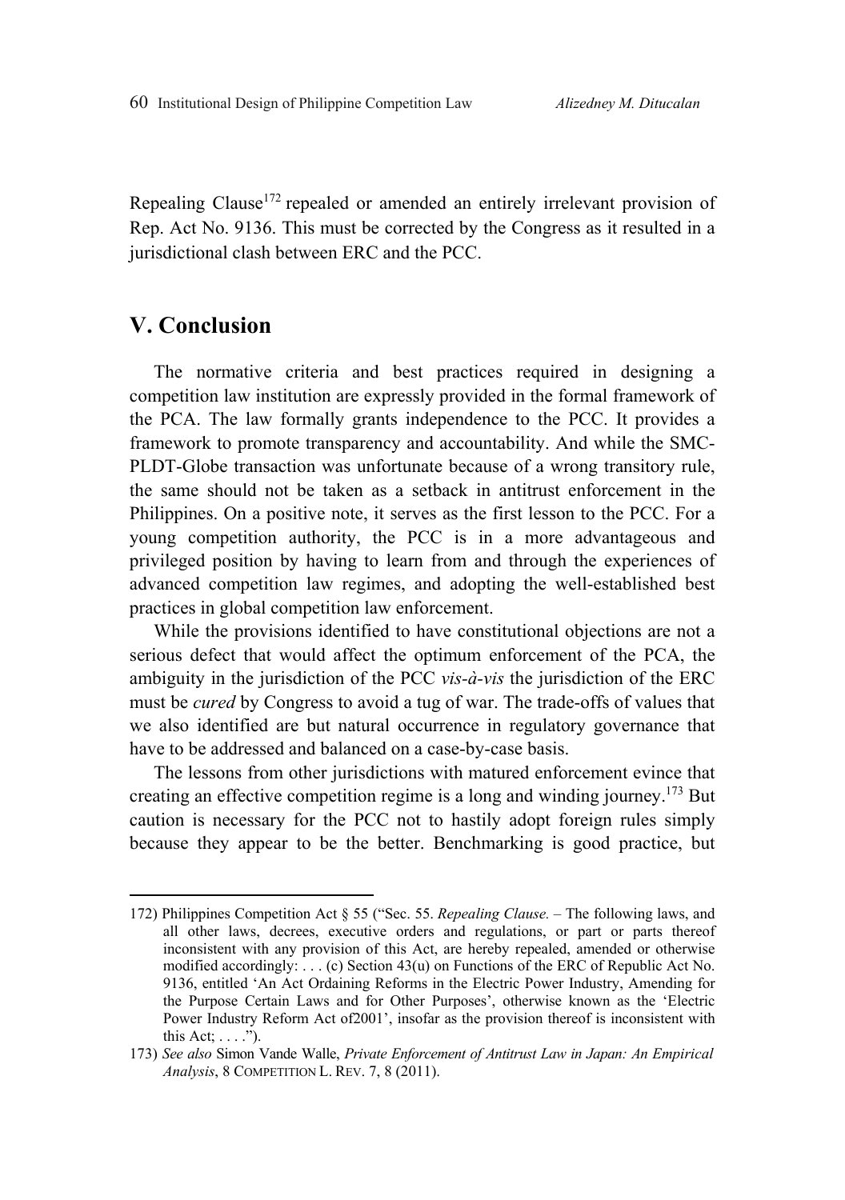Repealing Clause[172] repealed or amended an entirely irrelevant provision of Rep. Act No. 9136. This must be corrected by the Congress as it resulted in a jurisdictional clash between ERC and the PCC.

## V. Conclusion

The normative criteria and best practices required in designing a competition law institution are expressly provided in the formal framework of the PCA. The law formally grants independence to the PCC. It provides a framework to promote transparency and accountability. And while the SMC-PLDT-Globe transaction was unfortunate because of a wrong transitory rule, the same should not be taken as a setback in antitrust enforcement in the Philippines. On a positive note, it serves as the first lesson to the PCC. For a young competition authority, the PCC is in a more advantageous and privileged position by having to learn from and through the experiences of advanced competition law regimes, and adopting the well-established best practices in global competition law enforcement.

While the provisions identified to have constitutional objections are not a serious defect that would affect the optimum enforcement of the PCA, the ambiguity in the jurisdiction of the PCC *vis-à-vis* the jurisdiction of the ERC must be *cured* by Congress to avoid a tug of war. The trade-offs of values that we also identified are but natural occurrence in regulatory governance that have to be addressed and balanced on a case-by-case basis.

The lessons from other jurisdictions with matured enforcement evince that creating an effective competition regime is a long and winding journey.[173] But caution is necessary for the PCC not to hastily adopt foreign rules simply because they appear to be the better. Benchmarking is good practice, but

---

172) Philippines Competition Act § 55 ("Sec. 55. *Repealing Clause.* – The following laws, and all other laws, decrees, executive orders and regulations, or part or parts thereof inconsistent with any provision of this Act, are hereby repealed, amended or otherwise modified accordingly: . . . (c) Section 43(u) on Functions of the ERC of Republic Act No. 9136, entitled 'An Act Ordaining Reforms in the Electric Power Industry, Amending for the Purpose Certain Laws and for Other Purposes', otherwise known as the 'Electric Power Industry Reform Act of2001', insofar as the provision thereof is inconsistent with this Act; . . . .").

173) *See also* Simon Vande Walle, *Private Enforcement of Antitrust Law in Japan: An Empirical Analysis*, 8 COMPETITION L. REV. 7, 8 (2011).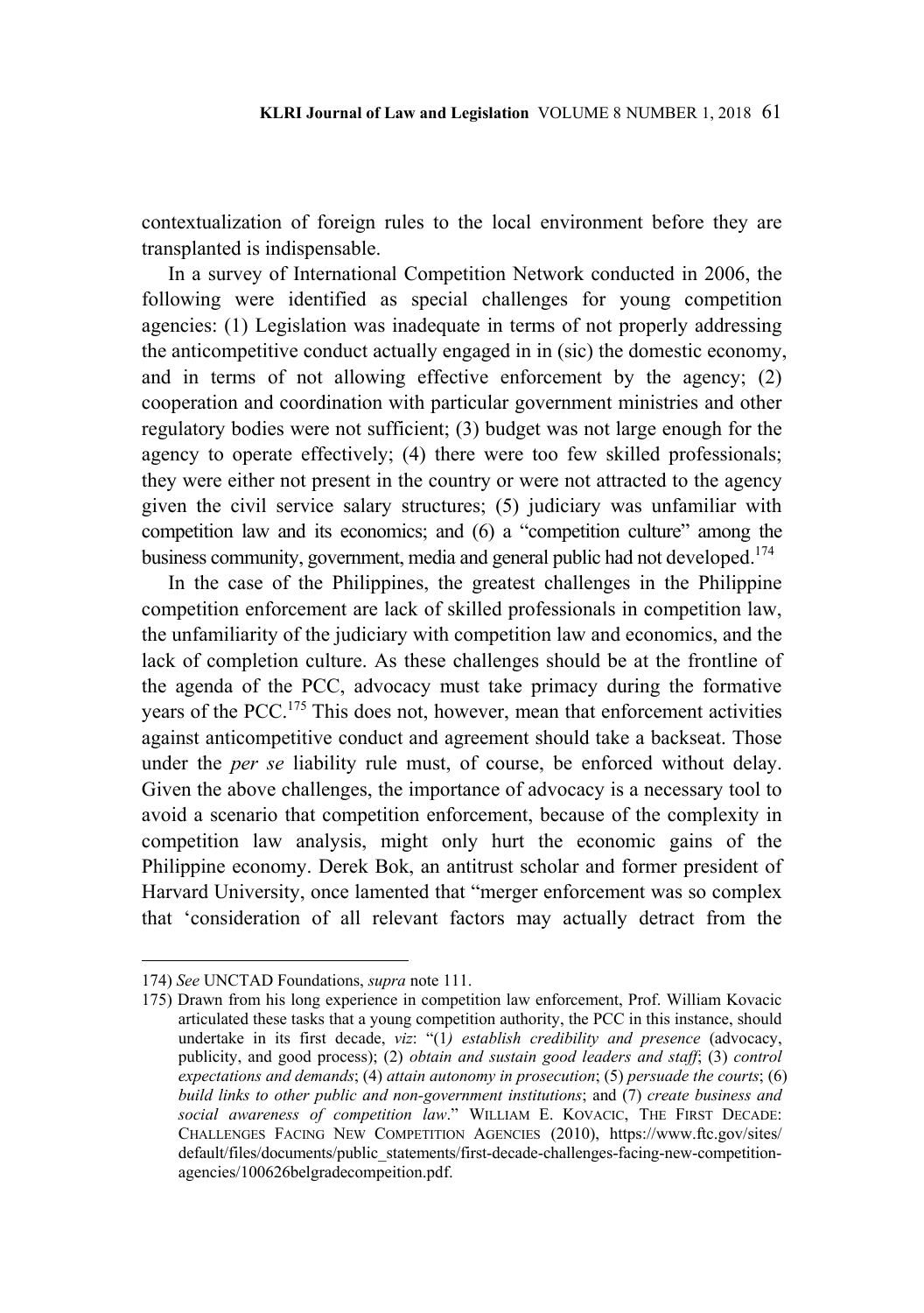contextualization of foreign rules to the local environment before they are transplanted is indispensable.

In a survey of International Competition Network conducted in 2006, the following were identified as special challenges for young competition agencies: (1) Legislation was inadequate in terms of not properly addressing the anticompetitive conduct actually engaged in in (sic) the domestic economy, and in terms of not allowing effective enforcement by the agency; (2) cooperation and coordination with particular government ministries and other regulatory bodies were not sufficient; (3) budget was not large enough for the agency to operate effectively; (4) there were too few skilled professionals; they were either not present in the country or were not attracted to the agency given the civil service salary structures; (5) judiciary was unfamiliar with competition law and its economics; and (6) a "competition culture" among the business community, government, media and general public had not developed.[174]

In the case of the Philippines, the greatest challenges in the Philippine competition enforcement are lack of skilled professionals in competition law, the unfamiliarity of the judiciary with competition law and economics, and the lack of completion culture. As these challenges should be at the frontline of the agenda of the PCC, advocacy must take primacy during the formative years of the PCC.[175] This does not, however, mean that enforcement activities against anticompetitive conduct and agreement should take a backseat. Those under the *per se* liability rule must, of course, be enforced without delay. Given the above challenges, the importance of advocacy is a necessary tool to avoid a scenario that competition enforcement, because of the complexity in competition law analysis, might only hurt the economic gains of the Philippine economy. Derek Bok, an antitrust scholar and former president of Harvard University, once lamented that "merger enforcement was so complex that 'consideration of all relevant factors may actually detract from the

---

174) *See* UNCTAD Foundations, *supra* note 111.

175) Drawn from his long experience in competition law enforcement, Prof. William Kovacic articulated these tasks that a young competition authority, the PCC in this instance, should undertake in its first decade, *viz*: "(1*) establish credibility and presence* (advocacy, publicity, and good process); (2) *obtain and sustain good leaders and staff*; (3) *control expectations and demands*; (4) *attain autonomy in prosecution*; (5) *persuade the courts*; (6) *build links to other public and non-government institutions*; and (7) *create business and social awareness of competition law*." WILLIAM E. KOVACIC, THE FIRST DECADE: CHALLENGES FACING NEW COMPETITION AGENCIES (2010), https://www.ftc.gov/sites/default/files/documents/public_statements/first-decade-challenges-facing-new-competition-agencies/100626belgradecompeition.pdf.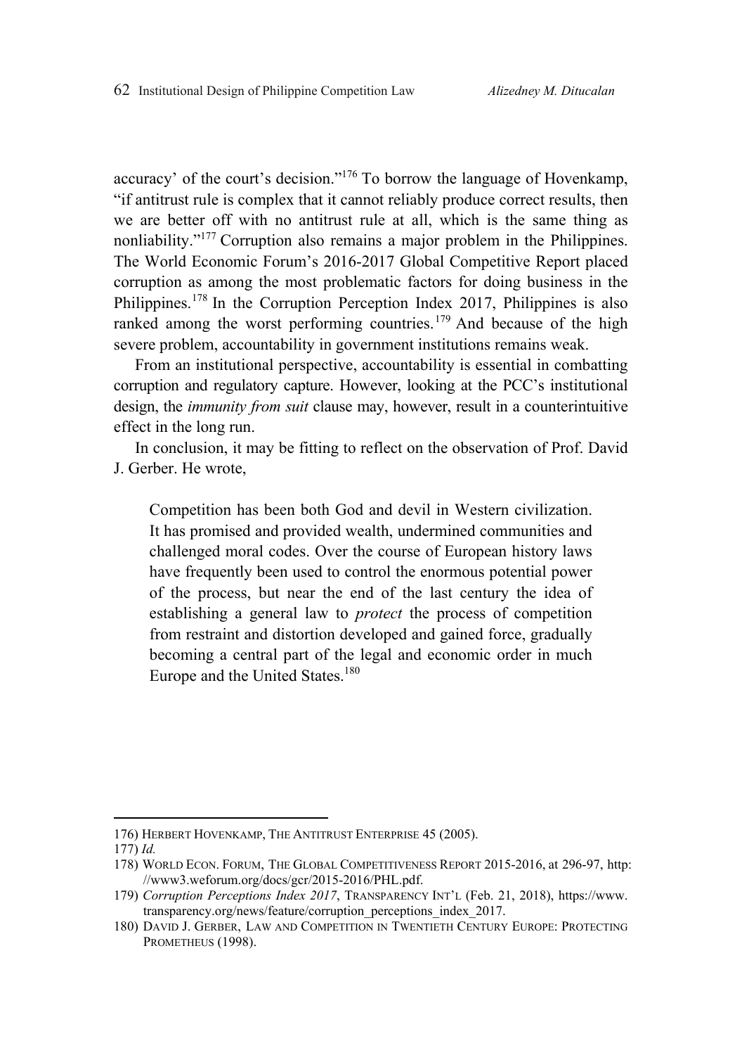accuracy' of the court's decision."[176] To borrow the language of Hovenkamp, "if antitrust rule is complex that it cannot reliably produce correct results, then we are better off with no antitrust rule at all, which is the same thing as nonliability."[177] Corruption also remains a major problem in the Philippines. The World Economic Forum's 2016-2017 Global Competitive Report placed corruption as among the most problematic factors for doing business in the Philippines.[178] In the Corruption Perception Index 2017, Philippines is also ranked among the worst performing countries.[179] And because of the high severe problem, accountability in government institutions remains weak.

From an institutional perspective, accountability is essential in combatting corruption and regulatory capture. However, looking at the PCC's institutional design, the *immunity from suit* clause may, however, result in a counterintuitive effect in the long run.

In conclusion, it may be fitting to reflect on the observation of Prof. David J. Gerber. He wrote,

> Competition has been both God and devil in Western civilization. It has promised and provided wealth, undermined communities and challenged moral codes. Over the course of European history laws have frequently been used to control the enormous potential power of the process, but near the end of the last century the idea of establishing a general law to *protect* the process of competition from restraint and distortion developed and gained force, gradually becoming a central part of the legal and economic order in much Europe and the United States.[180]

---

176) HERBERT HOVENKAMP, THE ANTITRUST ENTERPRISE 45 (2005).

177) *Id.*

178) WORLD ECON. FORUM, THE GLOBAL COMPETITIVENESS REPORT 2015-2016, at 296-97, http://www3.weforum.org/docs/gcr/2015-2016/PHL.pdf.

179) *Corruption Perceptions Index 2017*, TRANSPARENCY INT'L (Feb. 21, 2018), https://www.transparency.org/news/feature/corruption_perceptions_index_2017.

180) DAVID J. GERBER, LAW AND COMPETITION IN TWENTIETH CENTURY EUROPE: PROTECTING PROMETHEUS (1998).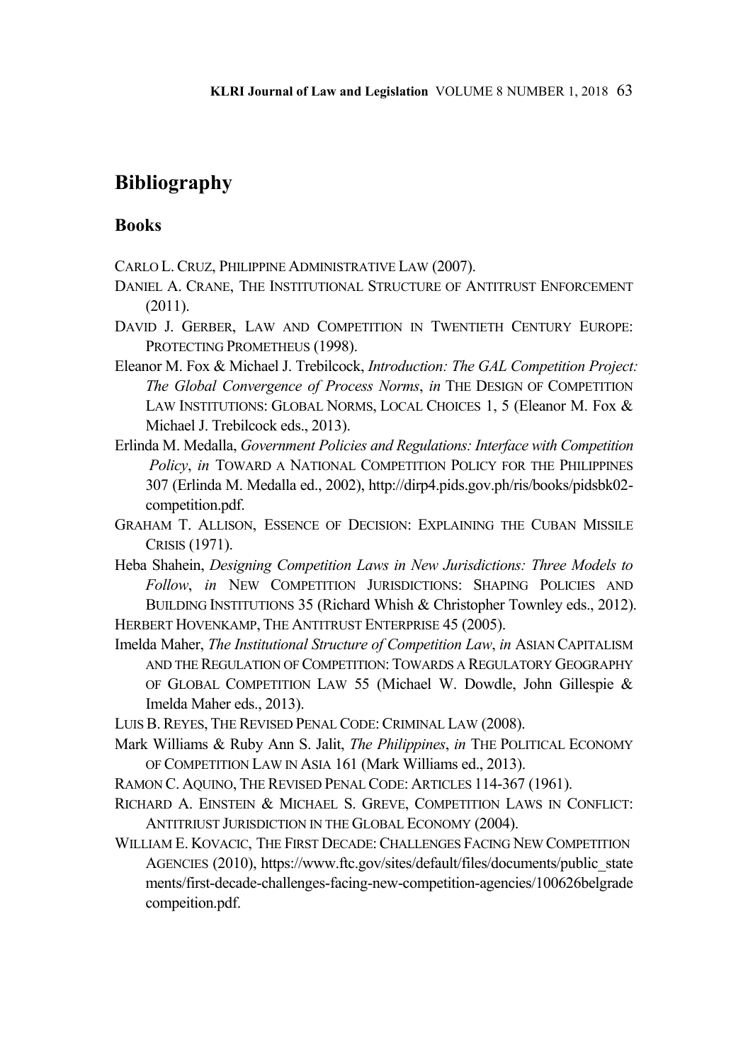# Bibliography

## Books

CARLO L. CRUZ, PHILIPPINE ADMINISTRATIVE LAW (2007).

DANIEL A. CRANE, THE INSTITUTIONAL STRUCTURE OF ANTITRUST ENFORCEMENT (2011).

DAVID J. GERBER, LAW AND COMPETITION IN TWENTIETH CENTURY EUROPE: PROTECTING PROMETHEUS (1998).

Eleanor M. Fox & Michael J. Trebilcock, *Introduction: The GAL Competition Project: The Global Convergence of Process Norms*, *in* THE DESIGN OF COMPETITION LAW INSTITUTIONS: GLOBAL NORMS, LOCAL CHOICES 1, 5 (Eleanor M. Fox & Michael J. Trebilcock eds., 2013).

Erlinda M. Medalla, *Government Policies and Regulations: Interface with Competition Policy*, *in* TOWARD A NATIONAL COMPETITION POLICY FOR THE PHILIPPINES 307 (Erlinda M. Medalla ed., 2002), http://dirp4.pids.gov.ph/ris/books/pidsbk02-competition.pdf.

GRAHAM T. ALLISON, ESSENCE OF DECISION: EXPLAINING THE CUBAN MISSILE CRISIS (1971).

Heba Shahein, *Designing Competition Laws in New Jurisdictions: Three Models to Follow*, *in* NEW COMPETITION JURISDICTIONS: SHAPING POLICIES AND BUILDING INSTITUTIONS 35 (Richard Whish & Christopher Townley eds., 2012).

HERBERT HOVENKAMP, THE ANTITRUST ENTERPRISE 45 (2005).

Imelda Maher, *The Institutional Structure of Competition Law*, *in* ASIAN CAPITALISM AND THE REGULATION OF COMPETITION: TOWARDS A REGULATORY GEOGRAPHY OF GLOBAL COMPETITION LAW 55 (Michael W. Dowdle, John Gillespie & Imelda Maher eds., 2013).

LUIS B. REYES, THE REVISED PENAL CODE: CRIMINAL LAW (2008).

Mark Williams & Ruby Ann S. Jalit, *The Philippines*, *in* THE POLITICAL ECONOMY OF COMPETITION LAW IN ASIA 161 (Mark Williams ed., 2013).

RAMON C. AQUINO, THE REVISED PENAL CODE: ARTICLES 114-367 (1961).

RICHARD A. EINSTEIN & MICHAEL S. GREVE, COMPETITION LAWS IN CONFLICT: ANTITRIUST JURISDICTION IN THE GLOBAL ECONOMY (2004).

WILLIAM E. KOVACIC, THE FIRST DECADE: CHALLENGES FACING NEW COMPETITION AGENCIES (2010), https://www.ftc.gov/sites/default/files/documents/public_statements/first-decade-challenges-facing-new-competition-agencies/100626belgradecompeition.pdf.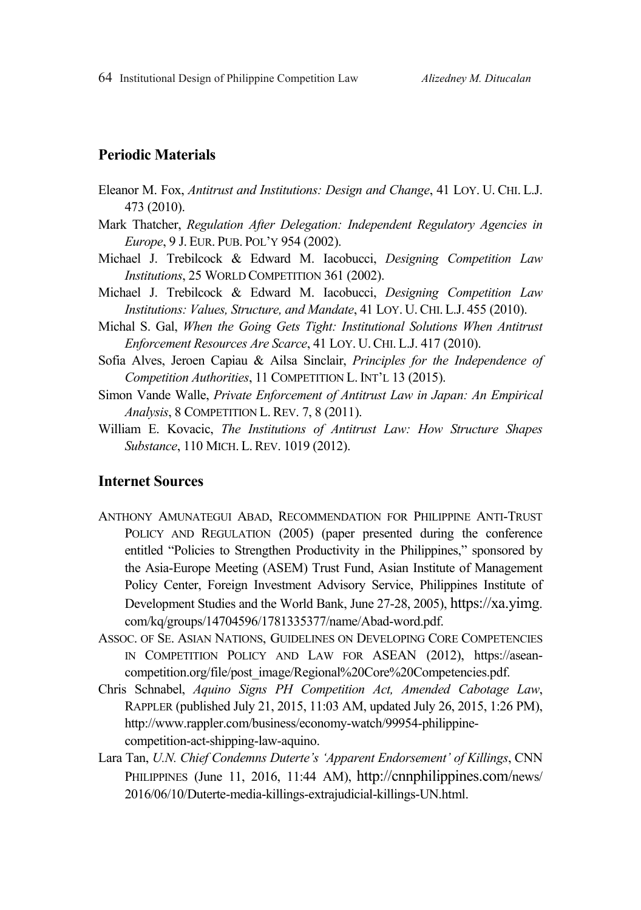## Periodic Materials

Eleanor M. Fox, *Antitrust and Institutions: Design and Change*, 41 LOY. U. CHI. L.J. 473 (2010).

Mark Thatcher, *Regulation After Delegation: Independent Regulatory Agencies in Europe*, 9 J. EUR. PUB. POL'Y 954 (2002).

Michael J. Trebilcock & Edward M. Iacobucci, *Designing Competition Law Institutions*, 25 WORLD COMPETITION 361 (2002).

Michael J. Trebilcock & Edward M. Iacobucci, *Designing Competition Law Institutions: Values, Structure, and Mandate*, 41 LOY. U. CHI. L.J. 455 (2010).

Michal S. Gal, *When the Going Gets Tight: Institutional Solutions When Antitrust Enforcement Resources Are Scarce*, 41 LOY. U. CHI. L.J. 417 (2010).

Sofia Alves, Jeroen Capiau & Ailsa Sinclair, *Principles for the Independence of Competition Authorities*, 11 COMPETITION L. INT'L 13 (2015).

Simon Vande Walle, *Private Enforcement of Antitrust Law in Japan: An Empirical Analysis*, 8 COMPETITION L. REV. 7, 8 (2011).

William E. Kovacic, *The Institutions of Antitrust Law: How Structure Shapes Substance*, 110 MICH. L. REV. 1019 (2012).

## Internet Sources

ANTHONY AMUNATEGUI ABAD, RECOMMENDATION FOR PHILIPPINE ANTI-TRUST POLICY AND REGULATION (2005) (paper presented during the conference entitled "Policies to Strengthen Productivity in the Philippines," sponsored by the Asia-Europe Meeting (ASEM) Trust Fund, Asian Institute of Management Policy Center, Foreign Investment Advisory Service, Philippines Institute of Development Studies and the World Bank, June 27-28, 2005), https://xa.yimg.com/kq/groups/14704596/1781335377/name/Abad-word.pdf.

ASSOC. OF SE. ASIAN NATIONS, GUIDELINES ON DEVELOPING CORE COMPETENCIES IN COMPETITION POLICY AND LAW FOR ASEAN (2012), https://asean-competition.org/file/post_image/Regional%20Core%20Competencies.pdf.

Chris Schnabel, *Aquino Signs PH Competition Act, Amended Cabotage Law*, RAPPLER (published July 21, 2015, 11:03 AM, updated July 26, 2015, 1:26 PM), http://www.rappler.com/business/economy-watch/99954-philippine-competition-act-shipping-law-aquino.

Lara Tan, *U.N. Chief Condemns Duterte's 'Apparent Endorsement' of Killings*, CNN PHILIPPINES (June 11, 2016, 11:44 AM), http://cnnphilippines.com/news/2016/06/10/Duterte-media-killings-extrajudicial-killings-UN.html.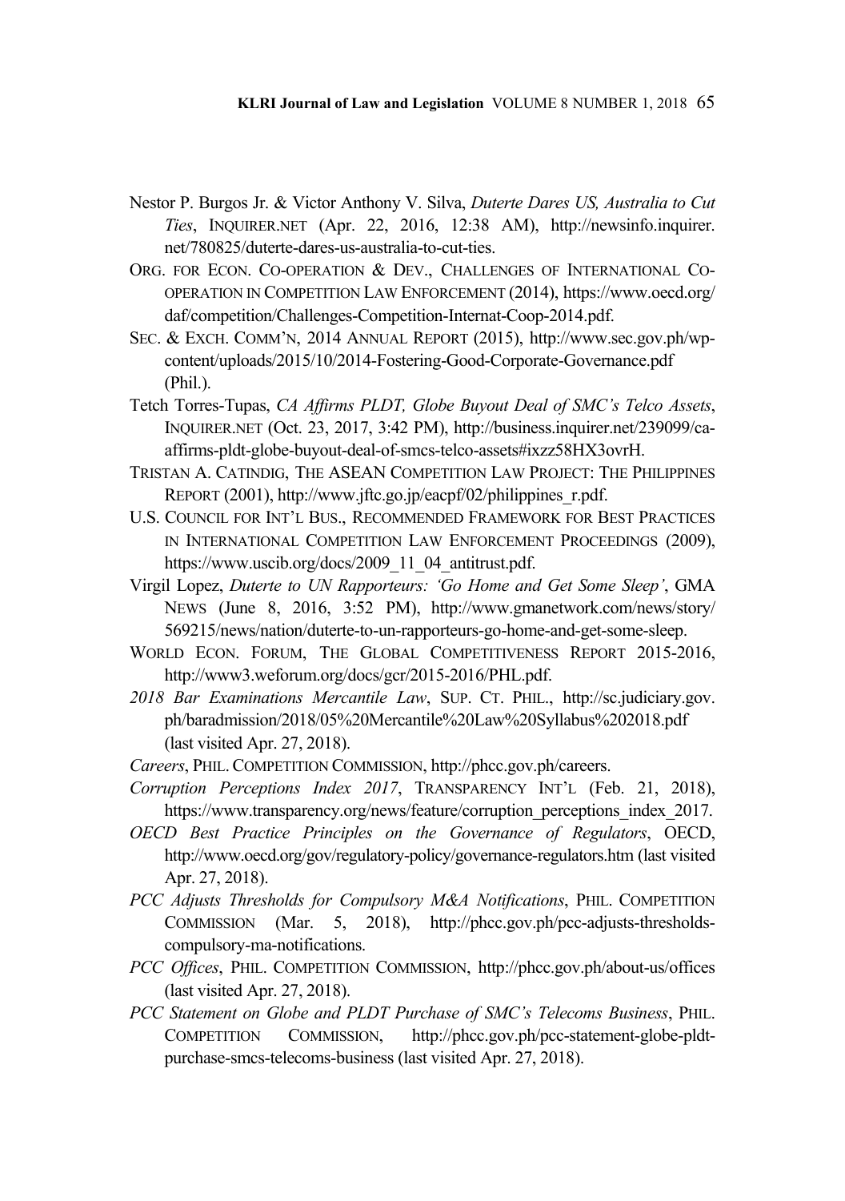Nestor P. Burgos Jr. & Victor Anthony V. Silva, *Duterte Dares US, Australia to Cut Ties*, INQUIRER.NET (Apr. 22, 2016, 12:38 AM), http://newsinfo.inquirer.net/780825/duterte-dares-us-australia-to-cut-ties.

ORG. FOR ECON. CO-OPERATION & DEV., CHALLENGES OF INTERNATIONAL CO-OPERATION IN COMPETITION LAW ENFORCEMENT (2014), https://www.oecd.org/daf/competition/Challenges-Competition-Internat-Coop-2014.pdf.

SEC. & EXCH. COMM'N, 2014 ANNUAL REPORT (2015), http://www.sec.gov.ph/wp-content/uploads/2015/10/2014-Fostering-Good-Corporate-Governance.pdf (Phil.).

Tetch Torres-Tupas, *CA Affirms PLDT, Globe Buyout Deal of SMC's Telco Assets*, INQUIRER.NET (Oct. 23, 2017, 3:42 PM), http://business.inquirer.net/239099/ca-affirms-pldt-globe-buyout-deal-of-smcs-telco-assets#ixzz58HX3ovrH.

TRISTAN A. CATINDIG, THE ASEAN COMPETITION LAW PROJECT: THE PHILIPPINES REPORT (2001), http://www.jftc.go.jp/eacpf/02/philippines_r.pdf.

U.S. COUNCIL FOR INT'L BUS., RECOMMENDED FRAMEWORK FOR BEST PRACTICES IN INTERNATIONAL COMPETITION LAW ENFORCEMENT PROCEEDINGS (2009), https://www.uscib.org/docs/2009_11_04_antitrust.pdf.

Virgil Lopez, *Duterte to UN Rapporteurs: 'Go Home and Get Some Sleep'*, GMA NEWS (June 8, 2016, 3:52 PM), http://www.gmanetwork.com/news/story/569215/news/nation/duterte-to-un-rapporteurs-go-home-and-get-some-sleep.

WORLD ECON. FORUM, THE GLOBAL COMPETITIVENESS REPORT 2015-2016, http://www3.weforum.org/docs/gcr/2015-2016/PHL.pdf.

*2018 Bar Examinations Mercantile Law*, SUP. CT. PHIL., http://sc.judiciary.gov.ph/baradmission/2018/05%20Mercantile%20Law%20Syllabus%202018.pdf (last visited Apr. 27, 2018).

*Careers*, PHIL. COMPETITION COMMISSION, http://phcc.gov.ph/careers.

*Corruption Perceptions Index 2017*, TRANSPARENCY INT'L (Feb. 21, 2018), https://www.transparency.org/news/feature/corruption_perceptions_index_2017.

*OECD Best Practice Principles on the Governance of Regulators*, OECD, http://www.oecd.org/gov/regulatory-policy/governance-regulators.htm (last visited Apr. 27, 2018).

*PCC Adjusts Thresholds for Compulsory M&A Notifications*, PHIL. COMPETITION COMMISSION (Mar. 5, 2018), http://phcc.gov.ph/pcc-adjusts-thresholds-compulsory-ma-notifications.

*PCC Offices*, PHIL. COMPETITION COMMISSION, http://phcc.gov.ph/about-us/offices (last visited Apr. 27, 2018).

*PCC Statement on Globe and PLDT Purchase of SMC's Telecoms Business*, PHIL. COMPETITION COMMISSION, http://phcc.gov.ph/pcc-statement-globe-pldt-purchase-smcs-telecoms-business (last visited Apr. 27, 2018).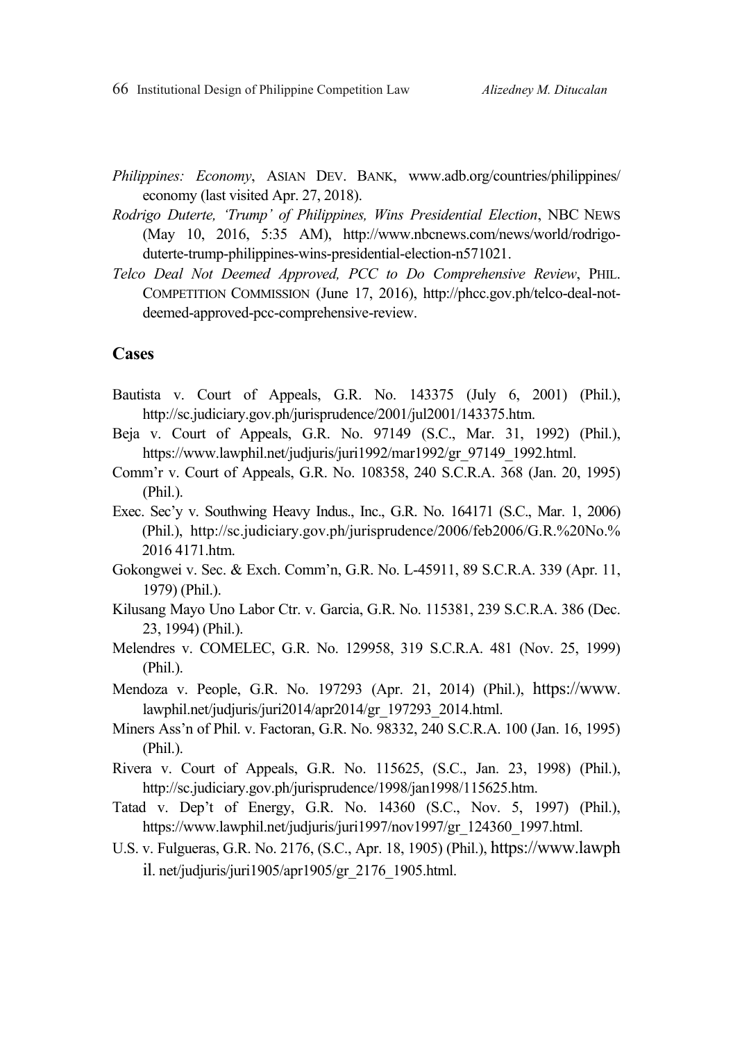*Philippines: Economy*, ASIAN DEV. BANK, www.adb.org/countries/philippines/economy (last visited Apr. 27, 2018).

*Rodrigo Duterte, 'Trump' of Philippines, Wins Presidential Election*, NBC NEWS (May 10, 2016, 5:35 AM), http://www.nbcnews.com/news/world/rodrigo-duterte-trump-philippines-wins-presidential-election-n571021.

*Telco Deal Not Deemed Approved, PCC to Do Comprehensive Review*, PHIL. COMPETITION COMMISSION (June 17, 2016), http://phcc.gov.ph/telco-deal-not-deemed-approved-pcc-comprehensive-review.

## Cases

Bautista v. Court of Appeals, G.R. No. 143375 (July 6, 2001) (Phil.), http://sc.judiciary.gov.ph/jurisprudence/2001/jul2001/143375.htm.

Beja v. Court of Appeals, G.R. No. 97149 (S.C., Mar. 31, 1992) (Phil.), https://www.lawphil.net/judjuris/juri1992/mar1992/gr_97149_1992.html.

Comm'r v. Court of Appeals, G.R. No. 108358, 240 S.C.R.A. 368 (Jan. 20, 1995) (Phil.).

Exec. Sec'y v. Southwing Heavy Indus., Inc., G.R. No. 164171 (S.C., Mar. 1, 2006) (Phil.), http://sc.judiciary.gov.ph/jurisprudence/2006/feb2006/G.R.%20No.%2016 4171.htm.

Gokongwei v. Sec. & Exch. Comm'n, G.R. No. L-45911, 89 S.C.R.A. 339 (Apr. 11, 1979) (Phil.).

Kilusang Mayo Uno Labor Ctr. v. Garcia, G.R. No. 115381, 239 S.C.R.A. 386 (Dec. 23, 1994) (Phil.).

Melendres v. COMELEC, G.R. No. 129958, 319 S.C.R.A. 481 (Nov. 25, 1999) (Phil.).

Mendoza v. People, G.R. No. 197293 (Apr. 21, 2014) (Phil.), https://www.lawphil.net/judjuris/juri2014/apr2014/gr_197293_2014.html.

Miners Ass'n of Phil. v. Factoran, G.R. No. 98332, 240 S.C.R.A. 100 (Jan. 16, 1995) (Phil.).

Rivera v. Court of Appeals, G.R. No. 115625, (S.C., Jan. 23, 1998) (Phil.), http://sc.judiciary.gov.ph/jurisprudence/1998/jan1998/115625.htm.

Tatad v. Dep't of Energy, G.R. No. 14360 (S.C., Nov. 5, 1997) (Phil.), https://www.lawphil.net/judjuris/juri1997/nov1997/gr_124360_1997.html.

U.S. v. Fulgueras, G.R. No. 2176, (S.C., Apr. 18, 1905) (Phil.), https://www.lawphil.net/judjuris/juri1905/apr1905/gr_2176_1905.html.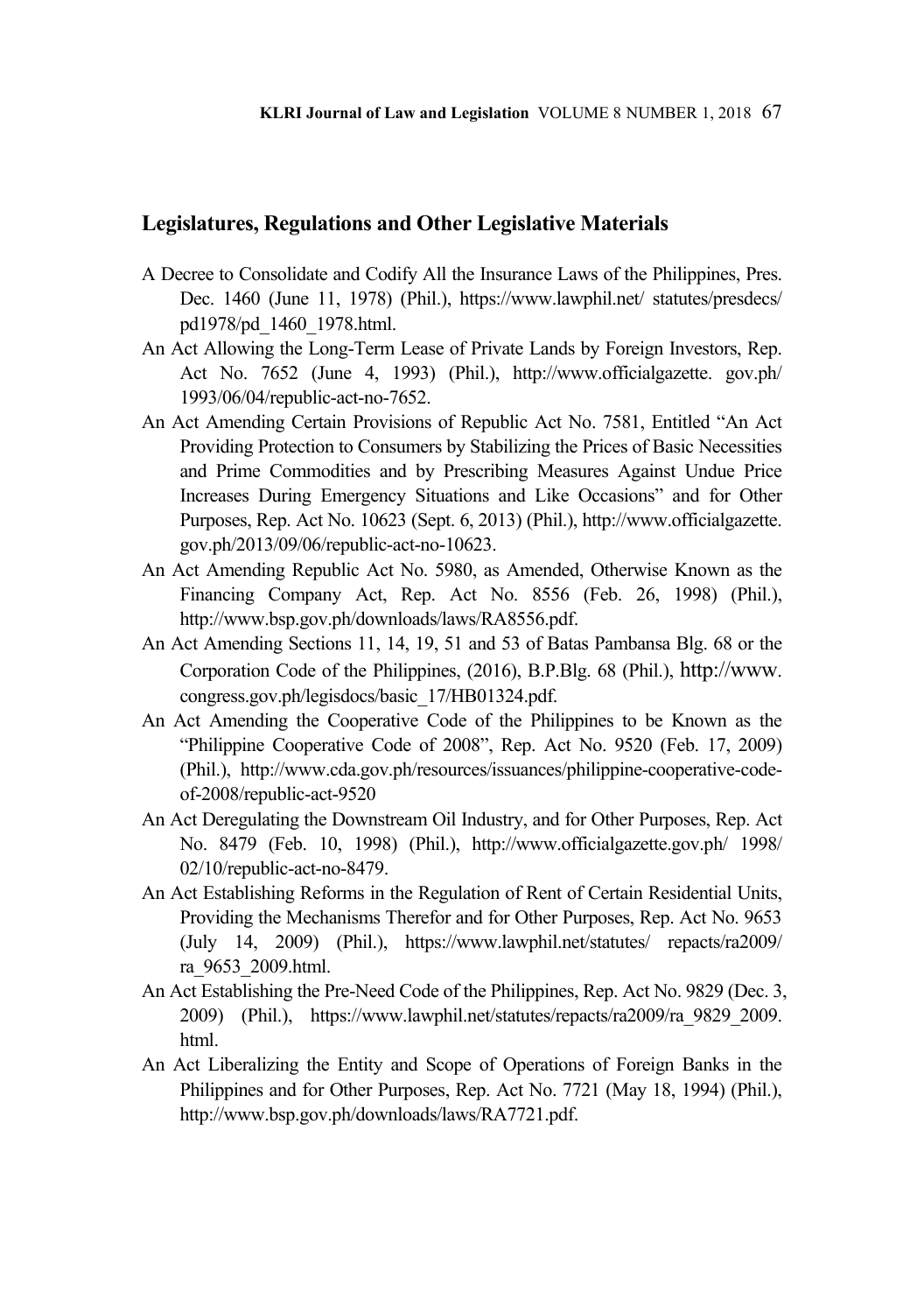## Legislatures, Regulations and Other Legislative Materials

A Decree to Consolidate and Codify All the Insurance Laws of the Philippines, Pres. Dec. 1460 (June 11, 1978) (Phil.), https://www.lawphil.net/ statutes/presdecs/ pd1978/pd_1460_1978.html.

An Act Allowing the Long-Term Lease of Private Lands by Foreign Investors, Rep. Act No. 7652 (June 4, 1993) (Phil.), http://www.officialgazette. gov.ph/ 1993/06/04/republic-act-no-7652.

An Act Amending Certain Provisions of Republic Act No. 7581, Entitled "An Act Providing Protection to Consumers by Stabilizing the Prices of Basic Necessities and Prime Commodities and by Prescribing Measures Against Undue Price Increases During Emergency Situations and Like Occasions" and for Other Purposes, Rep. Act No. 10623 (Sept. 6, 2013) (Phil.), http://www.officialgazette. gov.ph/2013/09/06/republic-act-no-10623.

An Act Amending Republic Act No. 5980, as Amended, Otherwise Known as the Financing Company Act, Rep. Act No. 8556 (Feb. 26, 1998) (Phil.), http://www.bsp.gov.ph/downloads/laws/RA8556.pdf.

An Act Amending Sections 11, 14, 19, 51 and 53 of Batas Pambansa Blg. 68 or the Corporation Code of the Philippines, (2016), B.P.Blg. 68 (Phil.), http://www. congress.gov.ph/legisdocs/basic_17/HB01324.pdf.

An Act Amending the Cooperative Code of the Philippines to be Known as the "Philippine Cooperative Code of 2008", Rep. Act No. 9520 (Feb. 17, 2009) (Phil.), http://www.cda.gov.ph/resources/issuances/philippine-cooperative-code-of-2008/republic-act-9520

An Act Deregulating the Downstream Oil Industry, and for Other Purposes, Rep. Act No. 8479 (Feb. 10, 1998) (Phil.), http://www.officialgazette.gov.ph/ 1998/ 02/10/republic-act-no-8479.

An Act Establishing Reforms in the Regulation of Rent of Certain Residential Units, Providing the Mechanisms Therefor and for Other Purposes, Rep. Act No. 9653 (July 14, 2009) (Phil.), https://www.lawphil.net/statutes/ repacts/ra2009/ ra_9653_2009.html.

An Act Establishing the Pre-Need Code of the Philippines, Rep. Act No. 9829 (Dec. 3, 2009) (Phil.), https://www.lawphil.net/statutes/repacts/ra2009/ra_9829_2009. html.

An Act Liberalizing the Entity and Scope of Operations of Foreign Banks in the Philippines and for Other Purposes, Rep. Act No. 7721 (May 18, 1994) (Phil.), http://www.bsp.gov.ph/downloads/laws/RA7721.pdf.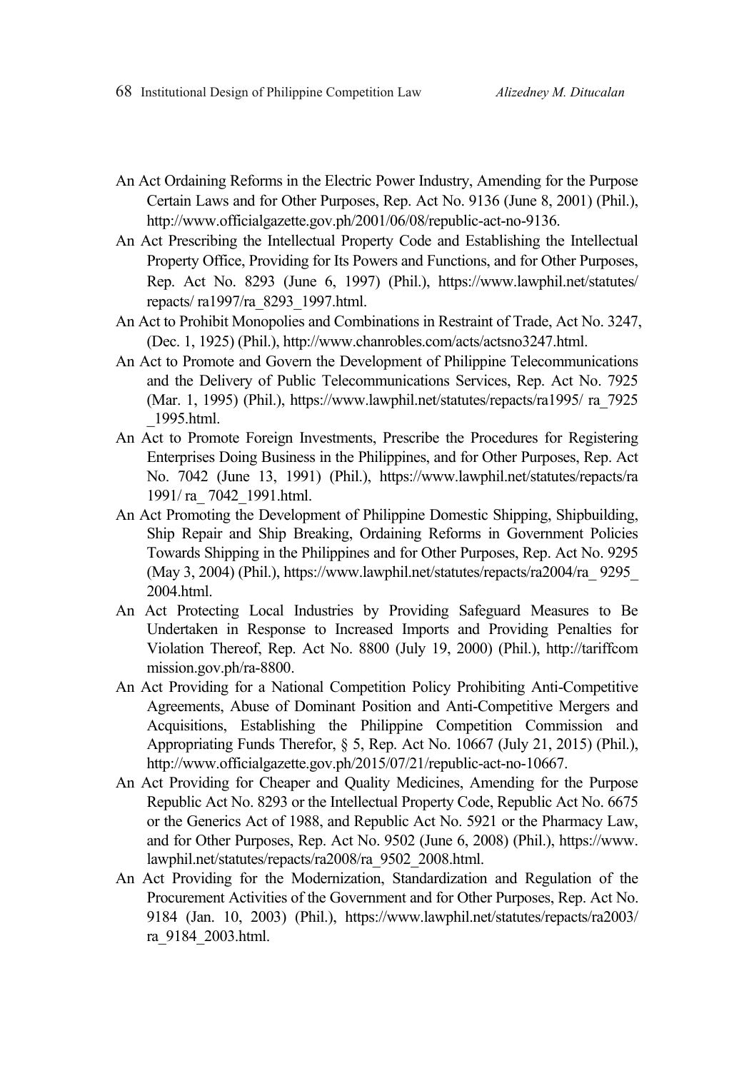An Act Ordaining Reforms in the Electric Power Industry, Amending for the Purpose Certain Laws and for Other Purposes, Rep. Act No. 9136 (June 8, 2001) (Phil.), http://www.officialgazette.gov.ph/2001/06/08/republic-act-no-9136.

An Act Prescribing the Intellectual Property Code and Establishing the Intellectual Property Office, Providing for Its Powers and Functions, and for Other Purposes, Rep. Act No. 8293 (June 6, 1997) (Phil.), https://www.lawphil.net/statutes/repacts/ ra1997/ra_8293_1997.html.

An Act to Prohibit Monopolies and Combinations in Restraint of Trade, Act No. 3247, (Dec. 1, 1925) (Phil.), http://www.chanrobles.com/acts/actsno3247.html.

An Act to Promote and Govern the Development of Philippine Telecommunications and the Delivery of Public Telecommunications Services, Rep. Act No. 7925 (Mar. 1, 1995) (Phil.), https://www.lawphil.net/statutes/repacts/ra1995/ ra_7925 _1995.html.

An Act to Promote Foreign Investments, Prescribe the Procedures for Registering Enterprises Doing Business in the Philippines, and for Other Purposes, Rep. Act No. 7042 (June 13, 1991) (Phil.), https://www.lawphil.net/statutes/repacts/ra 1991/ ra_ 7042_1991.html.

An Act Promoting the Development of Philippine Domestic Shipping, Shipbuilding, Ship Repair and Ship Breaking, Ordaining Reforms in Government Policies Towards Shipping in the Philippines and for Other Purposes, Rep. Act No. 9295 (May 3, 2004) (Phil.), https://www.lawphil.net/statutes/repacts/ra2004/ra_ 9295_ 2004.html.

An Act Protecting Local Industries by Providing Safeguard Measures to Be Undertaken in Response to Increased Imports and Providing Penalties for Violation Thereof, Rep. Act No. 8800 (July 19, 2000) (Phil.), http://tariffcom mission.gov.ph/ra-8800.

An Act Providing for a National Competition Policy Prohibiting Anti-Competitive Agreements, Abuse of Dominant Position and Anti-Competitive Mergers and Acquisitions, Establishing the Philippine Competition Commission and Appropriating Funds Therefor, § 5, Rep. Act No. 10667 (July 21, 2015) (Phil.), http://www.officialgazette.gov.ph/2015/07/21/republic-act-no-10667.

An Act Providing for Cheaper and Quality Medicines, Amending for the Purpose Republic Act No. 8293 or the Intellectual Property Code, Republic Act No. 6675 or the Generics Act of 1988, and Republic Act No. 5921 or the Pharmacy Law, and for Other Purposes, Rep. Act No. 9502 (June 6, 2008) (Phil.), https://www. lawphil.net/statutes/repacts/ra2008/ra_9502_2008.html.

An Act Providing for the Modernization, Standardization and Regulation of the Procurement Activities of the Government and for Other Purposes, Rep. Act No. 9184 (Jan. 10, 2003) (Phil.), https://www.lawphil.net/statutes/repacts/ra2003/ ra_9184_2003.html.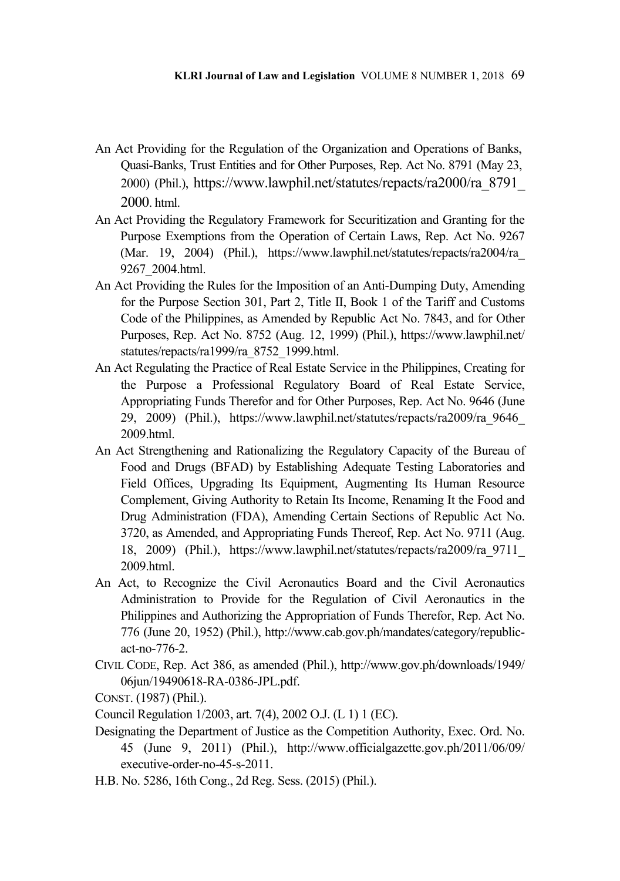An Act Providing for the Regulation of the Organization and Operations of Banks, Quasi-Banks, Trust Entities and for Other Purposes, Rep. Act No. 8791 (May 23, 2000) (Phil.), https://www.lawphil.net/statutes/repacts/ra2000/ra_8791_2000. html.

An Act Providing the Regulatory Framework for Securitization and Granting for the Purpose Exemptions from the Operation of Certain Laws, Rep. Act No. 9267 (Mar. 19, 2004) (Phil.), https://www.lawphil.net/statutes/repacts/ra2004/ra_9267_2004.html.

An Act Providing the Rules for the Imposition of an Anti-Dumping Duty, Amending for the Purpose Section 301, Part 2, Title II, Book 1 of the Tariff and Customs Code of the Philippines, as Amended by Republic Act No. 7843, and for Other Purposes, Rep. Act No. 8752 (Aug. 12, 1999) (Phil.), https://www.lawphil.net/statutes/repacts/ra1999/ra_8752_1999.html.

An Act Regulating the Practice of Real Estate Service in the Philippines, Creating for the Purpose a Professional Regulatory Board of Real Estate Service, Appropriating Funds Therefor and for Other Purposes, Rep. Act No. 9646 (June 29, 2009) (Phil.), https://www.lawphil.net/statutes/repacts/ra2009/ra_9646_2009.html.

An Act Strengthening and Rationalizing the Regulatory Capacity of the Bureau of Food and Drugs (BFAD) by Establishing Adequate Testing Laboratories and Field Offices, Upgrading Its Equipment, Augmenting Its Human Resource Complement, Giving Authority to Retain Its Income, Renaming It the Food and Drug Administration (FDA), Amending Certain Sections of Republic Act No. 3720, as Amended, and Appropriating Funds Thereof, Rep. Act No. 9711 (Aug. 18, 2009) (Phil.), https://www.lawphil.net/statutes/repacts/ra2009/ra_9711_2009.html.

An Act, to Recognize the Civil Aeronautics Board and the Civil Aeronautics Administration to Provide for the Regulation of Civil Aeronautics in the Philippines and Authorizing the Appropriation of Funds Therefor, Rep. Act No. 776 (June 20, 1952) (Phil.), http://www.cab.gov.ph/mandates/category/republic-act-no-776-2.

CIVIL CODE, Rep. Act 386, as amended (Phil.), http://www.gov.ph/downloads/1949/06jun/19490618-RA-0386-JPL.pdf.

CONST. (1987) (Phil.).

Council Regulation 1/2003, art. 7(4), 2002 O.J. (L 1) 1 (EC).

Designating the Department of Justice as the Competition Authority, Exec. Ord. No. 45 (June 9, 2011) (Phil.), http://www.officialgazette.gov.ph/2011/06/09/executive-order-no-45-s-2011.

H.B. No. 5286, 16th Cong., 2d Reg. Sess. (2015) (Phil.).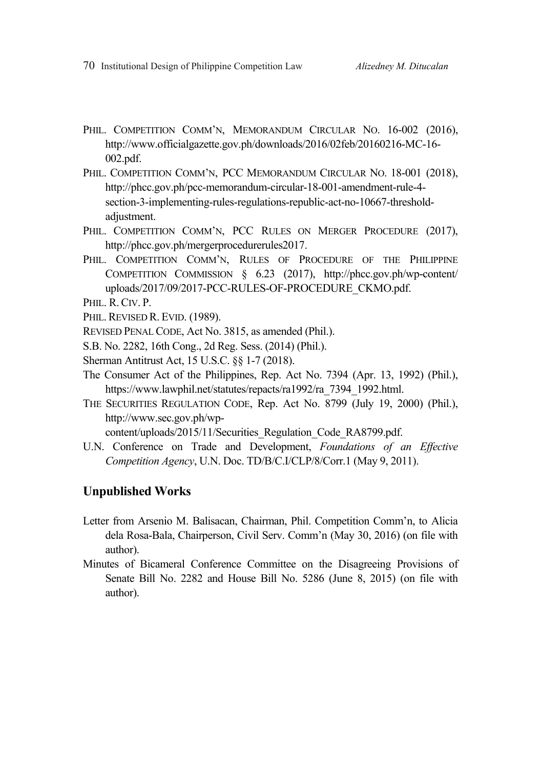PHIL. COMPETITION COMM'N, MEMORANDUM CIRCULAR NO. 16-002 (2016), http://www.officialgazette.gov.ph/downloads/2016/02feb/20160216-MC-16-002.pdf.

PHIL. COMPETITION COMM'N, PCC MEMORANDUM CIRCULAR NO. 18-001 (2018), http://phcc.gov.ph/pcc-memorandum-circular-18-001-amendment-rule-4-section-3-implementing-rules-regulations-republic-act-no-10667-threshold-adjustment.

PHIL. COMPETITION COMM'N, PCC RULES ON MERGER PROCEDURE (2017), http://phcc.gov.ph/mergerprocedurerules2017.

PHIL. COMPETITION COMM'N, RULES OF PROCEDURE OF THE PHILIPPINE COMPETITION COMMISSION § 6.23 (2017), http://phcc.gov.ph/wp-content/uploads/2017/09/2017-PCC-RULES-OF-PROCEDURE_CKMO.pdf.

PHIL. R. CIV. P.

PHIL. REVISED R. EVID. (1989).

REVISED PENAL CODE, Act No. 3815, as amended (Phil.).

S.B. No. 2282, 16th Cong., 2d Reg. Sess. (2014) (Phil.).

Sherman Antitrust Act, 15 U.S.C. §§ 1-7 (2018).

The Consumer Act of the Philippines, Rep. Act No. 7394 (Apr. 13, 1992) (Phil.), https://www.lawphil.net/statutes/repacts/ra1992/ra_7394_1992.html.

THE SECURITIES REGULATION CODE, Rep. Act No. 8799 (July 19, 2000) (Phil.), http://www.sec.gov.ph/wp-content/uploads/2015/11/Securities_Regulation_Code_RA8799.pdf.

U.N. Conference on Trade and Development, *Foundations of an Effective Competition Agency*, U.N. Doc. TD/B/C.I/CLP/8/Corr.1 (May 9, 2011).

## Unpublished Works

Letter from Arsenio M. Balisacan, Chairman, Phil. Competition Comm'n, to Alicia dela Rosa-Bala, Chairperson, Civil Serv. Comm'n (May 30, 2016) (on file with author).

Minutes of Bicameral Conference Committee on the Disagreeing Provisions of Senate Bill No. 2282 and House Bill No. 5286 (June 8, 2015) (on file with author).